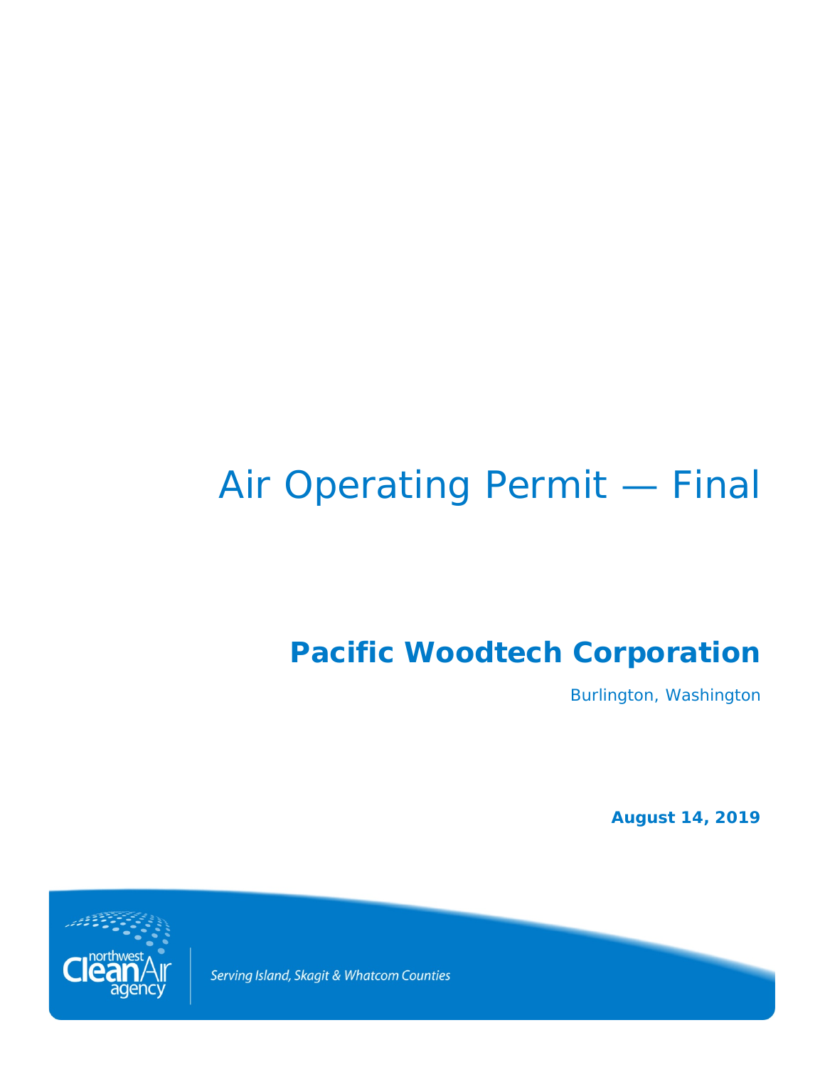# Air Operating Permit — Final

## Pacific Woodtech Corporation

Burlington, Washington

**August 14, 2019**

northwest Clean Air agency

*Serving Island, Skagit & Whatcom Counties*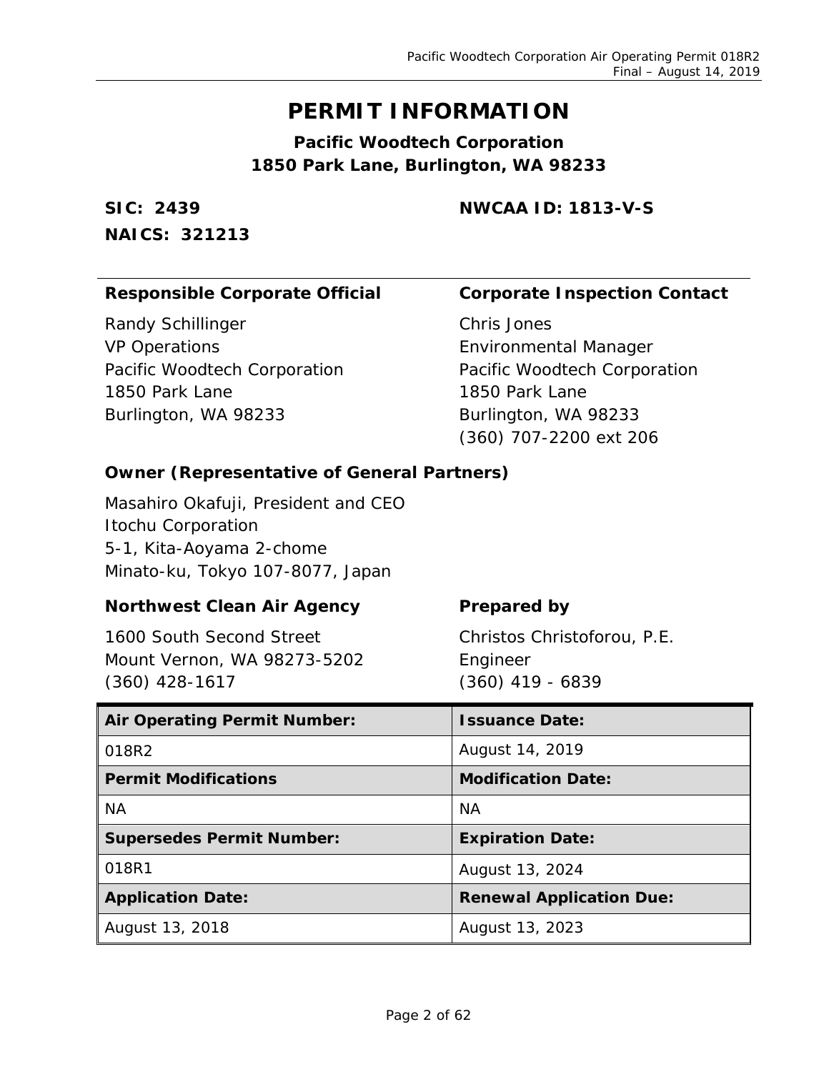# PERMIT INFORMATION

**Pacific Woodtech Corporation**
**1850 Park Lane, Burlington, WA 98233**

**SIC: 2439**
**NAICS: 321213**

**NWCAA ID: 1813-V-S**

**Responsible Corporate Official**

Randy Schillinger
VP Operations
Pacific Woodtech Corporation
1850 Park Lane
Burlington, WA 98233

**Corporate Inspection Contact**

Chris Jones
Environmental Manager
Pacific Woodtech Corporation
1850 Park Lane
Burlington, WA 98233
(360) 707-2200 ext 206

**Owner (Representative of General Partners)**

Masahiro Okafuji, President and CEO
Itochu Corporation
5-1, Kita-Aoyama 2-chome
Minato-ku, Tokyo 107-8077, Japan

**Northwest Clean Air Agency**

1600 South Second Street
Mount Vernon, WA 98273-5202
(360) 428-1617

**Prepared by**

Christos Christoforou, P.E.
Engineer
(360) 419 - 6839

| **Air Operating Permit Number:** | **Issuance Date:** |
|---|---|
| 018R2 | August 14, 2019 |
| **Permit Modifications** | **Modification Date:** |
| NA | NA |
| **Supersedes Permit Number:** | **Expiration Date:** |
| 018R1 | August 13, 2024 |
| **Application Date:** | **Renewal Application Due:** |
| August 13, 2018 | August 13, 2023 |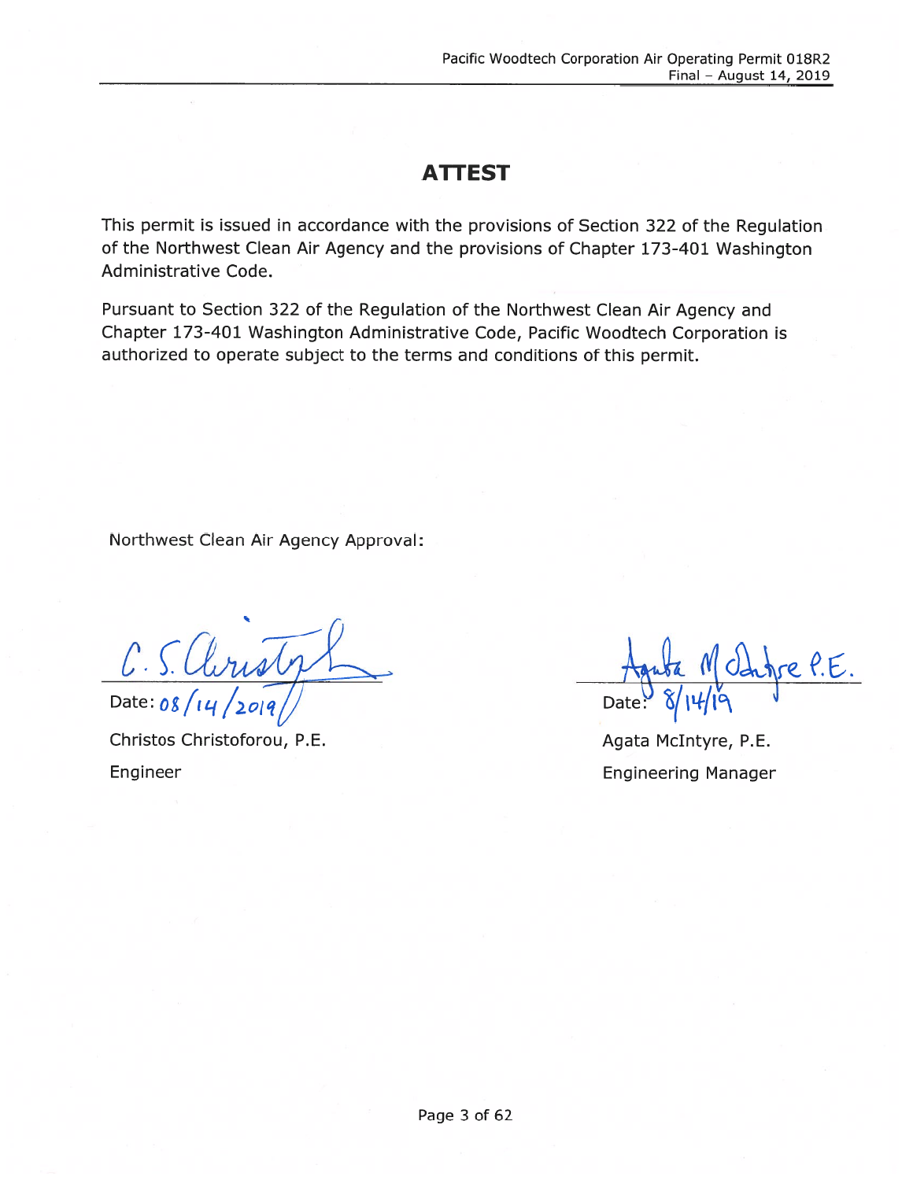# ATTEST

This permit is issued in accordance with the provisions of Section 322 of the Regulation of the Northwest Clean Air Agency and the provisions of Chapter 173-401 Washington Administrative Code.

Pursuant to Section 322 of the Regulation of the Northwest Clean Air Agency and Chapter 173-401 Washington Administrative Code, Pacific Woodtech Corporation is authorized to operate subject to the terms and conditions of this permit.

Northwest Clean Air Agency Approval:

| | |
|---|---|
| C. S. Christoforou | Agata McIntyre P.E. |
| Date: 08/14/2019 | Date: 8/14/19 |
| Christos Christoforou, P.E. | Agata McIntyre, P.E. |
| Engineer | Engineering Manager |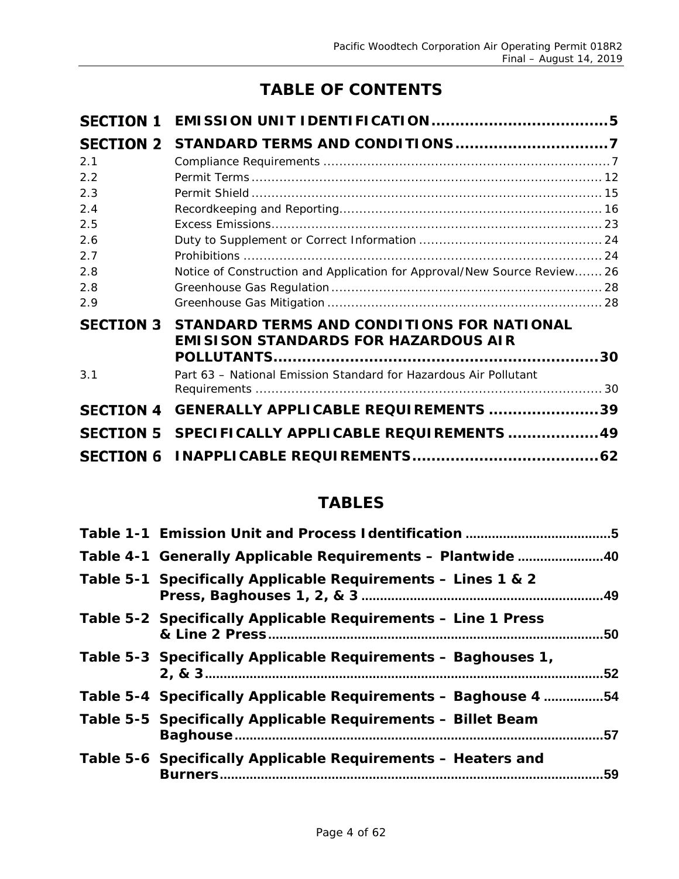# TABLE OF CONTENTS

| | | |
|---|---|---|
| **SECTION 1** | **EMISSION UNIT IDENTIFICATION** | **5** |
| **SECTION 2** | **STANDARD TERMS AND CONDITIONS** | **7** |
| 2.1 | Compliance Requirements | 7 |
| 2.2 | Permit Terms | 12 |
| 2.3 | Permit Shield | 15 |
| 2.4 | Recordkeeping and Reporting | 16 |
| 2.5 | Excess Emissions | 23 |
| 2.6 | Duty to Supplement or Correct Information | 24 |
| 2.7 | Prohibitions | 24 |
| 2.8 | Notice of Construction and Application for Approval/New Source Review | 26 |
| 2.8 | Greenhouse Gas Regulation | 28 |
| 2.9 | Greenhouse Gas Mitigation | 28 |
| **SECTION 3** | **STANDARD TERMS AND CONDITIONS FOR NATIONAL EMISISON STANDARDS FOR HAZARDOUS AIR POLLUTANTS** | **30** |
| 3.1 | Part 63 – National Emission Standard for Hazardous Air Pollutant Requirements | 30 |
| **SECTION 4** | **GENERALLY APPLICABLE REQUIREMENTS** | **39** |
| **SECTION 5** | **SPECIFICALLY APPLICABLE REQUIREMENTS** | **49** |
| **SECTION 6** | **INAPPLICABLE REQUIREMENTS** | **62** |

# TABLES

| | | |
|---|---|---|
| **Table 1-1** | **Emission Unit and Process Identification** | **5** |
| **Table 4-1** | **Generally Applicable Requirements – Plantwide** | **40** |
| **Table 5-1** | **Specifically Applicable Requirements – Lines 1 & 2 Press, Baghouses 1, 2, & 3** | **49** |
| **Table 5-2** | **Specifically Applicable Requirements – Line 1 Press & Line 2 Press** | **50** |
| **Table 5-3** | **Specifically Applicable Requirements – Baghouses 1, 2, & 3** | **52** |
| **Table 5-4** | **Specifically Applicable Requirements – Baghouse 4** | **54** |
| **Table 5-5** | **Specifically Applicable Requirements – Billet Beam Baghouse** | **57** |
| **Table 5-6** | **Specifically Applicable Requirements – Heaters and Burners** | **59** |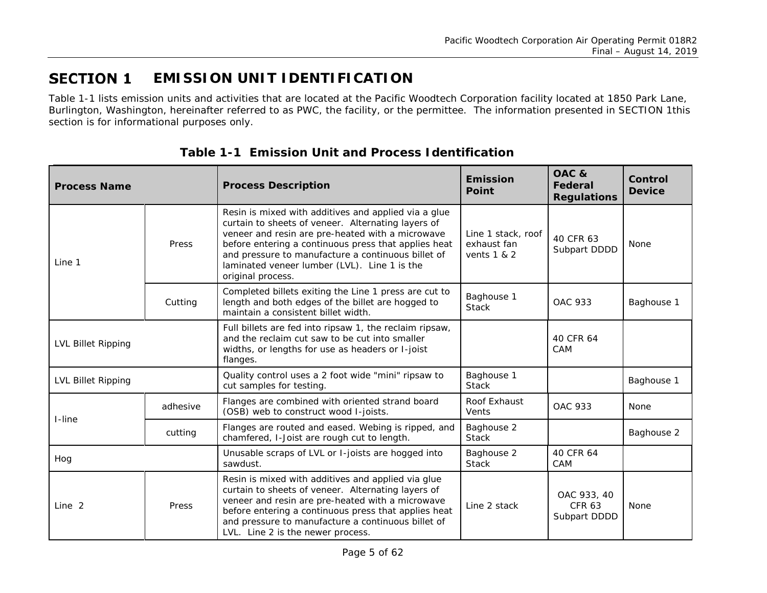# SECTION 1 EMISSION UNIT IDENTIFICATION

Table 1-1 lists emission units and activities that are located at the Pacific Woodtech Corporation facility located at 1850 Park Lane, Burlington, Washington, hereinafter referred to as PWC, the facility, or the permittee. The information presented in SECTION 1this section is for informational purposes only.

**Table 1-1 Emission Unit and Process Identification**

| Process Name | | Process Description | Emission Point | OAC & Federal Regulations | Control Device |
|---|---|---|---|---|---|
| Line 1 | Press | Resin is mixed with additives and applied via a glue curtain to sheets of veneer. Alternating layers of veneer and resin are pre-heated with a microwave before entering a continuous press that applies heat and pressure to manufacture a continuous billet of laminated veneer lumber (LVL). Line 1 is the original process. | Line 1 stack, roof exhaust fan vents 1 & 2 | 40 CFR 63 Subpart DDDD | None |
| | Cutting | Completed billets exiting the Line 1 press are cut to length and both edges of the billet are hogged to maintain a consistent billet width. | Baghouse 1 Stack | OAC 933 | Baghouse 1 |
| LVL Billet Ripping | | Full billets are fed into ripsaw 1, the reclaim ripsaw, and the reclaim cut saw to be cut into smaller widths, or lengths for use as headers or I-joist flanges. | | 40 CFR 64 CAM | |
| LVL Billet Ripping | | Quality control uses a 2 foot wide "mini" ripsaw to cut samples for testing. | Baghouse 1 Stack | | Baghouse 1 |
| I-line | adhesive | Flanges are combined with oriented strand board (OSB) web to construct wood I-joists. | Roof Exhaust Vents | OAC 933 | None |
| | cutting | Flanges are routed and eased. Webing is ripped, and chamfered, I-Joist are rough cut to length. | Baghouse 2 Stack | | Baghouse 2 |
| Hog | | Unusable scraps of LVL or I-joists are hogged into sawdust. | Baghouse 2 Stack | 40 CFR 64 CAM | |
| Line 2 | Press | Resin is mixed with additives and applied via glue curtain to sheets of veneer. Alternating layers of veneer and resin are pre-heated with a microwave before entering a continuous press that applies heat and pressure to manufacture a continuous billet of LVL. Line 2 is the newer process. | Line 2 stack | OAC 933, 40 CFR 63 Subpart DDDD | None |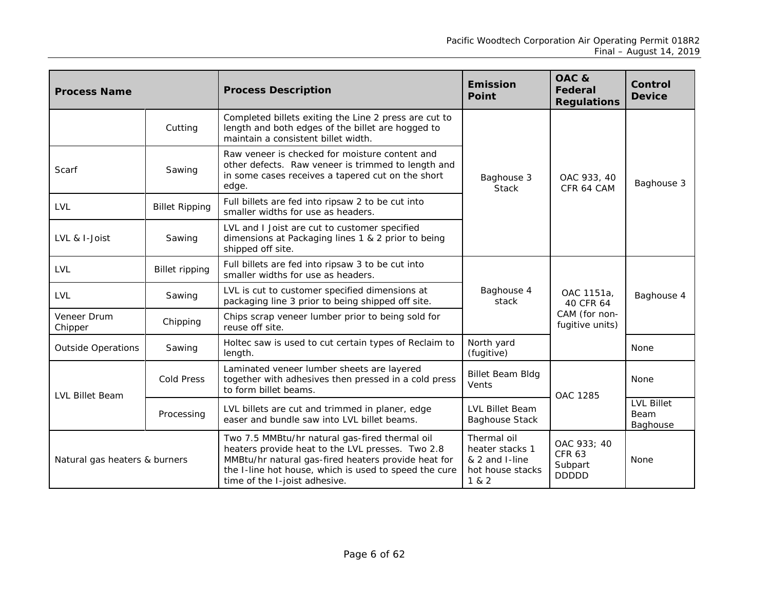| Process Name | | Process Description | Emission Point | OAC & Federal Regulations | Control Device |
|---|---|---|---|---|---|
| | Cutting | Completed billets exiting the Line 2 press are cut to length and both edges of the billet are hogged to maintain a consistent billet width. | Baghouse 3 Stack | OAC 933, 40 CFR 64 CAM | Baghouse 3 |
| Scarf | Sawing | Raw veneer is checked for moisture content and other defects. Raw veneer is trimmed to length and in some cases receives a tapered cut on the short edge. | | | |
| LVL | Billet Ripping | Full billets are fed into ripsaw 2 to be cut into smaller widths for use as headers. | | | |
| LVL & I-Joist | Sawing | LVL and I Joist are cut to customer specified dimensions at Packaging lines 1 & 2 prior to being shipped off site. | | | |
| LVL | Billet ripping | Full billets are fed into ripsaw 3 to be cut into smaller widths for use as headers. | Baghouse 4 stack | OAC 1151a, 40 CFR 64 CAM (for non-fugitive units) | Baghouse 4 |
| LVL | Sawing | LVL is cut to customer specified dimensions at packaging line 3 prior to being shipped off site. | | | |
| Veneer Drum Chipper | Chipping | Chips scrap veneer lumber prior to being sold for reuse off site. | | | |
| Outside Operations | Sawing | Holtec saw is used to cut certain types of Reclaim to length. | North yard (fugitive) | | None |
| LVL Billet Beam | Cold Press | Laminated veneer lumber sheets are layered together with adhesives then pressed in a cold press to form billet beams. | Billet Beam Bldg Vents | OAC 1285 | None |
| | Processing | LVL billets are cut and trimmed in planer, edge easer and bundle saw into LVL billet beams. | LVL Billet Beam Baghouse Stack | | LVL Billet Beam Baghouse |
| Natural gas heaters & burners | | Two 7.5 MMBtu/hr natural gas-fired thermal oil heaters provide heat to the LVL presses. Two 2.8 MMBtu/hr natural gas-fired heaters provide heat for the I-line hot house, which is used to speed the cure time of the I-joist adhesive. | Thermal oil heater stacks 1 & 2 and I-line hot house stacks 1 & 2 | OAC 933; 40 CFR 63 Subpart DDDDD | None |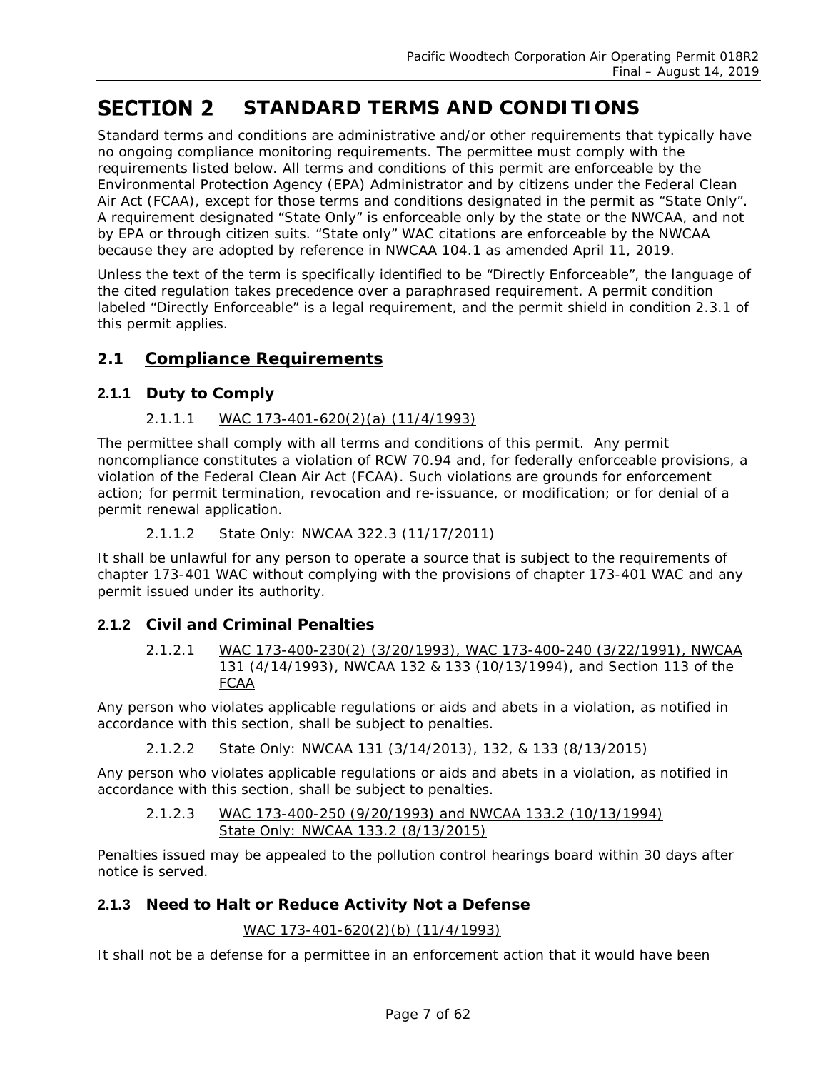# SECTION 2 STANDARD TERMS AND CONDITIONS

Standard terms and conditions are administrative and/or other requirements that typically have no ongoing compliance monitoring requirements. The permittee must comply with the requirements listed below. All terms and conditions of this permit are enforceable by the Environmental Protection Agency (EPA) Administrator and by citizens under the Federal Clean Air Act (FCAA), except for those terms and conditions designated in the permit as "State Only". A requirement designated "State Only" is enforceable only by the state or the NWCAA, and not by EPA or through citizen suits. "State only" WAC citations are enforceable by the NWCAA because they are adopted by reference in NWCAA 104.1 as amended April 11, 2019.

Unless the text of the term is specifically identified to be "Directly Enforceable", the language of the cited regulation takes precedence over a paraphrased requirement. A permit condition labeled "Directly Enforceable" is a legal requirement, and the permit shield in condition 2.3.1 of this permit applies.

## 2.1 Compliance Requirements

### 2.1.1 Duty to Comply

2.1.1.1 WAC 173-401-620(2)(a) (11/4/1993)

The permittee shall comply with all terms and conditions of this permit. Any permit noncompliance constitutes a violation of RCW 70.94 and, for federally enforceable provisions, a violation of the Federal Clean Air Act (FCAA). Such violations are grounds for enforcement action; for permit termination, revocation and re-issuance, or modification; or for denial of a permit renewal application.

2.1.1.2 State Only: NWCAA 322.3 (11/17/2011)

It shall be unlawful for any person to operate a source that is subject to the requirements of chapter 173-401 WAC without complying with the provisions of chapter 173-401 WAC and any permit issued under its authority.

### 2.1.2 Civil and Criminal Penalties

2.1.2.1 WAC 173-400-230(2) (3/20/1993), WAC 173-400-240 (3/22/1991), NWCAA 131 (4/14/1993), NWCAA 132 & 133 (10/13/1994), and Section 113 of the FCAA

Any person who violates applicable regulations or aids and abets in a violation, as notified in accordance with this section, shall be subject to penalties.

2.1.2.2 State Only: NWCAA 131 (3/14/2013), 132, & 133 (8/13/2015)

Any person who violates applicable regulations or aids and abets in a violation, as notified in accordance with this section, shall be subject to penalties.

2.1.2.3 WAC 173-400-250 (9/20/1993) and NWCAA 133.2 (10/13/1994)
State Only: NWCAA 133.2 (8/13/2015)

Penalties issued may be appealed to the pollution control hearings board within 30 days after notice is served.

### 2.1.3 Need to Halt or Reduce Activity Not a Defense

WAC 173-401-620(2)(b) (11/4/1993)

It shall not be a defense for a permittee in an enforcement action that it would have been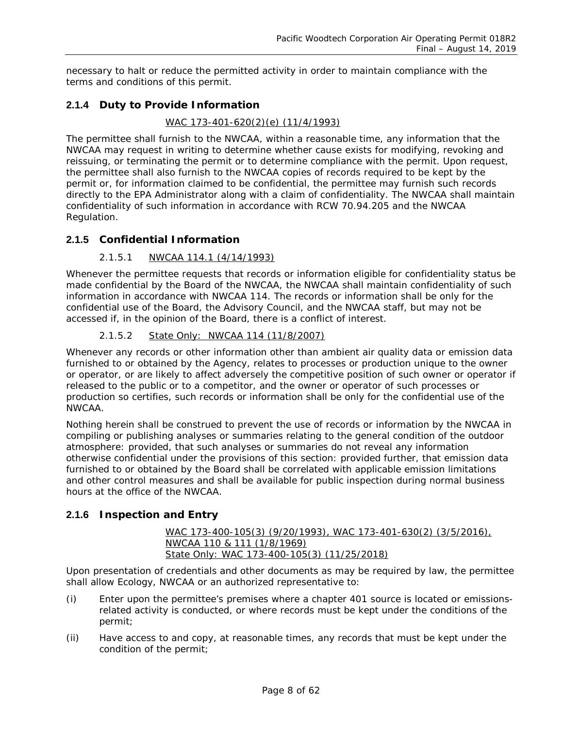necessary to halt or reduce the permitted activity in order to maintain compliance with the terms and conditions of this permit.

### 2.1.4 Duty to Provide Information

WAC 173-401-620(2)(e) (11/4/1993)

The permittee shall furnish to the NWCAA, within a reasonable time, any information that the NWCAA may request in writing to determine whether cause exists for modifying, revoking and reissuing, or terminating the permit or to determine compliance with the permit. Upon request, the permittee shall also furnish to the NWCAA copies of records required to be kept by the permit or, for information claimed to be confidential, the permittee may furnish such records directly to the EPA Administrator along with a claim of confidentiality. The NWCAA shall maintain confidentiality of such information in accordance with RCW 70.94.205 and the NWCAA Regulation.

### 2.1.5 Confidential Information

#### 2.1.5.1 NWCAA 114.1 (4/14/1993)

Whenever the permittee requests that records or information eligible for confidentiality status be made confidential by the Board of the NWCAA, the NWCAA shall maintain confidentiality of such information in accordance with NWCAA 114. The records or information shall be only for the confidential use of the Board, the Advisory Council, and the NWCAA staff, but may not be accessed if, in the opinion of the Board, there is a conflict of interest.

#### 2.1.5.2 State Only: NWCAA 114 (11/8/2007)

Whenever any records or other information other than ambient air quality data or emission data furnished to or obtained by the Agency, relates to processes or production unique to the owner or operator, or are likely to affect adversely the competitive position of such owner or operator if released to the public or to a competitor, and the owner or operator of such processes or production so certifies, such records or information shall be only for the confidential use of the NWCAA.

Nothing herein shall be construed to prevent the use of records or information by the NWCAA in compiling or publishing analyses or summaries relating to the general condition of the outdoor atmosphere: provided, that such analyses or summaries do not reveal any information otherwise confidential under the provisions of this section: provided further, that emission data furnished to or obtained by the Board shall be correlated with applicable emission limitations and other control measures and shall be available for public inspection during normal business hours at the office of the NWCAA.

### 2.1.6 Inspection and Entry

WAC 173-400-105(3) (9/20/1993), WAC 173-401-630(2) (3/5/2016), NWCAA 110 & 111 (1/8/1969)
State Only: WAC 173-400-105(3) (11/25/2018)

Upon presentation of credentials and other documents as may be required by law, the permittee shall allow Ecology, NWCAA or an authorized representative to:

(i) Enter upon the permittee's premises where a chapter 401 source is located or emissions-related activity is conducted, or where records must be kept under the conditions of the permit;

(ii) Have access to and copy, at reasonable times, any records that must be kept under the condition of the permit;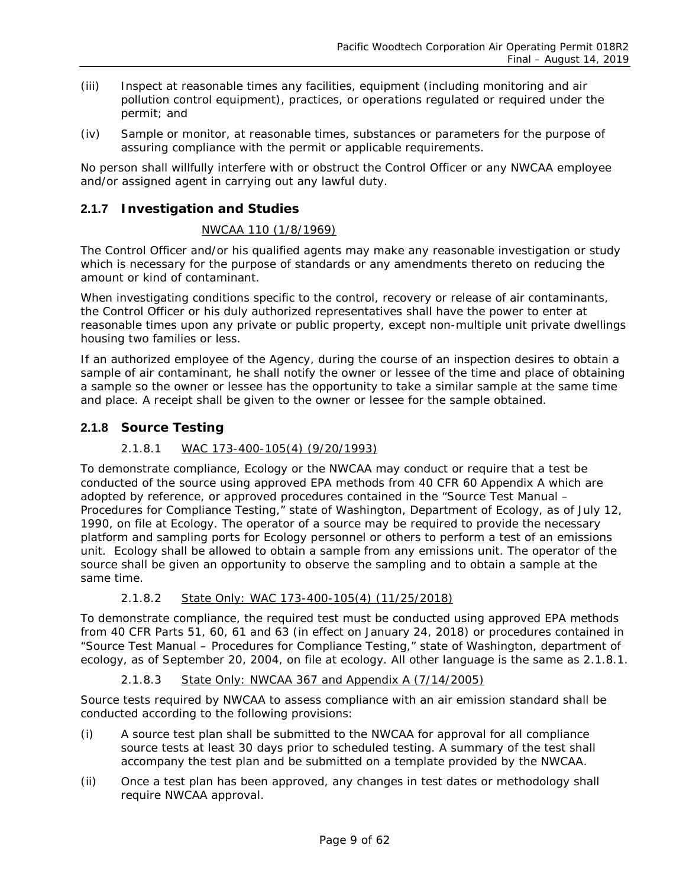(iii) Inspect at reasonable times any facilities, equipment (including monitoring and air pollution control equipment), practices, or operations regulated or required under the permit; and

(iv) Sample or monitor, at reasonable times, substances or parameters for the purpose of assuring compliance with the permit or applicable requirements.

No person shall willfully interfere with or obstruct the Control Officer or any NWCAA employee and/or assigned agent in carrying out any lawful duty.

### 2.1.7 Investigation and Studies

NWCAA 110 (1/8/1969)

The Control Officer and/or his qualified agents may make any reasonable investigation or study which is necessary for the purpose of standards or any amendments thereto on reducing the amount or kind of contaminant.

When investigating conditions specific to the control, recovery or release of air contaminants, the Control Officer or his duly authorized representatives shall have the power to enter at reasonable times upon any private or public property, except non-multiple unit private dwellings housing two families or less.

If an authorized employee of the Agency, during the course of an inspection desires to obtain a sample of air contaminant, he shall notify the owner or lessee of the time and place of obtaining a sample so the owner or lessee has the opportunity to take a similar sample at the same time and place. A receipt shall be given to the owner or lessee for the sample obtained.

### 2.1.8 Source Testing

#### 2.1.8.1 WAC 173-400-105(4) (9/20/1993)

To demonstrate compliance, Ecology or the NWCAA may conduct or require that a test be conducted of the source using approved EPA methods from 40 CFR 60 Appendix A which are adopted by reference, or approved procedures contained in the "Source Test Manual – Procedures for Compliance Testing," state of Washington, Department of Ecology, as of July 12, 1990, on file at Ecology. The operator of a source may be required to provide the necessary platform and sampling ports for Ecology personnel or others to perform a test of an emissions unit. Ecology shall be allowed to obtain a sample from any emissions unit. The operator of the source shall be given an opportunity to observe the sampling and to obtain a sample at the same time.

#### 2.1.8.2 State Only: WAC 173-400-105(4) (11/25/2018)

To demonstrate compliance, the required test must be conducted using approved EPA methods from 40 CFR Parts 51, 60, 61 and 63 (in effect on January 24, 2018) or procedures contained in "Source Test Manual – Procedures for Compliance Testing," state of Washington, department of ecology, as of September 20, 2004, on file at ecology. All other language is the same as 2.1.8.1.

#### 2.1.8.3 State Only: NWCAA 367 and Appendix A (7/14/2005)

Source tests required by NWCAA to assess compliance with an air emission standard shall be conducted according to the following provisions:

(i) A source test plan shall be submitted to the NWCAA for approval for all compliance source tests at least 30 days prior to scheduled testing. A summary of the test shall accompany the test plan and be submitted on a template provided by the NWCAA.

(ii) Once a test plan has been approved, any changes in test dates or methodology shall require NWCAA approval.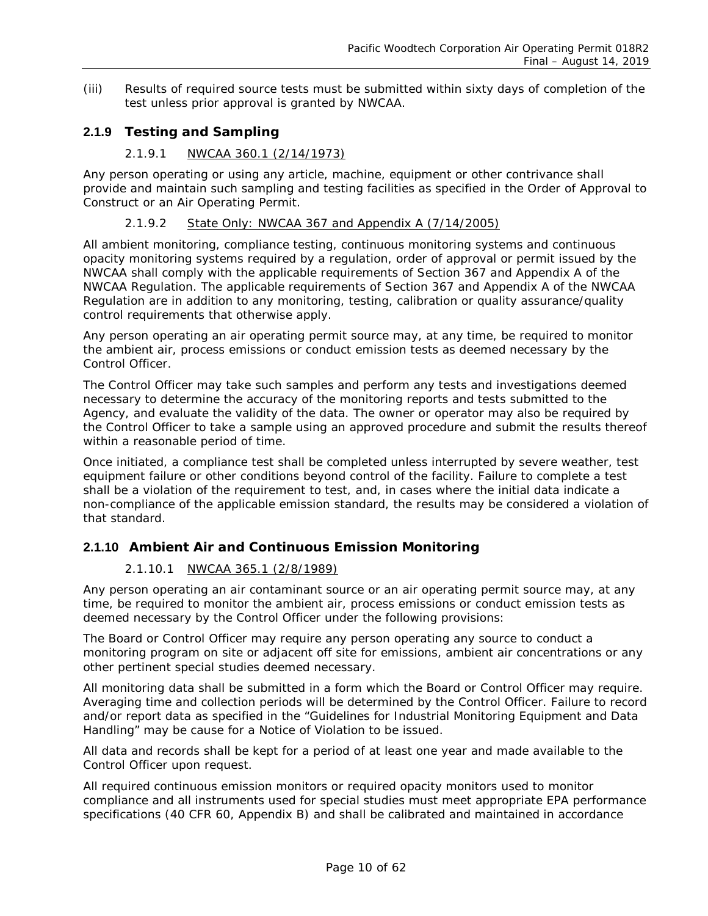(iii) Results of required source tests must be submitted within sixty days of completion of the test unless prior approval is granted by NWCAA.

### 2.1.9 Testing and Sampling

#### 2.1.9.1 NWCAA 360.1 (2/14/1973)

Any person operating or using any article, machine, equipment or other contrivance shall provide and maintain such sampling and testing facilities as specified in the Order of Approval to Construct or an Air Operating Permit.

#### 2.1.9.2 State Only: NWCAA 367 and Appendix A (7/14/2005)

All ambient monitoring, compliance testing, continuous monitoring systems and continuous opacity monitoring systems required by a regulation, order of approval or permit issued by the NWCAA shall comply with the applicable requirements of Section 367 and Appendix A of the NWCAA Regulation. The applicable requirements of Section 367 and Appendix A of the NWCAA Regulation are in addition to any monitoring, testing, calibration or quality assurance/quality control requirements that otherwise apply.

Any person operating an air operating permit source may, at any time, be required to monitor the ambient air, process emissions or conduct emission tests as deemed necessary by the Control Officer.

The Control Officer may take such samples and perform any tests and investigations deemed necessary to determine the accuracy of the monitoring reports and tests submitted to the Agency, and evaluate the validity of the data. The owner or operator may also be required by the Control Officer to take a sample using an approved procedure and submit the results thereof within a reasonable period of time.

Once initiated, a compliance test shall be completed unless interrupted by severe weather, test equipment failure or other conditions beyond control of the facility. Failure to complete a test shall be a violation of the requirement to test, and, in cases where the initial data indicate a non-compliance of the applicable emission standard, the results may be considered a violation of that standard.

### 2.1.10 Ambient Air and Continuous Emission Monitoring

#### 2.1.10.1 NWCAA 365.1 (2/8/1989)

Any person operating an air contaminant source or an air operating permit source may, at any time, be required to monitor the ambient air, process emissions or conduct emission tests as deemed necessary by the Control Officer under the following provisions:

The Board or Control Officer may require any person operating any source to conduct a monitoring program on site or adjacent off site for emissions, ambient air concentrations or any other pertinent special studies deemed necessary.

All monitoring data shall be submitted in a form which the Board or Control Officer may require. Averaging time and collection periods will be determined by the Control Officer. Failure to record and/or report data as specified in the "Guidelines for Industrial Monitoring Equipment and Data Handling" may be cause for a Notice of Violation to be issued.

All data and records shall be kept for a period of at least one year and made available to the Control Officer upon request.

All required continuous emission monitors or required opacity monitors used to monitor compliance and all instruments used for special studies must meet appropriate EPA performance specifications (40 CFR 60, Appendix B) and shall be calibrated and maintained in accordance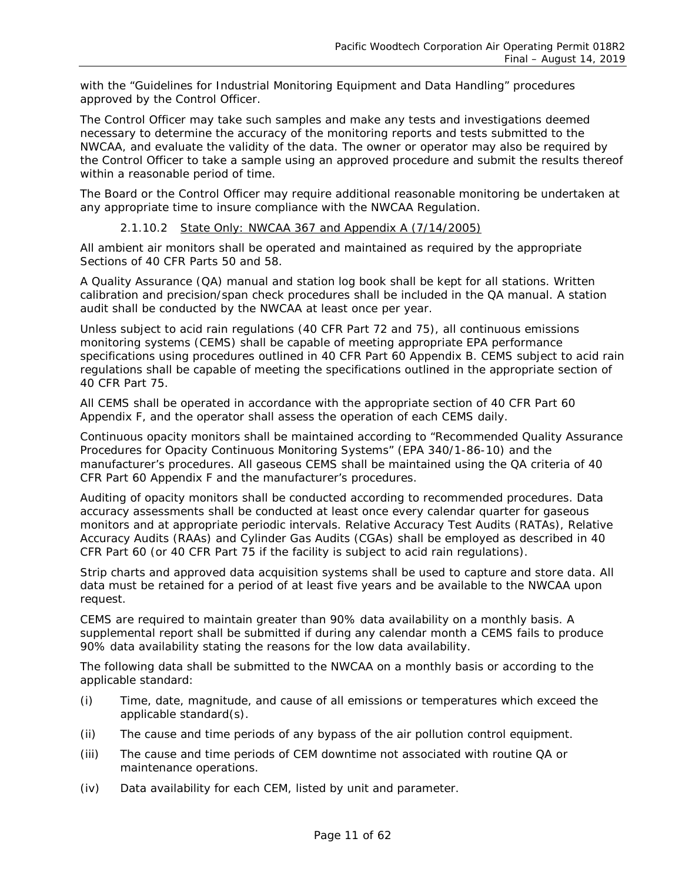with the "Guidelines for Industrial Monitoring Equipment and Data Handling" procedures approved by the Control Officer.

The Control Officer may take such samples and make any tests and investigations deemed necessary to determine the accuracy of the monitoring reports and tests submitted to the NWCAA, and evaluate the validity of the data. The owner or operator may also be required by the Control Officer to take a sample using an approved procedure and submit the results thereof within a reasonable period of time.

The Board or the Control Officer may require additional reasonable monitoring be undertaken at any appropriate time to insure compliance with the NWCAA Regulation.

#### 2.1.10.2 State Only: NWCAA 367 and Appendix A (7/14/2005)

All ambient air monitors shall be operated and maintained as required by the appropriate Sections of 40 CFR Parts 50 and 58.

A Quality Assurance (QA) manual and station log book shall be kept for all stations. Written calibration and precision/span check procedures shall be included in the QA manual. A station audit shall be conducted by the NWCAA at least once per year.

Unless subject to acid rain regulations (40 CFR Part 72 and 75), all continuous emissions monitoring systems (CEMS) shall be capable of meeting appropriate EPA performance specifications using procedures outlined in 40 CFR Part 60 Appendix B. CEMS subject to acid rain regulations shall be capable of meeting the specifications outlined in the appropriate section of 40 CFR Part 75.

All CEMS shall be operated in accordance with the appropriate section of 40 CFR Part 60 Appendix F, and the operator shall assess the operation of each CEMS daily.

Continuous opacity monitors shall be maintained according to "Recommended Quality Assurance Procedures for Opacity Continuous Monitoring Systems" (EPA 340/1-86-10) and the manufacturer's procedures. All gaseous CEMS shall be maintained using the QA criteria of 40 CFR Part 60 Appendix F and the manufacturer's procedures.

Auditing of opacity monitors shall be conducted according to recommended procedures. Data accuracy assessments shall be conducted at least once every calendar quarter for gaseous monitors and at appropriate periodic intervals. Relative Accuracy Test Audits (RATAs), Relative Accuracy Audits (RAAs) and Cylinder Gas Audits (CGAs) shall be employed as described in 40 CFR Part 60 (or 40 CFR Part 75 if the facility is subject to acid rain regulations).

Strip charts and approved data acquisition systems shall be used to capture and store data. All data must be retained for a period of at least five years and be available to the NWCAA upon request.

CEMS are required to maintain greater than 90% data availability on a monthly basis. A supplemental report shall be submitted if during any calendar month a CEMS fails to produce 90% data availability stating the reasons for the low data availability.

The following data shall be submitted to the NWCAA on a monthly basis or according to the applicable standard:

(i) Time, date, magnitude, and cause of all emissions or temperatures which exceed the applicable standard(s).

(ii) The cause and time periods of any bypass of the air pollution control equipment.

(iii) The cause and time periods of CEM downtime not associated with routine QA or maintenance operations.

(iv) Data availability for each CEM, listed by unit and parameter.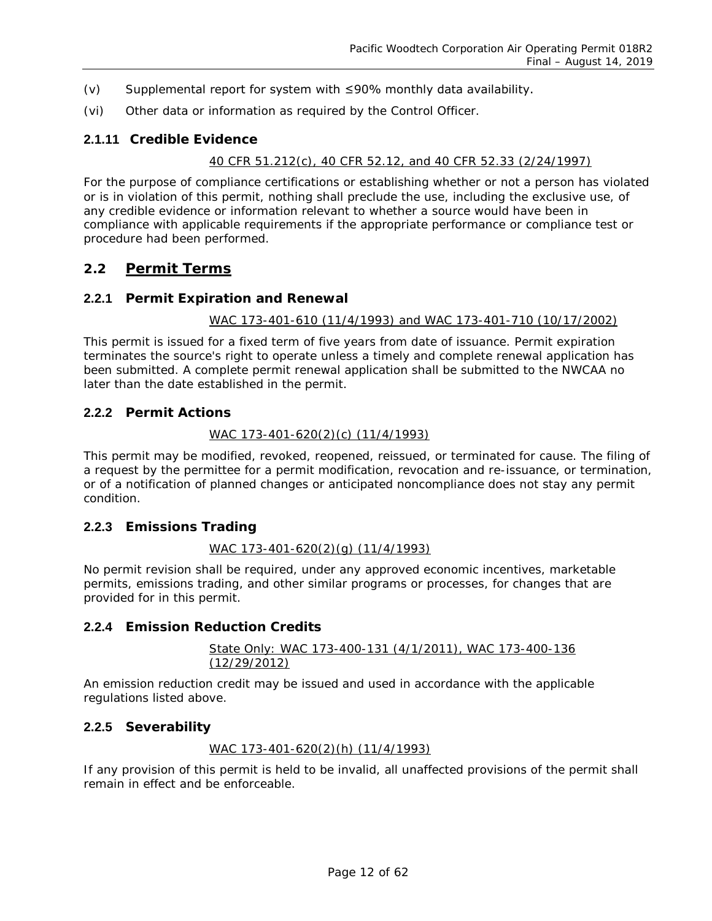(v) Supplemental report for system with ≤90% monthly data availability.

(vi) Other data or information as required by the Control Officer.

### 2.1.11 Credible Evidence

40 CFR 51.212(c), 40 CFR 52.12, and 40 CFR 52.33 (2/24/1997)

For the purpose of compliance certifications or establishing whether or not a person has violated or is in violation of this permit, nothing shall preclude the use, including the exclusive use, of any credible evidence or information relevant to whether a source would have been in compliance with applicable requirements if the appropriate performance or compliance test or procedure had been performed.

## 2.2 Permit Terms

### 2.2.1 Permit Expiration and Renewal

WAC 173-401-610 (11/4/1993) and WAC 173-401-710 (10/17/2002)

This permit is issued for a fixed term of five years from date of issuance. Permit expiration terminates the source's right to operate unless a timely and complete renewal application has been submitted. A complete permit renewal application shall be submitted to the NWCAA no later than the date established in the permit.

### 2.2.2 Permit Actions

WAC 173-401-620(2)(c) (11/4/1993)

This permit may be modified, revoked, reopened, reissued, or terminated for cause. The filing of a request by the permittee for a permit modification, revocation and re-issuance, or termination, or of a notification of planned changes or anticipated noncompliance does not stay any permit condition.

### 2.2.3 Emissions Trading

WAC 173-401-620(2)(g) (11/4/1993)

No permit revision shall be required, under any approved economic incentives, marketable permits, emissions trading, and other similar programs or processes, for changes that are provided for in this permit.

### 2.2.4 Emission Reduction Credits

State Only: WAC 173-400-131 (4/1/2011), WAC 173-400-136 (12/29/2012)

An emission reduction credit may be issued and used in accordance with the applicable regulations listed above.

### 2.2.5 Severability

WAC 173-401-620(2)(h) (11/4/1993)

If any provision of this permit is held to be invalid, all unaffected provisions of the permit shall remain in effect and be enforceable.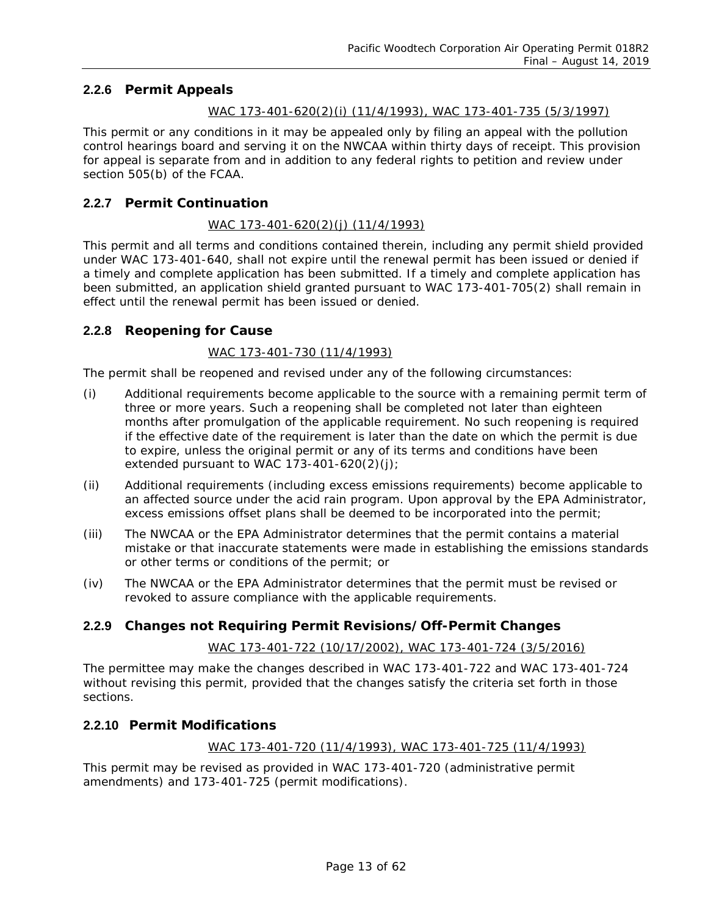### 2.2.6 Permit Appeals

WAC 173-401-620(2)(i) (11/4/1993), WAC 173-401-735 (5/3/1997)

This permit or any conditions in it may be appealed only by filing an appeal with the pollution control hearings board and serving it on the NWCAA within thirty days of receipt. This provision for appeal is separate from and in addition to any federal rights to petition and review under section 505(b) of the FCAA.

### 2.2.7 Permit Continuation

WAC 173-401-620(2)(j) (11/4/1993)

This permit and all terms and conditions contained therein, including any permit shield provided under WAC 173-401-640, shall not expire until the renewal permit has been issued or denied if a timely and complete application has been submitted. If a timely and complete application has been submitted, an application shield granted pursuant to WAC 173-401-705(2) shall remain in effect until the renewal permit has been issued or denied.

### 2.2.8 Reopening for Cause

WAC 173-401-730 (11/4/1993)

The permit shall be reopened and revised under any of the following circumstances:

(i) Additional requirements become applicable to the source with a remaining permit term of three or more years. Such a reopening shall be completed not later than eighteen months after promulgation of the applicable requirement. No such reopening is required if the effective date of the requirement is later than the date on which the permit is due to expire, unless the original permit or any of its terms and conditions have been extended pursuant to WAC 173-401-620(2)(j);

(ii) Additional requirements (including excess emissions requirements) become applicable to an affected source under the acid rain program. Upon approval by the EPA Administrator, excess emissions offset plans shall be deemed to be incorporated into the permit;

(iii) The NWCAA or the EPA Administrator determines that the permit contains a material mistake or that inaccurate statements were made in establishing the emissions standards or other terms or conditions of the permit; or

(iv) The NWCAA or the EPA Administrator determines that the permit must be revised or revoked to assure compliance with the applicable requirements.

### 2.2.9 Changes not Requiring Permit Revisions/Off-Permit Changes

WAC 173-401-722 (10/17/2002), WAC 173-401-724 (3/5/2016)

The permittee may make the changes described in WAC 173-401-722 and WAC 173-401-724 without revising this permit, provided that the changes satisfy the criteria set forth in those sections.

### 2.2.10 Permit Modifications

WAC 173-401-720 (11/4/1993), WAC 173-401-725 (11/4/1993)

This permit may be revised as provided in WAC 173-401-720 (administrative permit amendments) and 173-401-725 (permit modifications).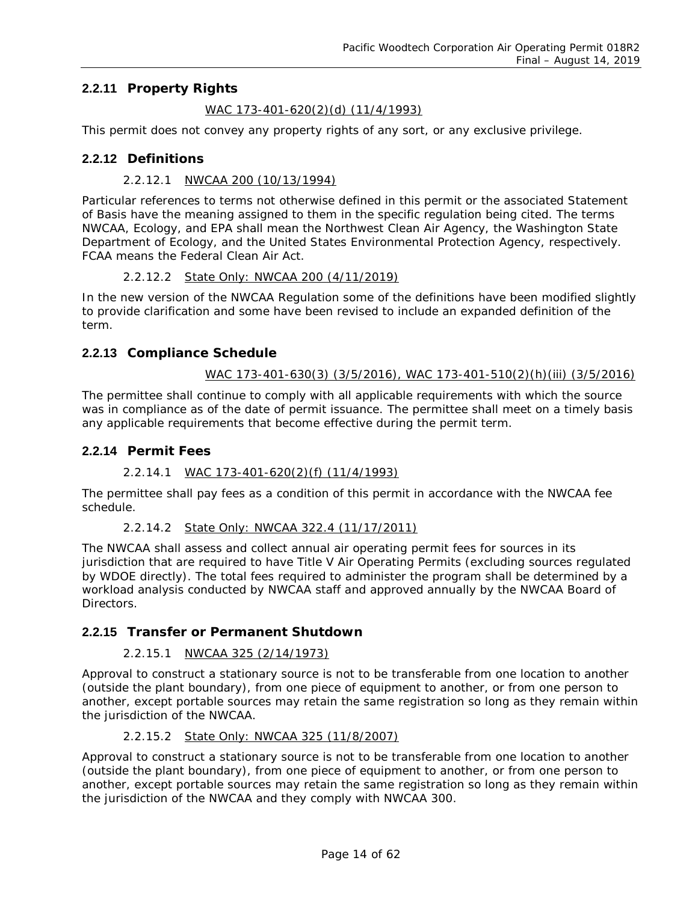### 2.2.11 Property Rights

WAC 173-401-620(2)(d) (11/4/1993)

This permit does not convey any property rights of any sort, or any exclusive privilege.

### 2.2.12 Definitions

#### 2.2.12.1 NWCAA 200 (10/13/1994)

Particular references to terms not otherwise defined in this permit or the associated Statement of Basis have the meaning assigned to them in the specific regulation being cited. The terms NWCAA, Ecology, and EPA shall mean the Northwest Clean Air Agency, the Washington State Department of Ecology, and the United States Environmental Protection Agency, respectively. FCAA means the Federal Clean Air Act.

#### 2.2.12.2 State Only: NWCAA 200 (4/11/2019)

In the new version of the NWCAA Regulation some of the definitions have been modified slightly to provide clarification and some have been revised to include an expanded definition of the term.

### 2.2.13 Compliance Schedule

WAC 173-401-630(3) (3/5/2016), WAC 173-401-510(2)(h)(iii) (3/5/2016)

The permittee shall continue to comply with all applicable requirements with which the source was in compliance as of the date of permit issuance. The permittee shall meet on a timely basis any applicable requirements that become effective during the permit term.

### 2.2.14 Permit Fees

#### 2.2.14.1 WAC 173-401-620(2)(f) (11/4/1993)

The permittee shall pay fees as a condition of this permit in accordance with the NWCAA fee schedule.

#### 2.2.14.2 State Only: NWCAA 322.4 (11/17/2011)

The NWCAA shall assess and collect annual air operating permit fees for sources in its jurisdiction that are required to have Title V Air Operating Permits (excluding sources regulated by WDOE directly). The total fees required to administer the program shall be determined by a workload analysis conducted by NWCAA staff and approved annually by the NWCAA Board of Directors.

### 2.2.15 Transfer or Permanent Shutdown

#### 2.2.15.1 NWCAA 325 (2/14/1973)

Approval to construct a stationary source is not to be transferable from one location to another (outside the plant boundary), from one piece of equipment to another, or from one person to another, except portable sources may retain the same registration so long as they remain within the jurisdiction of the NWCAA.

#### 2.2.15.2 State Only: NWCAA 325 (11/8/2007)

Approval to construct a stationary source is not to be transferable from one location to another (outside the plant boundary), from one piece of equipment to another, or from one person to another, except portable sources may retain the same registration so long as they remain within the jurisdiction of the NWCAA and they comply with NWCAA 300.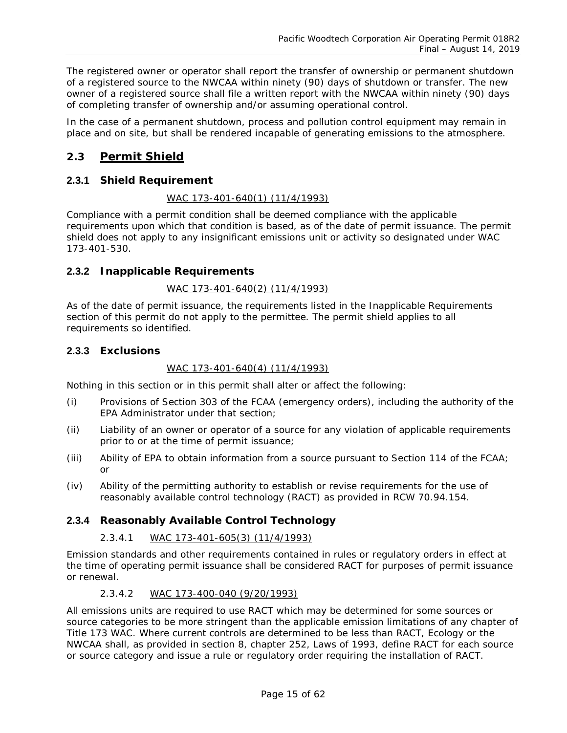The registered owner or operator shall report the transfer of ownership or permanent shutdown of a registered source to the NWCAA within ninety (90) days of shutdown or transfer. The new owner of a registered source shall file a written report with the NWCAA within ninety (90) days of completing transfer of ownership and/or assuming operational control.

In the case of a permanent shutdown, process and pollution control equipment may remain in place and on site, but shall be rendered incapable of generating emissions to the atmosphere.

## 2.3 Permit Shield

### 2.3.1 Shield Requirement

WAC 173-401-640(1) (11/4/1993)

Compliance with a permit condition shall be deemed compliance with the applicable requirements upon which that condition is based, as of the date of permit issuance. The permit shield does not apply to any insignificant emissions unit or activity so designated under WAC 173-401-530.

### 2.3.2 Inapplicable Requirements

WAC 173-401-640(2) (11/4/1993)

As of the date of permit issuance, the requirements listed in the Inapplicable Requirements section of this permit do not apply to the permittee. The permit shield applies to all requirements so identified.

### 2.3.3 Exclusions

WAC 173-401-640(4) (11/4/1993)

Nothing in this section or in this permit shall alter or affect the following:

(i) Provisions of Section 303 of the FCAA (emergency orders), including the authority of the EPA Administrator under that section;

(ii) Liability of an owner or operator of a source for any violation of applicable requirements prior to or at the time of permit issuance;

(iii) Ability of EPA to obtain information from a source pursuant to Section 114 of the FCAA; or

(iv) Ability of the permitting authority to establish or revise requirements for the use of reasonably available control technology (RACT) as provided in RCW 70.94.154.

### 2.3.4 Reasonably Available Control Technology

2.3.4.1 WAC 173-401-605(3) (11/4/1993)

Emission standards and other requirements contained in rules or regulatory orders in effect at the time of operating permit issuance shall be considered RACT for purposes of permit issuance or renewal.

2.3.4.2 WAC 173-400-040 (9/20/1993)

All emissions units are required to use RACT which may be determined for some sources or source categories to be more stringent than the applicable emission limitations of any chapter of Title 173 WAC. Where current controls are determined to be less than RACT, Ecology or the NWCAA shall, as provided in section 8, chapter 252, Laws of 1993, define RACT for each source or source category and issue a rule or regulatory order requiring the installation of RACT.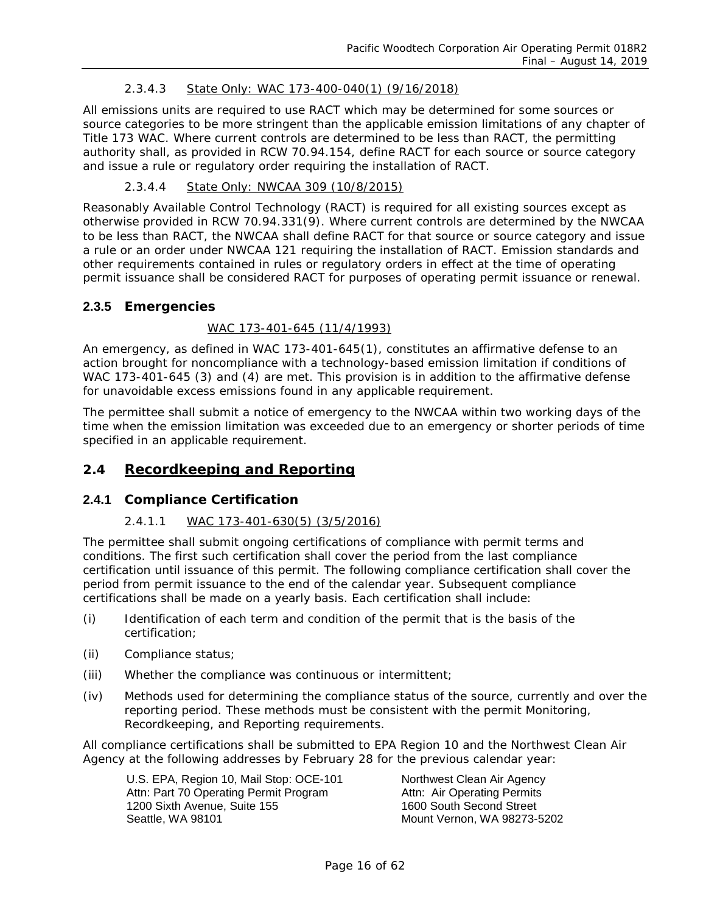#### 2.3.4.3 State Only: WAC 173-400-040(1) (9/16/2018)

All emissions units are required to use RACT which may be determined for some sources or source categories to be more stringent than the applicable emission limitations of any chapter of Title 173 WAC. Where current controls are determined to be less than RACT, the permitting authority shall, as provided in RCW 70.94.154, define RACT for each source or source category and issue a rule or regulatory order requiring the installation of RACT.

#### 2.3.4.4 State Only: NWCAA 309 (10/8/2015)

Reasonably Available Control Technology (RACT) is required for all existing sources except as otherwise provided in RCW 70.94.331(9). Where current controls are determined by the NWCAA to be less than RACT, the NWCAA shall define RACT for that source or source category and issue a rule or an order under NWCAA 121 requiring the installation of RACT. Emission standards and other requirements contained in rules or regulatory orders in effect at the time of operating permit issuance shall be considered RACT for purposes of operating permit issuance or renewal.

### 2.3.5 Emergencies

WAC 173-401-645 (11/4/1993)

An emergency, as defined in WAC 173-401-645(1), constitutes an affirmative defense to an action brought for noncompliance with a technology-based emission limitation if conditions of WAC 173-401-645 (3) and (4) are met. This provision is in addition to the affirmative defense for unavoidable excess emissions found in any applicable requirement.

The permittee shall submit a notice of emergency to the NWCAA within two working days of the time when the emission limitation was exceeded due to an emergency or shorter periods of time specified in an applicable requirement.

## 2.4 Recordkeeping and Reporting

### 2.4.1 Compliance Certification

#### 2.4.1.1 WAC 173-401-630(5) (3/5/2016)

The permittee shall submit ongoing certifications of compliance with permit terms and conditions. The first such certification shall cover the period from the last compliance certification until issuance of this permit. The following compliance certification shall cover the period from permit issuance to the end of the calendar year. Subsequent compliance certifications shall be made on a yearly basis. Each certification shall include:

(i) Identification of each term and condition of the permit that is the basis of the certification;

(ii) Compliance status;

(iii) Whether the compliance was continuous or intermittent;

(iv) Methods used for determining the compliance status of the source, currently and over the reporting period. These methods must be consistent with the permit Monitoring, Recordkeeping, and Reporting requirements.

All compliance certifications shall be submitted to EPA Region 10 and the Northwest Clean Air Agency at the following addresses by February 28 for the previous calendar year:

U.S. EPA, Region 10, Mail Stop: OCE-101
Attn: Part 70 Operating Permit Program
1200 Sixth Avenue, Suite 155
Seattle, WA 98101

Northwest Clean Air Agency
Attn: Air Operating Permits
1600 South Second Street
Mount Vernon, WA 98273-5202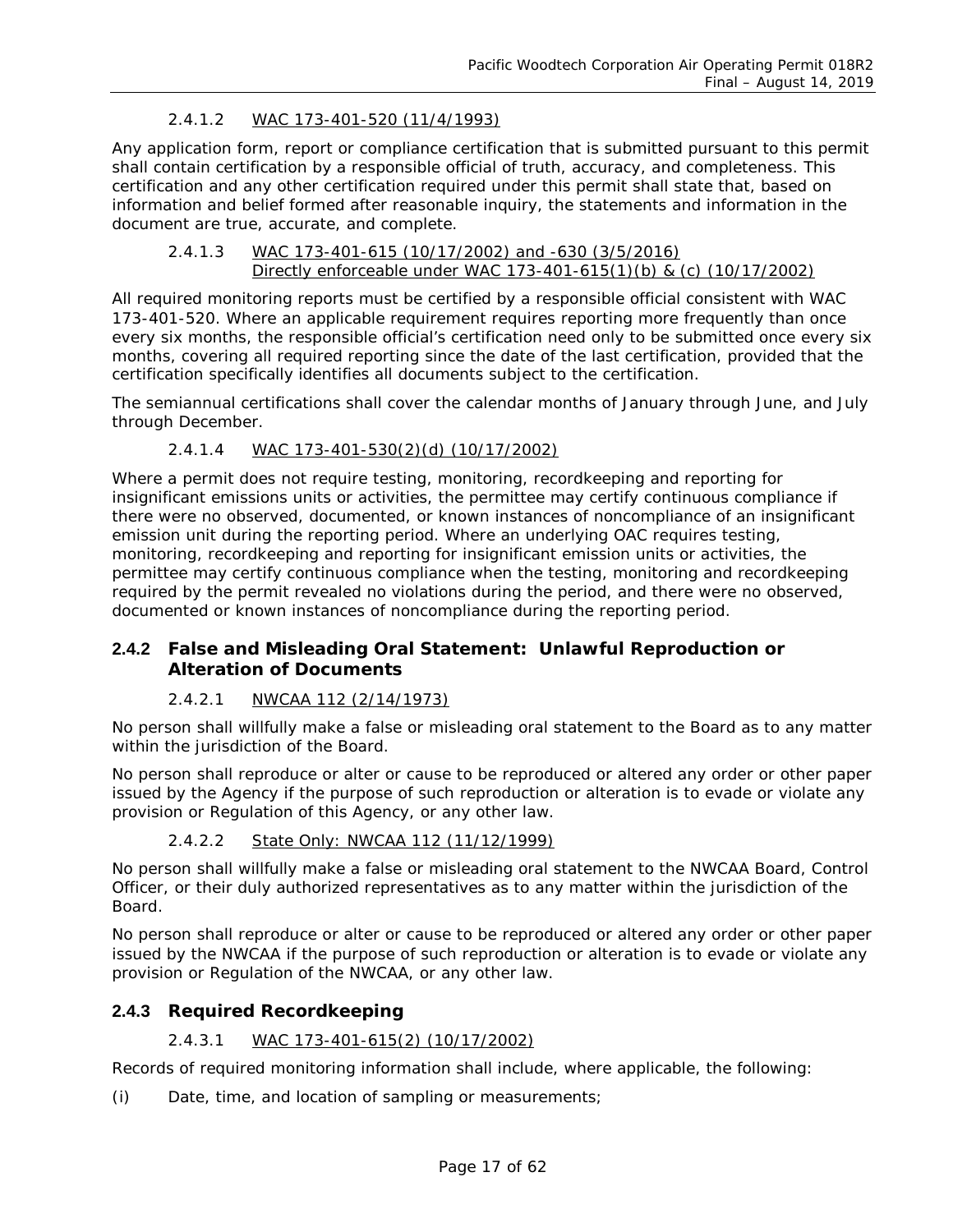#### 2.4.1.2 WAC 173-401-520 (11/4/1993)

Any application form, report or compliance certification that is submitted pursuant to this permit shall contain certification by a responsible official of truth, accuracy, and completeness. This certification and any other certification required under this permit shall state that, based on information and belief formed after reasonable inquiry, the statements and information in the document are true, accurate, and complete.

#### 2.4.1.3 WAC 173-401-615 (10/17/2002) and -630 (3/5/2016) Directly enforceable under WAC 173-401-615(1)(b) & (c) (10/17/2002)

All required monitoring reports must be certified by a responsible official consistent with WAC 173-401-520. Where an applicable requirement requires reporting more frequently than once every six months, the responsible official's certification need only to be submitted once every six months, covering all required reporting since the date of the last certification, provided that the certification specifically identifies all documents subject to the certification.

The semiannual certifications shall cover the calendar months of January through June, and July through December.

#### 2.4.1.4 WAC 173-401-530(2)(d) (10/17/2002)

Where a permit does not require testing, monitoring, recordkeeping and reporting for insignificant emissions units or activities, the permittee may certify continuous compliance if there were no observed, documented, or known instances of noncompliance of an insignificant emission unit during the reporting period. Where an underlying OAC requires testing, monitoring, recordkeeping and reporting for insignificant emission units or activities, the permittee may certify continuous compliance when the testing, monitoring and recordkeeping required by the permit revealed no violations during the period, and there were no observed, documented or known instances of noncompliance during the reporting period.

### 2.4.2 False and Misleading Oral Statement: Unlawful Reproduction or Alteration of Documents

#### 2.4.2.1 NWCAA 112 (2/14/1973)

No person shall willfully make a false or misleading oral statement to the Board as to any matter within the jurisdiction of the Board.

No person shall reproduce or alter or cause to be reproduced or altered any order or other paper issued by the Agency if the purpose of such reproduction or alteration is to evade or violate any provision or Regulation of this Agency, or any other law.

#### 2.4.2.2 State Only: NWCAA 112 (11/12/1999)

No person shall willfully make a false or misleading oral statement to the NWCAA Board, Control Officer, or their duly authorized representatives as to any matter within the jurisdiction of the Board.

No person shall reproduce or alter or cause to be reproduced or altered any order or other paper issued by the NWCAA if the purpose of such reproduction or alteration is to evade or violate any provision or Regulation of the NWCAA, or any other law.

### 2.4.3 Required Recordkeeping

#### 2.4.3.1 WAC 173-401-615(2) (10/17/2002)

Records of required monitoring information shall include, where applicable, the following:

(i) Date, time, and location of sampling or measurements;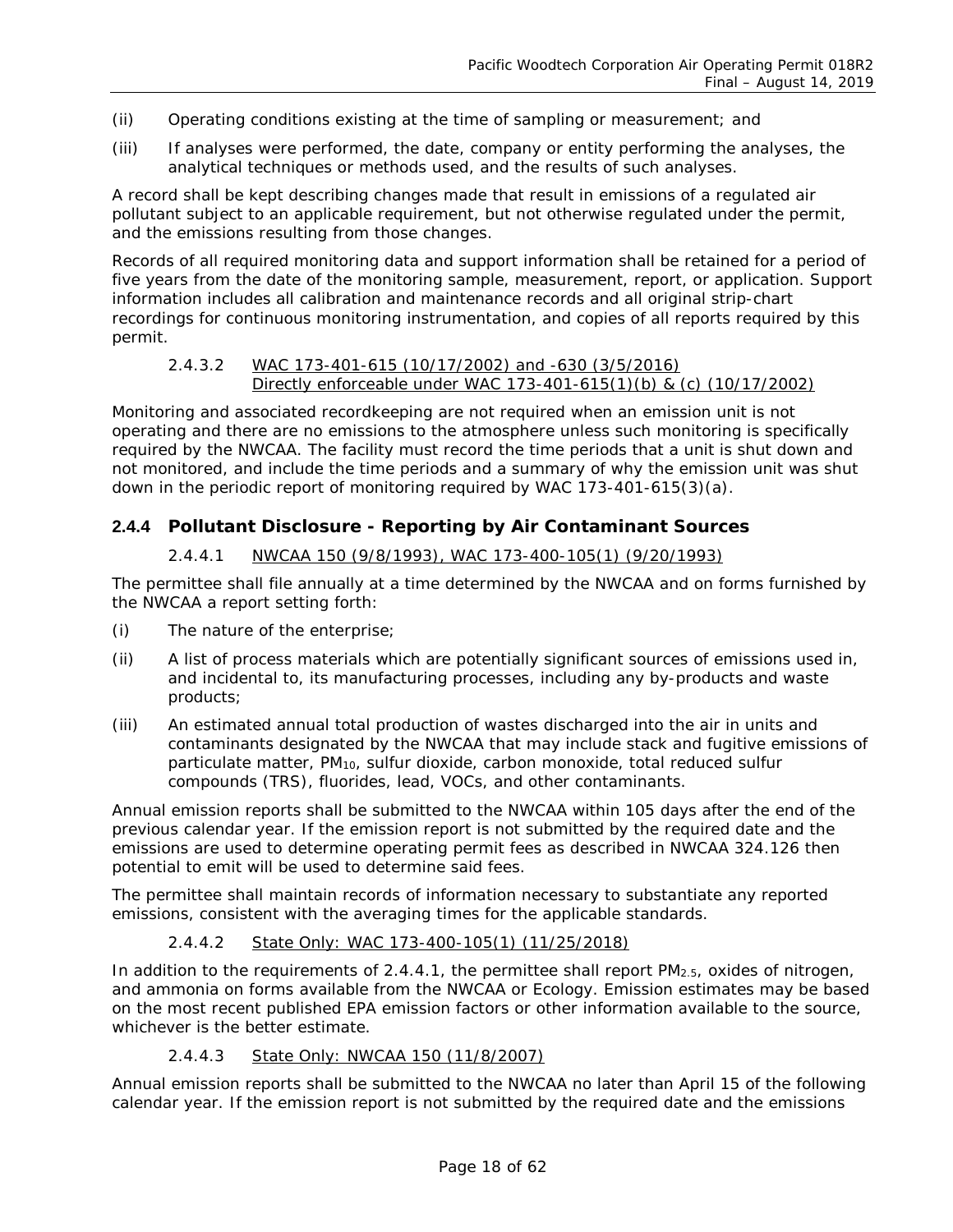(ii) Operating conditions existing at the time of sampling or measurement; and

(iii) If analyses were performed, the date, company or entity performing the analyses, the analytical techniques or methods used, and the results of such analyses.

A record shall be kept describing changes made that result in emissions of a regulated air pollutant subject to an applicable requirement, but not otherwise regulated under the permit, and the emissions resulting from those changes.

Records of all required monitoring data and support information shall be retained for a period of five years from the date of the monitoring sample, measurement, report, or application. Support information includes all calibration and maintenance records and all original strip-chart recordings for continuous monitoring instrumentation, and copies of all reports required by this permit.

2.4.3.2 WAC 173-401-615 (10/17/2002) and -630 (3/5/2016)
Directly enforceable under WAC 173-401-615(1)(b) & (c) (10/17/2002)

Monitoring and associated recordkeeping are not required when an emission unit is not operating and there are no emissions to the atmosphere unless such monitoring is specifically required by the NWCAA. The facility must record the time periods that a unit is shut down and not monitored, and include the time periods and a summary of why the emission unit was shut down in the periodic report of monitoring required by WAC 173-401-615(3)(a).

### 2.4.4 Pollutant Disclosure - Reporting by Air Contaminant Sources

2.4.4.1 NWCAA 150 (9/8/1993), WAC 173-400-105(1) (9/20/1993)

The permittee shall file annually at a time determined by the NWCAA and on forms furnished by the NWCAA a report setting forth:

(i) The nature of the enterprise;

(ii) A list of process materials which are potentially significant sources of emissions used in, and incidental to, its manufacturing processes, including any by-products and waste products;

(iii) An estimated annual total production of wastes discharged into the air in units and contaminants designated by the NWCAA that may include stack and fugitive emissions of particulate matter, $PM_{10}$, sulfur dioxide, carbon monoxide, total reduced sulfur compounds (TRS), fluorides, lead, VOCs, and other contaminants.

Annual emission reports shall be submitted to the NWCAA within 105 days after the end of the previous calendar year. If the emission report is not submitted by the required date and the emissions are used to determine operating permit fees as described in NWCAA 324.126 then potential to emit will be used to determine said fees.

The permittee shall maintain records of information necessary to substantiate any reported emissions, consistent with the averaging times for the applicable standards.

2.4.4.2 State Only: WAC 173-400-105(1) (11/25/2018)

In addition to the requirements of 2.4.4.1, the permittee shall report $PM_{2.5}$, oxides of nitrogen, and ammonia on forms available from the NWCAA or Ecology. Emission estimates may be based on the most recent published EPA emission factors or other information available to the source, whichever is the better estimate.

2.4.4.3 State Only: NWCAA 150 (11/8/2007)

Annual emission reports shall be submitted to the NWCAA no later than April 15 of the following calendar year. If the emission report is not submitted by the required date and the emissions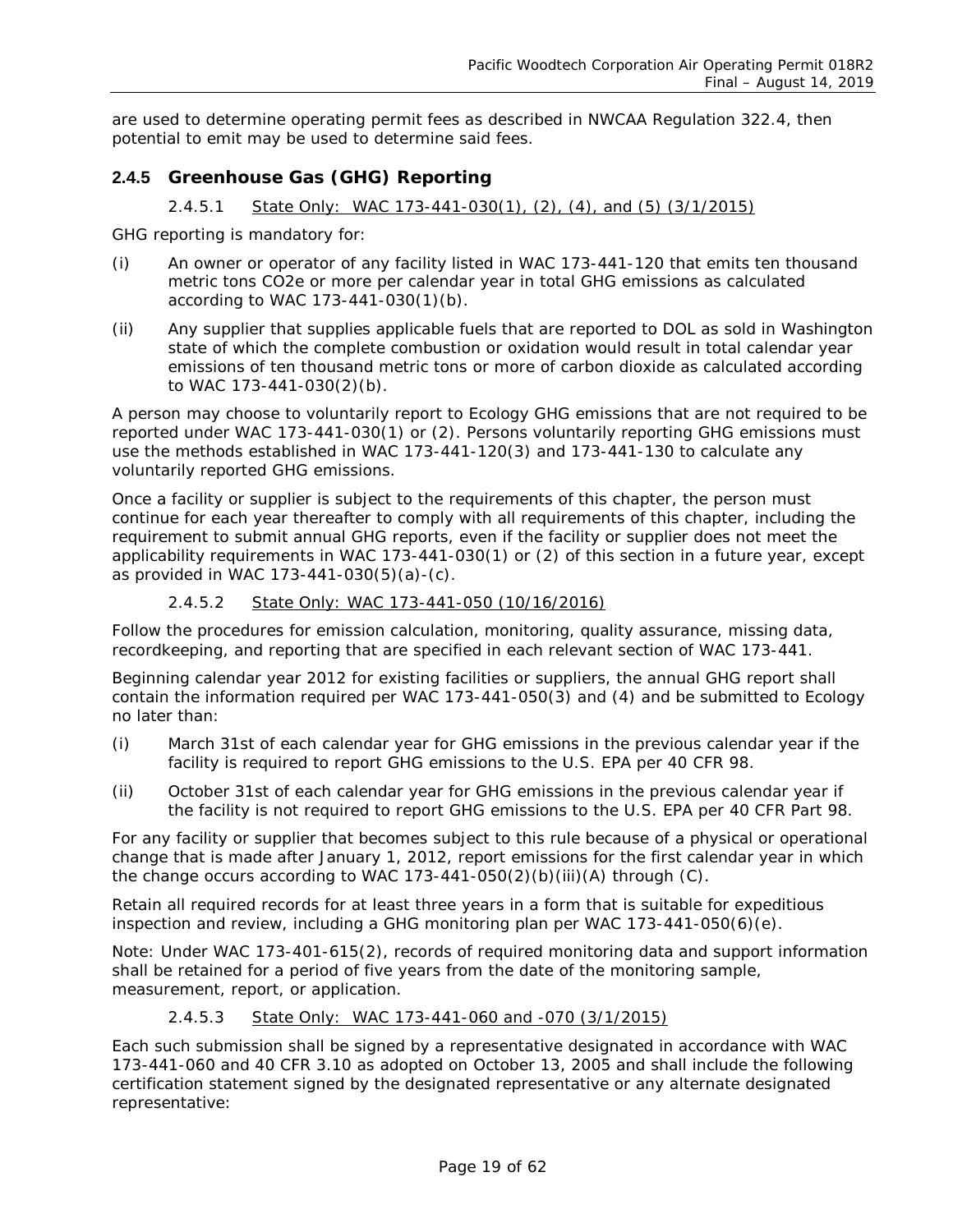are used to determine operating permit fees as described in NWCAA Regulation 322.4, then potential to emit may be used to determine said fees.

### 2.4.5 Greenhouse Gas (GHG) Reporting

#### 2.4.5.1 State Only: WAC 173-441-030(1), (2), (4), and (5) (3/1/2015)

GHG reporting is mandatory for:

(i) An owner or operator of any facility listed in WAC 173-441-120 that emits ten thousand metric tons CO2e or more per calendar year in total GHG emissions as calculated according to WAC 173-441-030(1)(b).

(ii) Any supplier that supplies applicable fuels that are reported to DOL as sold in Washington state of which the complete combustion or oxidation would result in total calendar year emissions of ten thousand metric tons or more of carbon dioxide as calculated according to WAC 173-441-030(2)(b).

A person may choose to voluntarily report to Ecology GHG emissions that are not required to be reported under WAC 173-441-030(1) or (2). Persons voluntarily reporting GHG emissions must use the methods established in WAC 173-441-120(3) and 173-441-130 to calculate any voluntarily reported GHG emissions.

Once a facility or supplier is subject to the requirements of this chapter, the person must continue for each year thereafter to comply with all requirements of this chapter, including the requirement to submit annual GHG reports, even if the facility or supplier does not meet the applicability requirements in WAC 173-441-030(1) or (2) of this section in a future year, except as provided in WAC 173-441-030(5)(a)-(c).

#### 2.4.5.2 State Only: WAC 173-441-050 (10/16/2016)

Follow the procedures for emission calculation, monitoring, quality assurance, missing data, recordkeeping, and reporting that are specified in each relevant section of WAC 173-441.

Beginning calendar year 2012 for existing facilities or suppliers, the annual GHG report shall contain the information required per WAC 173-441-050(3) and (4) and be submitted to Ecology no later than:

(i) March 31st of each calendar year for GHG emissions in the previous calendar year if the facility is required to report GHG emissions to the U.S. EPA per 40 CFR 98.

(ii) October 31st of each calendar year for GHG emissions in the previous calendar year if the facility is not required to report GHG emissions to the U.S. EPA per 40 CFR Part 98.

For any facility or supplier that becomes subject to this rule because of a physical or operational change that is made after January 1, 2012, report emissions for the first calendar year in which the change occurs according to WAC 173-441-050(2)(b)(iii)(A) through (C).

Retain all required records for at least three years in a form that is suitable for expeditious inspection and review, including a GHG monitoring plan per WAC 173-441-050(6)(e).

Note: Under WAC 173-401-615(2), records of required monitoring data and support information shall be retained for a period of five years from the date of the monitoring sample, measurement, report, or application.

#### 2.4.5.3 State Only: WAC 173-441-060 and -070 (3/1/2015)

Each such submission shall be signed by a representative designated in accordance with WAC 173-441-060 and 40 CFR 3.10 as adopted on October 13, 2005 and shall include the following certification statement signed by the designated representative or any alternate designated representative: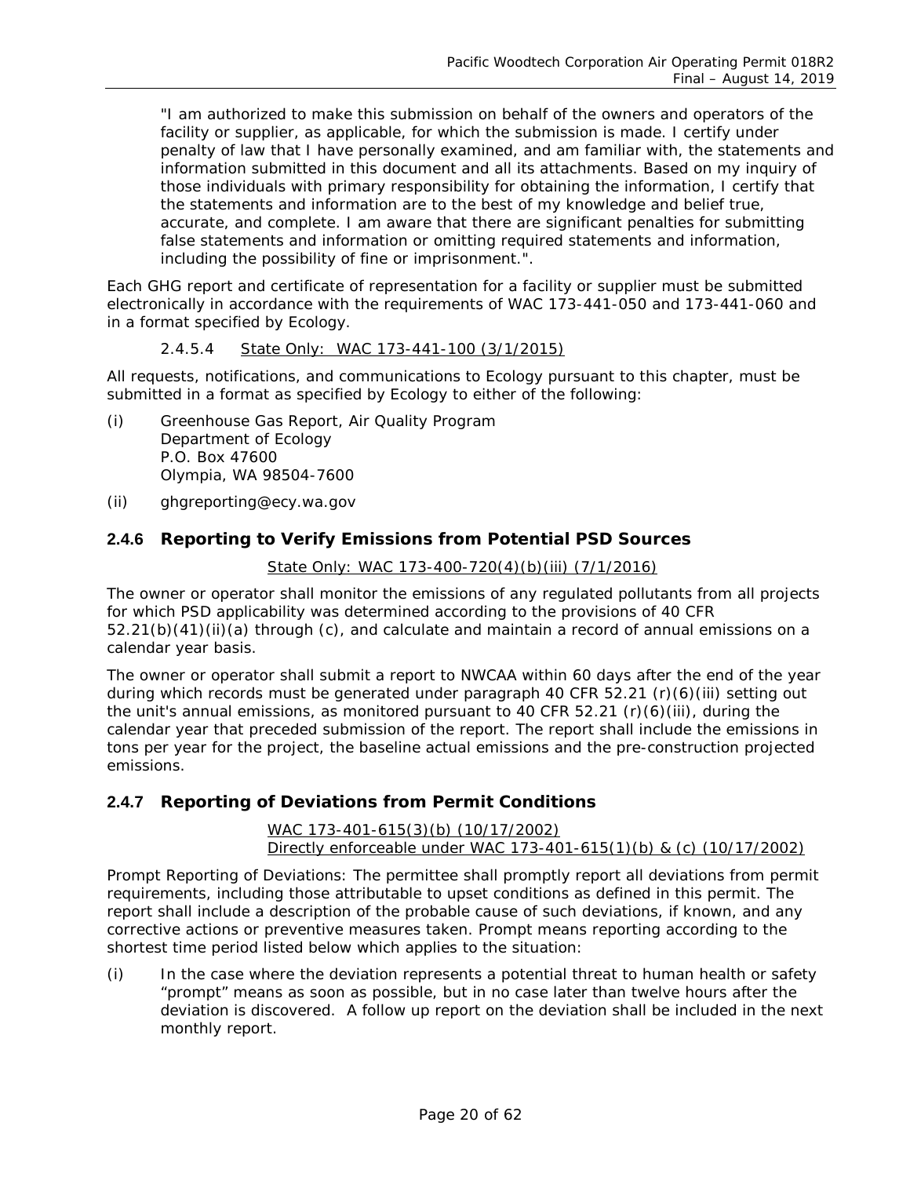"I am authorized to make this submission on behalf of the owners and operators of the facility or supplier, as applicable, for which the submission is made. I certify under penalty of law that I have personally examined, and am familiar with, the statements and information submitted in this document and all its attachments. Based on my inquiry of those individuals with primary responsibility for obtaining the information, I certify that the statements and information are to the best of my knowledge and belief true, accurate, and complete. I am aware that there are significant penalties for submitting false statements and information or omitting required statements and information, including the possibility of fine or imprisonment.".

Each GHG report and certificate of representation for a facility or supplier must be submitted electronically in accordance with the requirements of WAC 173-441-050 and 173-441-060 and in a format specified by Ecology.

#### 2.4.5.4 State Only: WAC 173-441-100 (3/1/2015)

All requests, notifications, and communications to Ecology pursuant to this chapter, must be submitted in a format as specified by Ecology to either of the following:

(i) Greenhouse Gas Report, Air Quality Program
Department of Ecology
P.O. Box 47600
Olympia, WA 98504-7600

(ii) ghgreporting@ecy.wa.gov

### 2.4.6 Reporting to Verify Emissions from Potential PSD Sources

State Only: WAC 173-400-720(4)(b)(iii) (7/1/2016)

The owner or operator shall monitor the emissions of any regulated pollutants from all projects for which PSD applicability was determined according to the provisions of 40 CFR 52.21(b)(41)(ii)(a) through (c), and calculate and maintain a record of annual emissions on a calendar year basis.

The owner or operator shall submit a report to NWCAA within 60 days after the end of the year during which records must be generated under paragraph 40 CFR 52.21 (r)(6)(iii) setting out the unit's annual emissions, as monitored pursuant to 40 CFR 52.21 (r)(6)(iii), during the calendar year that preceded submission of the report. The report shall include the emissions in tons per year for the project, the baseline actual emissions and the pre-construction projected emissions.

### 2.4.7 Reporting of Deviations from Permit Conditions

WAC 173-401-615(3)(b) (10/17/2002)
Directly enforceable under WAC 173-401-615(1)(b) & (c) (10/17/2002)

Prompt Reporting of Deviations: The permittee shall promptly report all deviations from permit requirements, including those attributable to upset conditions as defined in this permit. The report shall include a description of the probable cause of such deviations, if known, and any corrective actions or preventive measures taken. Prompt means reporting according to the shortest time period listed below which applies to the situation:

(i) In the case where the deviation represents a potential threat to human health or safety "prompt" means as soon as possible, but in no case later than twelve hours after the deviation is discovered. A follow up report on the deviation shall be included in the next monthly report.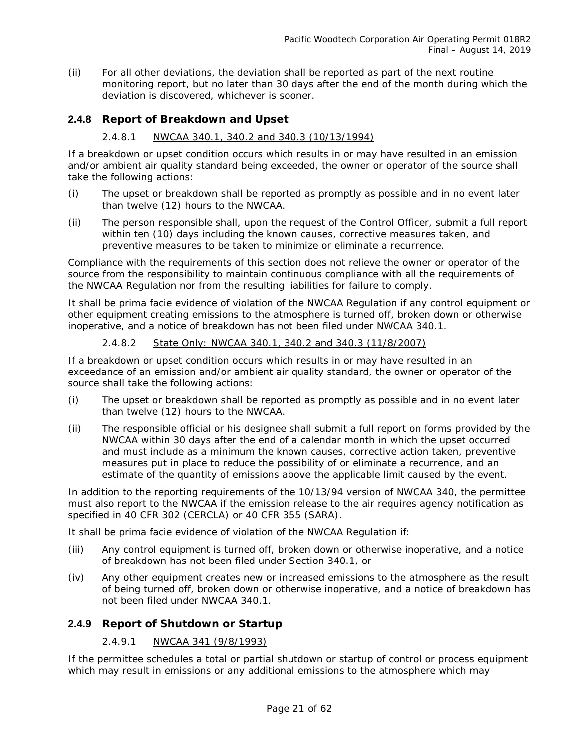(ii) For all other deviations, the deviation shall be reported as part of the next routine monitoring report, but no later than 30 days after the end of the month during which the deviation is discovered, whichever is sooner.

### 2.4.8 Report of Breakdown and Upset

#### 2.4.8.1 NWCAA 340.1, 340.2 and 340.3 (10/13/1994)

If a breakdown or upset condition occurs which results in or may have resulted in an emission and/or ambient air quality standard being exceeded, the owner or operator of the source shall take the following actions:

(i) The upset or breakdown shall be reported as promptly as possible and in no event later than twelve (12) hours to the NWCAA.

(ii) The person responsible shall, upon the request of the Control Officer, submit a full report within ten (10) days including the known causes, corrective measures taken, and preventive measures to be taken to minimize or eliminate a recurrence.

Compliance with the requirements of this section does not relieve the owner or operator of the source from the responsibility to maintain continuous compliance with all the requirements of the NWCAA Regulation nor from the resulting liabilities for failure to comply.

It shall be prima facie evidence of violation of the NWCAA Regulation if any control equipment or other equipment creating emissions to the atmosphere is turned off, broken down or otherwise inoperative, and a notice of breakdown has not been filed under NWCAA 340.1.

#### 2.4.8.2 State Only: NWCAA 340.1, 340.2 and 340.3 (11/8/2007)

If a breakdown or upset condition occurs which results in or may have resulted in an exceedance of an emission and/or ambient air quality standard, the owner or operator of the source shall take the following actions:

(i) The upset or breakdown shall be reported as promptly as possible and in no event later than twelve (12) hours to the NWCAA.

(ii) The responsible official or his designee shall submit a full report on forms provided by the NWCAA within 30 days after the end of a calendar month in which the upset occurred and must include as a minimum the known causes, corrective action taken, preventive measures put in place to reduce the possibility of or eliminate a recurrence, and an estimate of the quantity of emissions above the applicable limit caused by the event.

In addition to the reporting requirements of the 10/13/94 version of NWCAA 340, the permittee must also report to the NWCAA if the emission release to the air requires agency notification as specified in 40 CFR 302 (CERCLA) or 40 CFR 355 (SARA).

It shall be prima facie evidence of violation of the NWCAA Regulation if:

(iii) Any control equipment is turned off, broken down or otherwise inoperative, and a notice of breakdown has not been filed under Section 340.1, or

(iv) Any other equipment creates new or increased emissions to the atmosphere as the result of being turned off, broken down or otherwise inoperative, and a notice of breakdown has not been filed under NWCAA 340.1.

### 2.4.9 Report of Shutdown or Startup

#### 2.4.9.1 NWCAA 341 (9/8/1993)

If the permittee schedules a total or partial shutdown or startup of control or process equipment which may result in emissions or any additional emissions to the atmosphere which may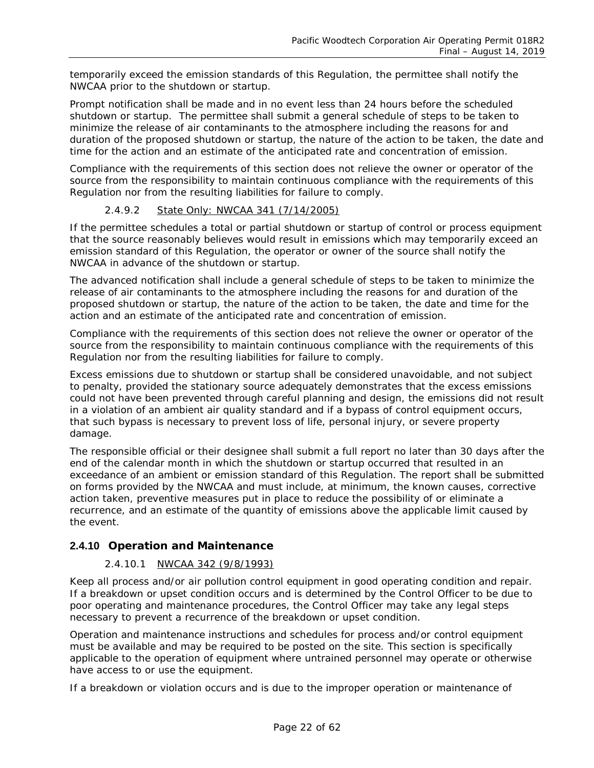temporarily exceed the emission standards of this Regulation, the permittee shall notify the NWCAA prior to the shutdown or startup.

Prompt notification shall be made and in no event less than 24 hours before the scheduled shutdown or startup. The permittee shall submit a general schedule of steps to be taken to minimize the release of air contaminants to the atmosphere including the reasons for and duration of the proposed shutdown or startup, the nature of the action to be taken, the date and time for the action and an estimate of the anticipated rate and concentration of emission.

Compliance with the requirements of this section does not relieve the owner or operator of the source from the responsibility to maintain continuous compliance with the requirements of this Regulation nor from the resulting liabilities for failure to comply.

#### 2.4.9.2 State Only: NWCAA 341 (7/14/2005)

If the permittee schedules a total or partial shutdown or startup of control or process equipment that the source reasonably believes would result in emissions which may temporarily exceed an emission standard of this Regulation, the operator or owner of the source shall notify the NWCAA in advance of the shutdown or startup.

The advanced notification shall include a general schedule of steps to be taken to minimize the release of air contaminants to the atmosphere including the reasons for and duration of the proposed shutdown or startup, the nature of the action to be taken, the date and time for the action and an estimate of the anticipated rate and concentration of emission.

Compliance with the requirements of this section does not relieve the owner or operator of the source from the responsibility to maintain continuous compliance with the requirements of this Regulation nor from the resulting liabilities for failure to comply.

Excess emissions due to shutdown or startup shall be considered unavoidable, and not subject to penalty, provided the stationary source adequately demonstrates that the excess emissions could not have been prevented through careful planning and design, the emissions did not result in a violation of an ambient air quality standard and if a bypass of control equipment occurs, that such bypass is necessary to prevent loss of life, personal injury, or severe property damage.

The responsible official or their designee shall submit a full report no later than 30 days after the end of the calendar month in which the shutdown or startup occurred that resulted in an exceedance of an ambient or emission standard of this Regulation. The report shall be submitted on forms provided by the NWCAA and must include, at minimum, the known causes, corrective action taken, preventive measures put in place to reduce the possibility of or eliminate a recurrence, and an estimate of the quantity of emissions above the applicable limit caused by the event.

### 2.4.10 Operation and Maintenance

#### 2.4.10.1 NWCAA 342 (9/8/1993)

Keep all process and/or air pollution control equipment in good operating condition and repair. If a breakdown or upset condition occurs and is determined by the Control Officer to be due to poor operating and maintenance procedures, the Control Officer may take any legal steps necessary to prevent a recurrence of the breakdown or upset condition.

Operation and maintenance instructions and schedules for process and/or control equipment must be available and may be required to be posted on the site. This section is specifically applicable to the operation of equipment where untrained personnel may operate or otherwise have access to or use the equipment.

If a breakdown or violation occurs and is due to the improper operation or maintenance of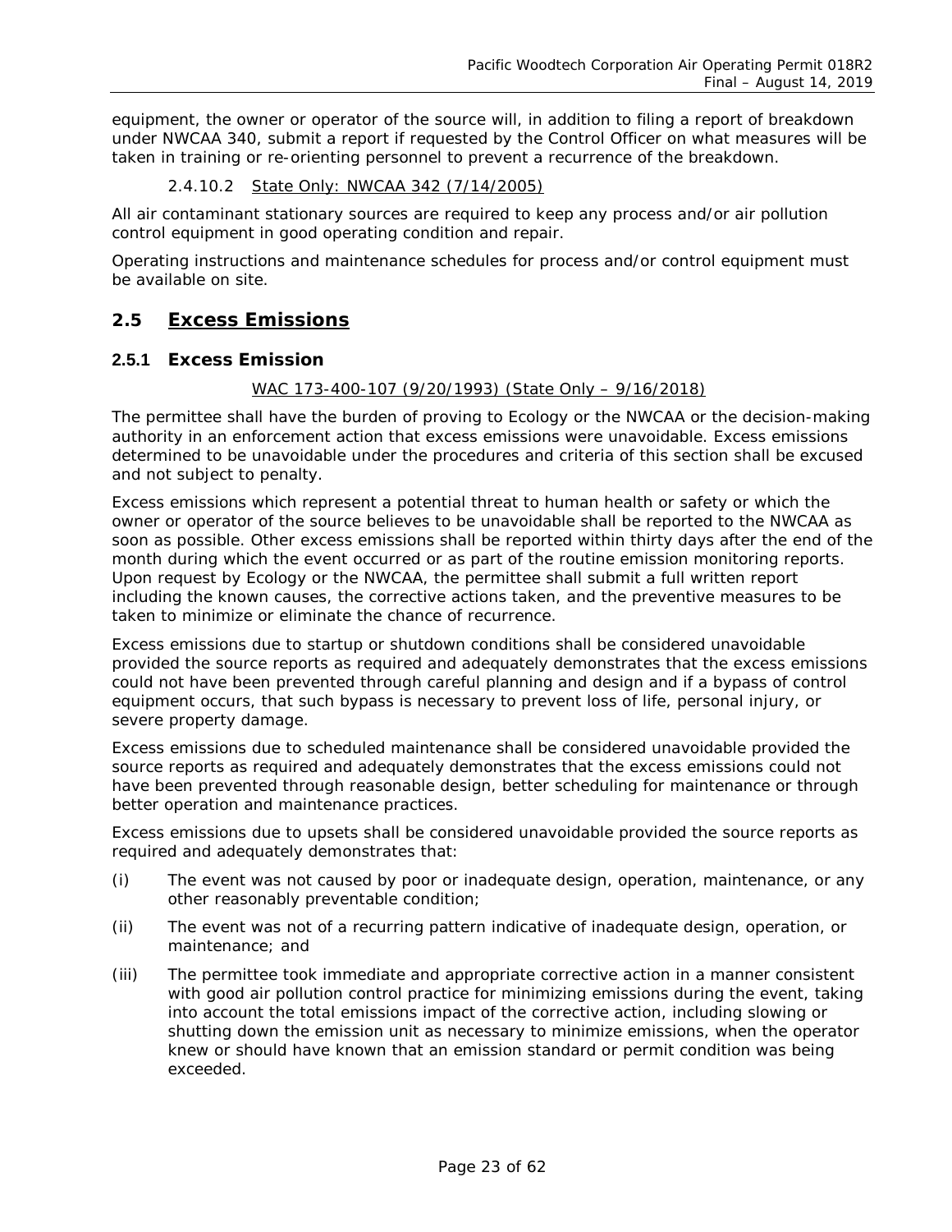equipment, the owner or operator of the source will, in addition to filing a report of breakdown under NWCAA 340, submit a report if requested by the Control Officer on what measures will be taken in training or re-orienting personnel to prevent a recurrence of the breakdown.

#### 2.4.10.2 State Only: NWCAA 342 (7/14/2005)

All air contaminant stationary sources are required to keep any process and/or air pollution control equipment in good operating condition and repair.

Operating instructions and maintenance schedules for process and/or control equipment must be available on site.

## 2.5 Excess Emissions

### 2.5.1 Excess Emission

WAC 173-400-107 (9/20/1993) (State Only – 9/16/2018)

The permittee shall have the burden of proving to Ecology or the NWCAA or the decision-making authority in an enforcement action that excess emissions were unavoidable. Excess emissions determined to be unavoidable under the procedures and criteria of this section shall be excused and not subject to penalty.

Excess emissions which represent a potential threat to human health or safety or which the owner or operator of the source believes to be unavoidable shall be reported to the NWCAA as soon as possible. Other excess emissions shall be reported within thirty days after the end of the month during which the event occurred or as part of the routine emission monitoring reports. Upon request by Ecology or the NWCAA, the permittee shall submit a full written report including the known causes, the corrective actions taken, and the preventive measures to be taken to minimize or eliminate the chance of recurrence.

Excess emissions due to startup or shutdown conditions shall be considered unavoidable provided the source reports as required and adequately demonstrates that the excess emissions could not have been prevented through careful planning and design and if a bypass of control equipment occurs, that such bypass is necessary to prevent loss of life, personal injury, or severe property damage.

Excess emissions due to scheduled maintenance shall be considered unavoidable provided the source reports as required and adequately demonstrates that the excess emissions could not have been prevented through reasonable design, better scheduling for maintenance or through better operation and maintenance practices.

Excess emissions due to upsets shall be considered unavoidable provided the source reports as required and adequately demonstrates that:

(i) The event was not caused by poor or inadequate design, operation, maintenance, or any other reasonably preventable condition;

(ii) The event was not of a recurring pattern indicative of inadequate design, operation, or maintenance; and

(iii) The permittee took immediate and appropriate corrective action in a manner consistent with good air pollution control practice for minimizing emissions during the event, taking into account the total emissions impact of the corrective action, including slowing or shutting down the emission unit as necessary to minimize emissions, when the operator knew or should have known that an emission standard or permit condition was being exceeded.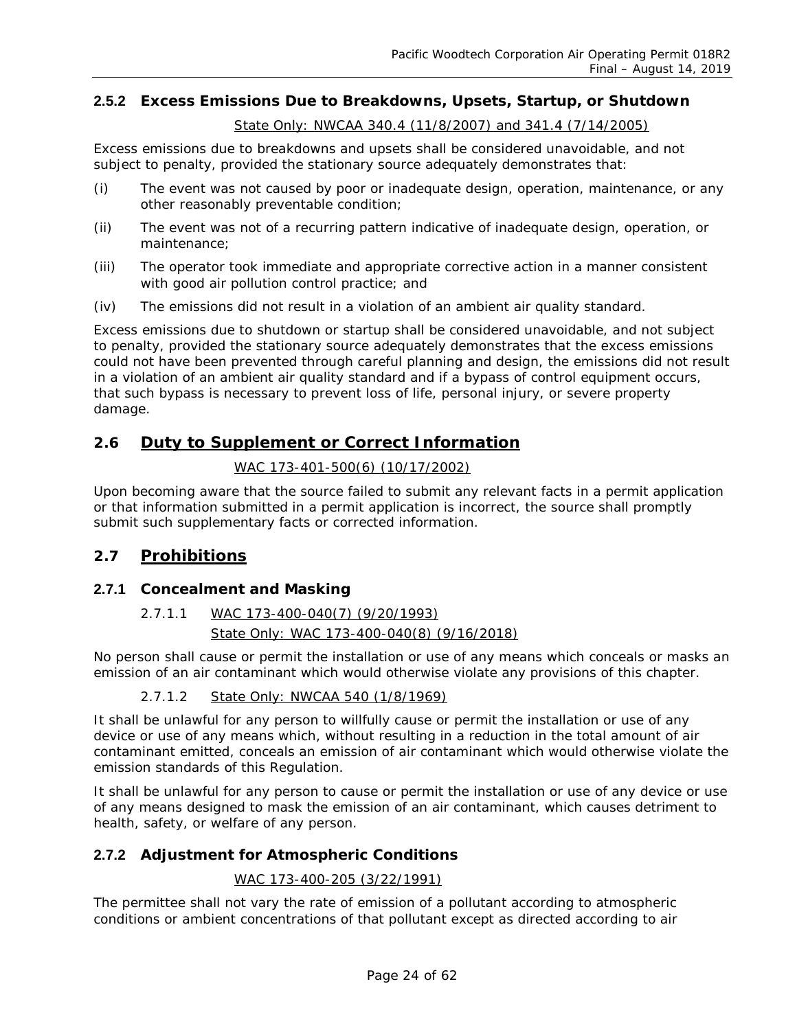### 2.5.2 Excess Emissions Due to Breakdowns, Upsets, Startup, or Shutdown

State Only: NWCAA 340.4 (11/8/2007) and 341.4 (7/14/2005)

Excess emissions due to breakdowns and upsets shall be considered unavoidable, and not subject to penalty, provided the stationary source adequately demonstrates that:

(i) The event was not caused by poor or inadequate design, operation, maintenance, or any other reasonably preventable condition;

(ii) The event was not of a recurring pattern indicative of inadequate design, operation, or maintenance;

(iii) The operator took immediate and appropriate corrective action in a manner consistent with good air pollution control practice; and

(iv) The emissions did not result in a violation of an ambient air quality standard.

Excess emissions due to shutdown or startup shall be considered unavoidable, and not subject to penalty, provided the stationary source adequately demonstrates that the excess emissions could not have been prevented through careful planning and design, the emissions did not result in a violation of an ambient air quality standard and if a bypass of control equipment occurs, that such bypass is necessary to prevent loss of life, personal injury, or severe property damage.

## 2.6 Duty to Supplement or Correct Information

WAC 173-401-500(6) (10/17/2002)

Upon becoming aware that the source failed to submit any relevant facts in a permit application or that information submitted in a permit application is incorrect, the source shall promptly submit such supplementary facts or corrected information.

## 2.7 Prohibitions

### 2.7.1 Concealment and Masking

2.7.1.1 WAC 173-400-040(7) (9/20/1993)
State Only: WAC 173-400-040(8) (9/16/2018)

No person shall cause or permit the installation or use of any means which conceals or masks an emission of an air contaminant which would otherwise violate any provisions of this chapter.

2.7.1.2 State Only: NWCAA 540 (1/8/1969)

It shall be unlawful for any person to willfully cause or permit the installation or use of any device or use of any means which, without resulting in a reduction in the total amount of air contaminant emitted, conceals an emission of air contaminant which would otherwise violate the emission standards of this Regulation.

It shall be unlawful for any person to cause or permit the installation or use of any device or use of any means designed to mask the emission of an air contaminant, which causes detriment to health, safety, or welfare of any person.

### 2.7.2 Adjustment for Atmospheric Conditions

WAC 173-400-205 (3/22/1991)

The permittee shall not vary the rate of emission of a pollutant according to atmospheric conditions or ambient concentrations of that pollutant except as directed according to air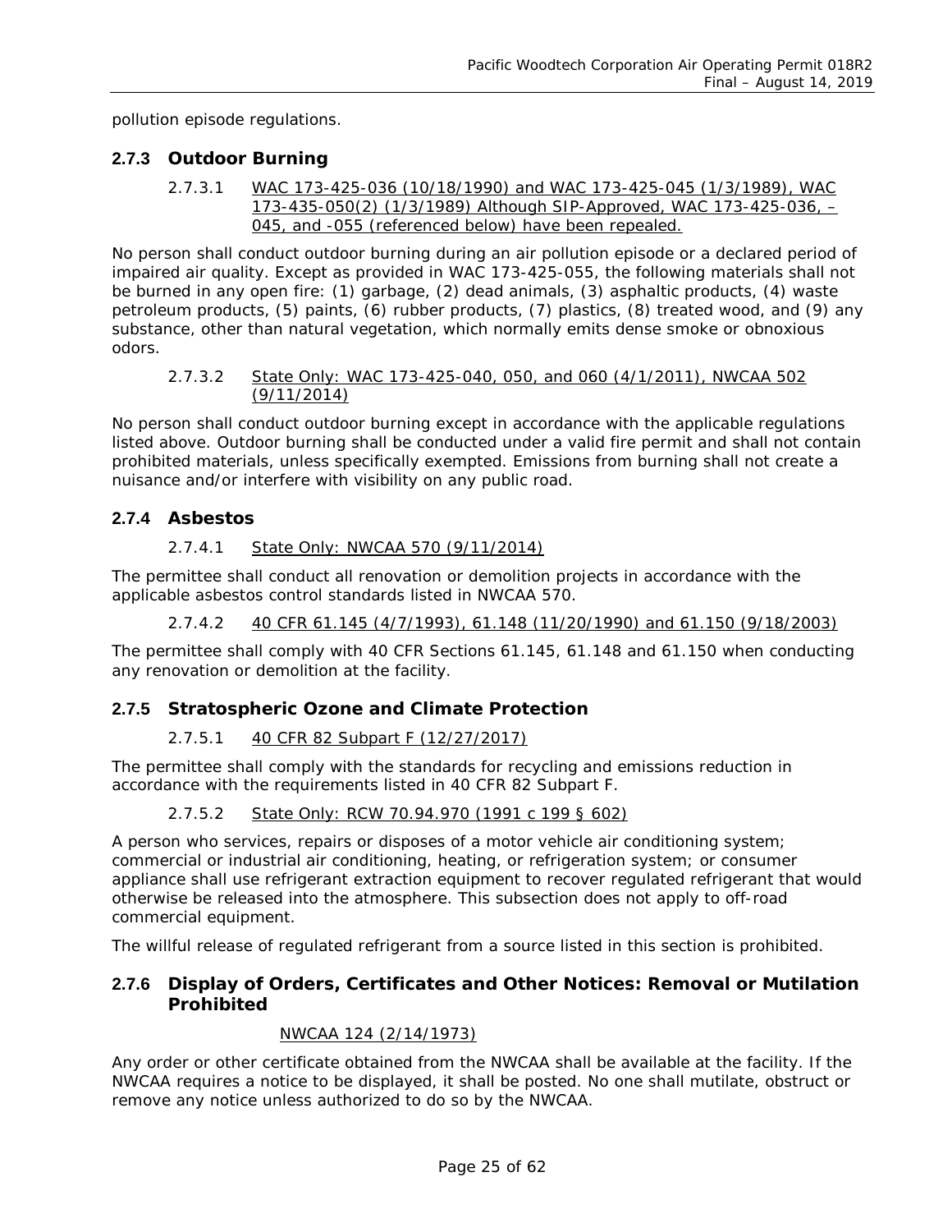pollution episode regulations.

### 2.7.3 Outdoor Burning

2.7.3.1 WAC 173-425-036 (10/18/1990) and WAC 173-425-045 (1/3/1989), WAC 173-435-050(2) (1/3/1989) Although SIP-Approved, WAC 173-425-036, –045, and -055 (referenced below) have been repealed.

No person shall conduct outdoor burning during an air pollution episode or a declared period of impaired air quality. Except as provided in WAC 173-425-055, the following materials shall not be burned in any open fire: (1) garbage, (2) dead animals, (3) asphaltic products, (4) waste petroleum products, (5) paints, (6) rubber products, (7) plastics, (8) treated wood, and (9) any substance, other than natural vegetation, which normally emits dense smoke or obnoxious odors.

2.7.3.2 State Only: WAC 173-425-040, 050, and 060 (4/1/2011), NWCAA 502 (9/11/2014)

No person shall conduct outdoor burning except in accordance with the applicable regulations listed above. Outdoor burning shall be conducted under a valid fire permit and shall not contain prohibited materials, unless specifically exempted. Emissions from burning shall not create a nuisance and/or interfere with visibility on any public road.

### 2.7.4 Asbestos

2.7.4.1 State Only: NWCAA 570 (9/11/2014)

The permittee shall conduct all renovation or demolition projects in accordance with the applicable asbestos control standards listed in NWCAA 570.

2.7.4.2 40 CFR 61.145 (4/7/1993), 61.148 (11/20/1990) and 61.150 (9/18/2003)

The permittee shall comply with 40 CFR Sections 61.145, 61.148 and 61.150 when conducting any renovation or demolition at the facility.

### 2.7.5 Stratospheric Ozone and Climate Protection

2.7.5.1 40 CFR 82 Subpart F (12/27/2017)

The permittee shall comply with the standards for recycling and emissions reduction in accordance with the requirements listed in 40 CFR 82 Subpart F.

2.7.5.2 State Only: RCW 70.94.970 (1991 c 199 § 602)

A person who services, repairs or disposes of a motor vehicle air conditioning system; commercial or industrial air conditioning, heating, or refrigeration system; or consumer appliance shall use refrigerant extraction equipment to recover regulated refrigerant that would otherwise be released into the atmosphere. This subsection does not apply to off-road commercial equipment.

The willful release of regulated refrigerant from a source listed in this section is prohibited.

### 2.7.6 Display of Orders, Certificates and Other Notices: Removal or Mutilation Prohibited

NWCAA 124 (2/14/1973)

Any order or other certificate obtained from the NWCAA shall be available at the facility. If the NWCAA requires a notice to be displayed, it shall be posted. No one shall mutilate, obstruct or remove any notice unless authorized to do so by the NWCAA.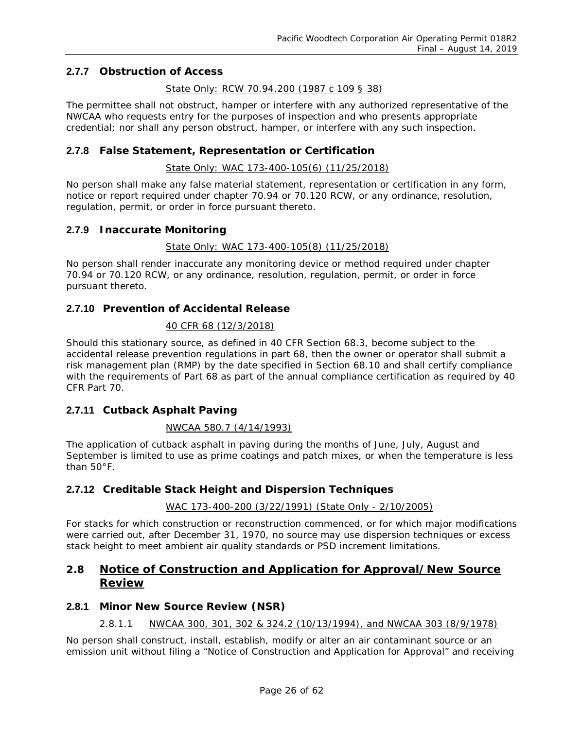### 2.7.7 Obstruction of Access

State Only: RCW 70.94.200 (1987 c 109 § 38)

The permittee shall not obstruct, hamper or interfere with any authorized representative of the NWCAA who requests entry for the purposes of inspection and who presents appropriate credential; nor shall any person obstruct, hamper, or interfere with any such inspection.

### 2.7.8 False Statement, Representation or Certification

State Only: WAC 173-400-105(6) (11/25/2018)

No person shall make any false material statement, representation or certification in any form, notice or report required under chapter 70.94 or 70.120 RCW, or any ordinance, resolution, regulation, permit, or order in force pursuant thereto.

### 2.7.9 Inaccurate Monitoring

State Only: WAC 173-400-105(8) (11/25/2018)

No person shall render inaccurate any monitoring device or method required under chapter 70.94 or 70.120 RCW, or any ordinance, resolution, regulation, permit, or order in force pursuant thereto.

### 2.7.10 Prevention of Accidental Release

40 CFR 68 (12/3/2018)

Should this stationary source, as defined in 40 CFR Section 68.3, become subject to the accidental release prevention regulations in part 68, then the owner or operator shall submit a risk management plan (RMP) by the date specified in Section 68.10 and shall certify compliance with the requirements of Part 68 as part of the annual compliance certification as required by 40 CFR Part 70.

### 2.7.11 Cutback Asphalt Paving

NWCAA 580.7 (4/14/1993)

The application of cutback asphalt in paving during the months of June, July, August and September is limited to use as prime coatings and patch mixes, or when the temperature is less than 50°F.

### 2.7.12 Creditable Stack Height and Dispersion Techniques

WAC 173-400-200 (3/22/1991) (State Only - 2/10/2005)

For stacks for which construction or reconstruction commenced, or for which major modifications were carried out, after December 31, 1970, no source may use dispersion techniques or excess stack height to meet ambient air quality standards or PSD increment limitations.

## 2.8 Notice of Construction and Application for Approval/New Source Review

### 2.8.1 Minor New Source Review (NSR)

2.8.1.1 NWCAA 300, 301, 302 & 324.2 (10/13/1994), and NWCAA 303 (8/9/1978)

No person shall construct, install, establish, modify or alter an air contaminant source or an emission unit without filing a "Notice of Construction and Application for Approval" and receiving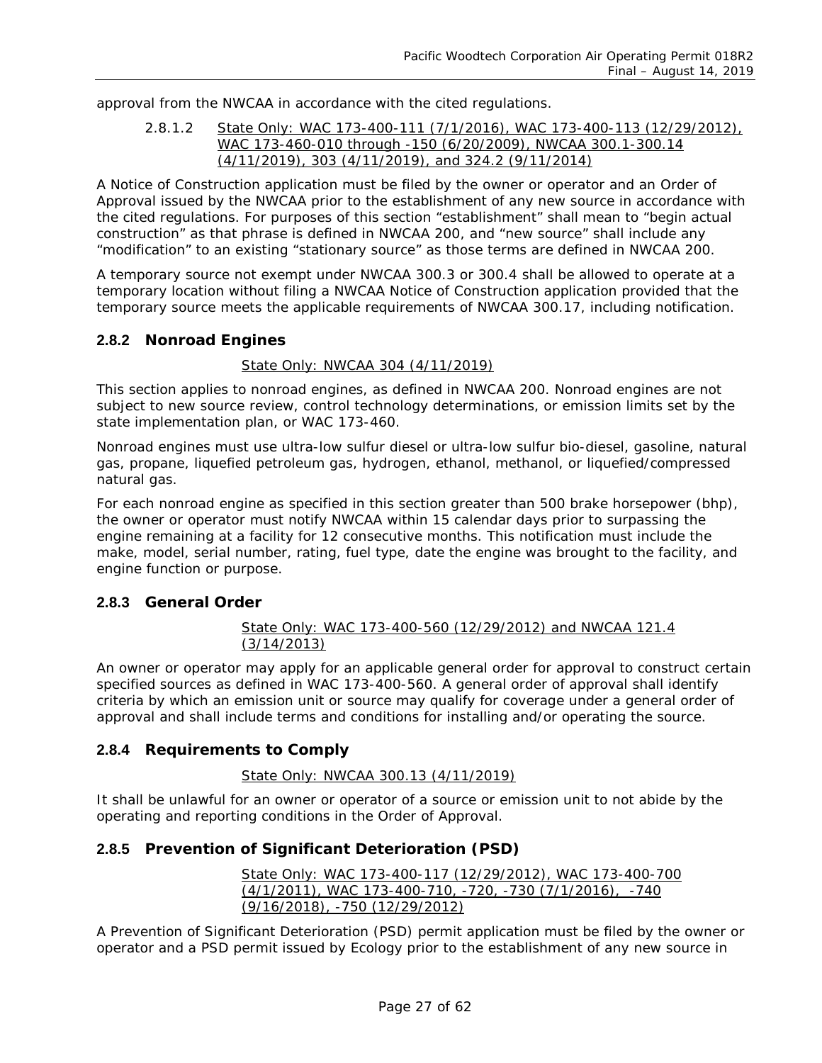approval from the NWCAA in accordance with the cited regulations.

2.8.1.2 State Only: WAC 173-400-111 (7/1/2016), WAC 173-400-113 (12/29/2012), WAC 173-460-010 through -150 (6/20/2009), NWCAA 300.1-300.14 (4/11/2019), 303 (4/11/2019), and 324.2 (9/11/2014)

A Notice of Construction application must be filed by the owner or operator and an Order of Approval issued by the NWCAA prior to the establishment of any new source in accordance with the cited regulations. For purposes of this section "establishment" shall mean to "begin actual construction" as that phrase is defined in NWCAA 200, and "new source" shall include any "modification" to an existing "stationary source" as those terms are defined in NWCAA 200.

A temporary source not exempt under NWCAA 300.3 or 300.4 shall be allowed to operate at a temporary location without filing a NWCAA Notice of Construction application provided that the temporary source meets the applicable requirements of NWCAA 300.17, including notification.

### 2.8.2 Nonroad Engines

State Only: NWCAA 304 (4/11/2019)

This section applies to nonroad engines, as defined in NWCAA 200. Nonroad engines are not subject to new source review, control technology determinations, or emission limits set by the state implementation plan, or WAC 173-460.

Nonroad engines must use ultra-low sulfur diesel or ultra-low sulfur bio-diesel, gasoline, natural gas, propane, liquefied petroleum gas, hydrogen, ethanol, methanol, or liquefied/compressed natural gas.

For each nonroad engine as specified in this section greater than 500 brake horsepower (bhp), the owner or operator must notify NWCAA within 15 calendar days prior to surpassing the engine remaining at a facility for 12 consecutive months. This notification must include the make, model, serial number, rating, fuel type, date the engine was brought to the facility, and engine function or purpose.

### 2.8.3 General Order

State Only: WAC 173-400-560 (12/29/2012) and NWCAA 121.4 (3/14/2013)

An owner or operator may apply for an applicable general order for approval to construct certain specified sources as defined in WAC 173-400-560. A general order of approval shall identify criteria by which an emission unit or source may qualify for coverage under a general order of approval and shall include terms and conditions for installing and/or operating the source.

### 2.8.4 Requirements to Comply

State Only: NWCAA 300.13 (4/11/2019)

It shall be unlawful for an owner or operator of a source or emission unit to not abide by the operating and reporting conditions in the Order of Approval.

### 2.8.5 Prevention of Significant Deterioration (PSD)

State Only: WAC 173-400-117 (12/29/2012), WAC 173-400-700 (4/1/2011), WAC 173-400-710, -720, -730 (7/1/2016), -740 (9/16/2018), -750 (12/29/2012)

A Prevention of Significant Deterioration (PSD) permit application must be filed by the owner or operator and a PSD permit issued by Ecology prior to the establishment of any new source in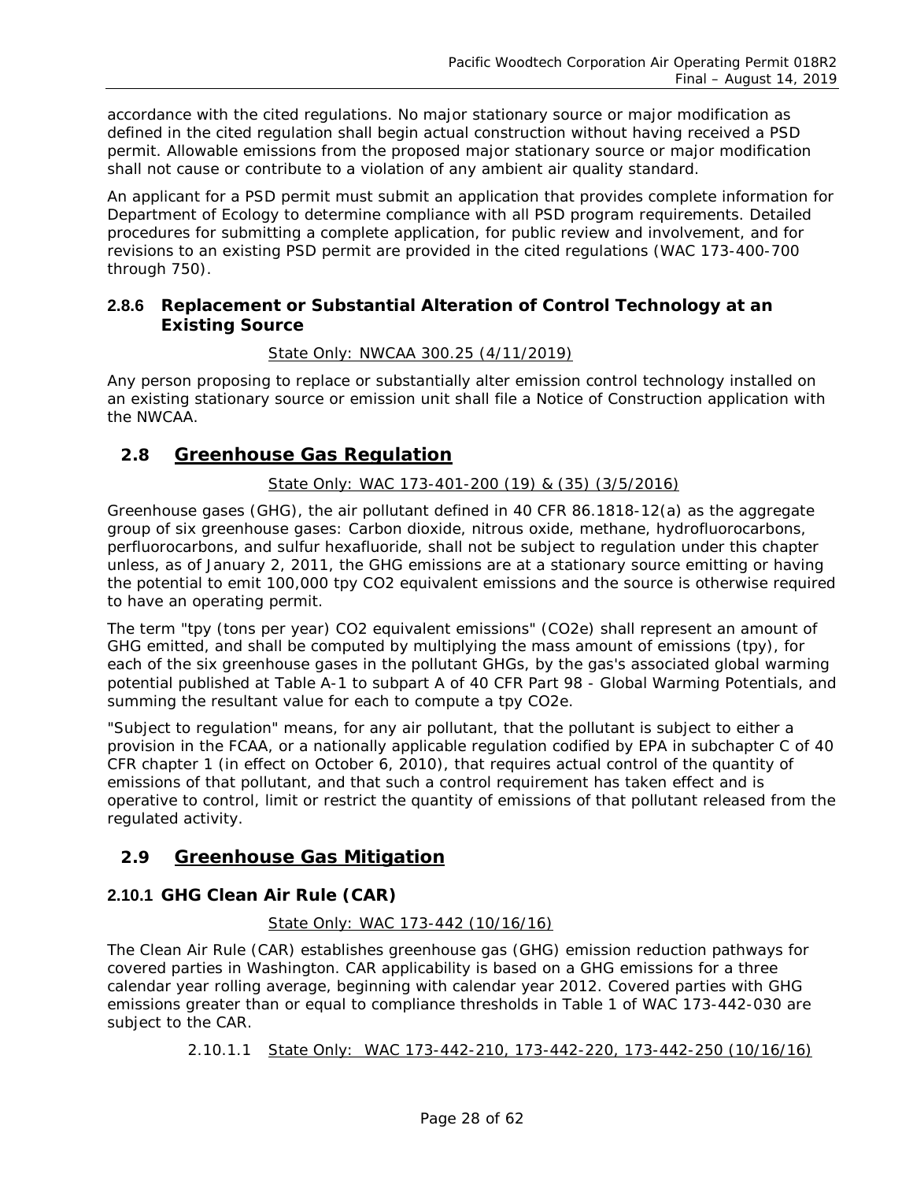accordance with the cited regulations. No major stationary source or major modification as defined in the cited regulation shall begin actual construction without having received a PSD permit. Allowable emissions from the proposed major stationary source or major modification shall not cause or contribute to a violation of any ambient air quality standard.

An applicant for a PSD permit must submit an application that provides complete information for Department of Ecology to determine compliance with all PSD program requirements. Detailed procedures for submitting a complete application, for public review and involvement, and for revisions to an existing PSD permit are provided in the cited regulations (WAC 173-400-700 through 750).

### 2.8.6 Replacement or Substantial Alteration of Control Technology at an Existing Source

State Only: NWCAA 300.25 (4/11/2019)

Any person proposing to replace or substantially alter emission control technology installed on an existing stationary source or emission unit shall file a Notice of Construction application with the NWCAA.

## 2.8 Greenhouse Gas Regulation

State Only: WAC 173-401-200 (19) & (35) (3/5/2016)

Greenhouse gases (GHG), the air pollutant defined in 40 CFR 86.1818-12(a) as the aggregate group of six greenhouse gases: Carbon dioxide, nitrous oxide, methane, hydrofluorocarbons, perfluorocarbons, and sulfur hexafluoride, shall not be subject to regulation under this chapter unless, as of January 2, 2011, the GHG emissions are at a stationary source emitting or having the potential to emit 100,000 tpy CO2 equivalent emissions and the source is otherwise required to have an operating permit.

The term "tpy (tons per year) CO2 equivalent emissions" (CO2e) shall represent an amount of GHG emitted, and shall be computed by multiplying the mass amount of emissions (tpy), for each of the six greenhouse gases in the pollutant GHGs, by the gas's associated global warming potential published at Table A-1 to subpart A of 40 CFR Part 98 - Global Warming Potentials, and summing the resultant value for each to compute a tpy CO2e.

"Subject to regulation" means, for any air pollutant, that the pollutant is subject to either a provision in the FCAA, or a nationally applicable regulation codified by EPA in subchapter C of 40 CFR chapter 1 (in effect on October 6, 2010), that requires actual control of the quantity of emissions of that pollutant, and that such a control requirement has taken effect and is operative to control, limit or restrict the quantity of emissions of that pollutant released from the regulated activity.

## 2.9 Greenhouse Gas Mitigation

### 2.10.1 GHG Clean Air Rule (CAR)

State Only: WAC 173-442 (10/16/16)

The Clean Air Rule (CAR) establishes greenhouse gas (GHG) emission reduction pathways for covered parties in Washington. CAR applicability is based on a GHG emissions for a three calendar year rolling average, beginning with calendar year 2012. Covered parties with GHG emissions greater than or equal to compliance thresholds in Table 1 of WAC 173-442-030 are subject to the CAR.

2.10.1.1 State Only: WAC 173-442-210, 173-442-220, 173-442-250 (10/16/16)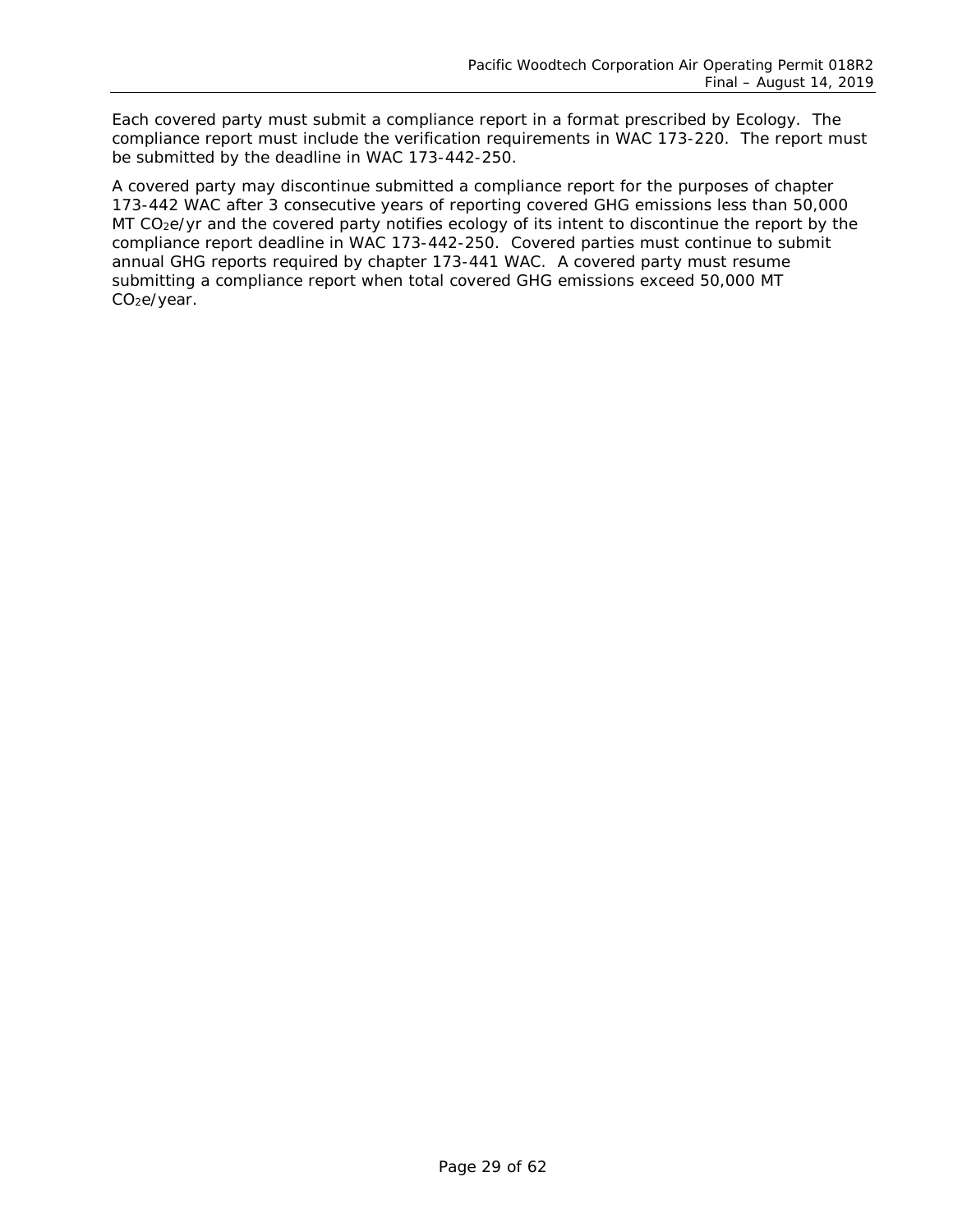Each covered party must submit a compliance report in a format prescribed by Ecology. The compliance report must include the verification requirements in WAC 173-220. The report must be submitted by the deadline in WAC 173-442-250.

A covered party may discontinue submitted a compliance report for the purposes of chapter 173-442 WAC after 3 consecutive years of reporting covered GHG emissions less than 50,000 MT $CO_2e$/yr and the covered party notifies ecology of its intent to discontinue the report by the compliance report deadline in WAC 173-442-250. Covered parties must continue to submit annual GHG reports required by chapter 173-441 WAC. A covered party must resume submitting a compliance report when total covered GHG emissions exceed 50,000 MT $CO_2e$/year.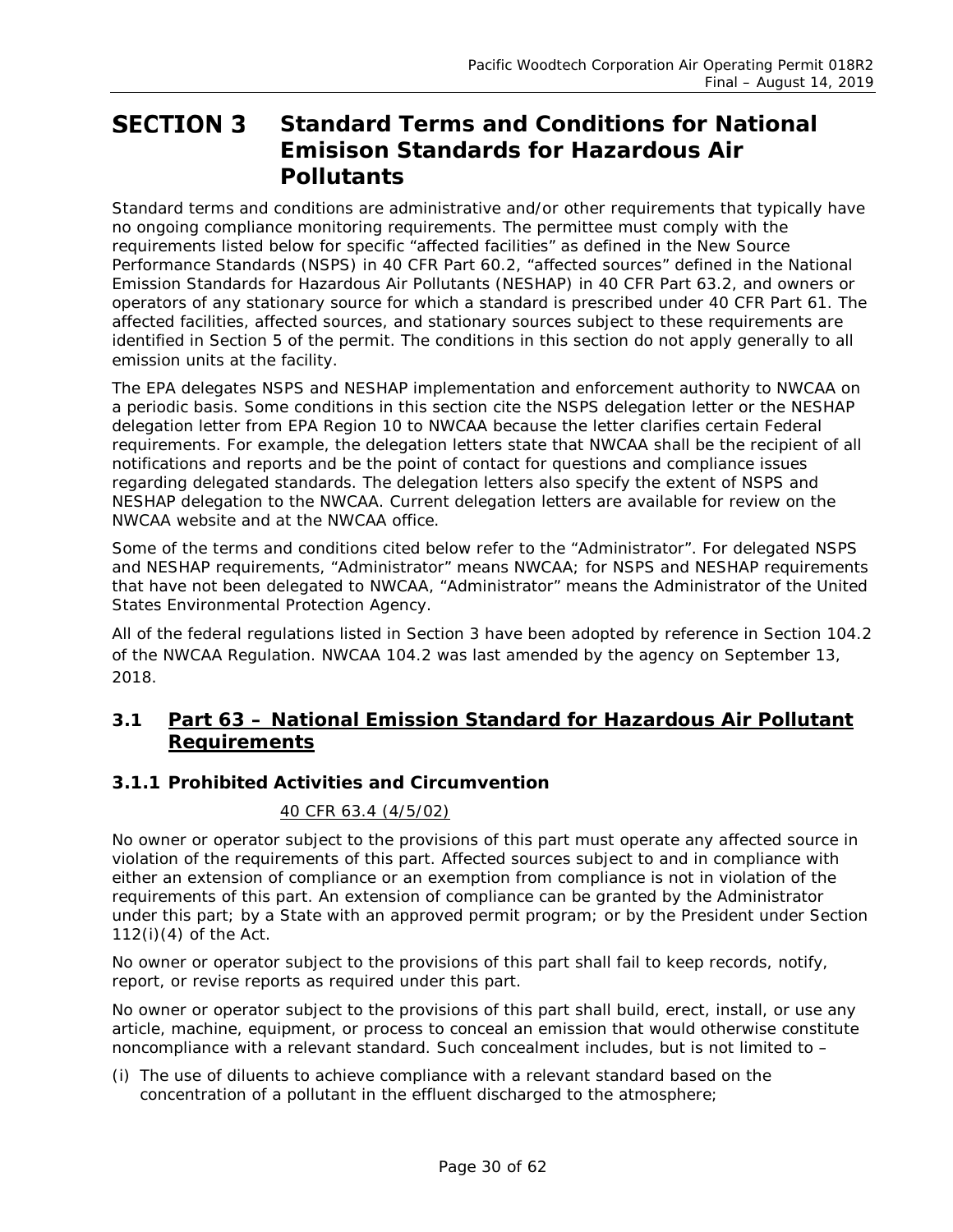# SECTION 3 Standard Terms and Conditions for National Emisison Standards for Hazardous Air Pollutants

Standard terms and conditions are administrative and/or other requirements that typically have no ongoing compliance monitoring requirements. The permittee must comply with the requirements listed below for specific "affected facilities" as defined in the New Source Performance Standards (NSPS) in 40 CFR Part 60.2, "affected sources" defined in the National Emission Standards for Hazardous Air Pollutants (NESHAP) in 40 CFR Part 63.2, and owners or operators of any stationary source for which a standard is prescribed under 40 CFR Part 61. The affected facilities, affected sources, and stationary sources subject to these requirements are identified in Section 5 of the permit. The conditions in this section do not apply generally to all emission units at the facility.

The EPA delegates NSPS and NESHAP implementation and enforcement authority to NWCAA on a periodic basis. Some conditions in this section cite the NSPS delegation letter or the NESHAP delegation letter from EPA Region 10 to NWCAA because the letter clarifies certain Federal requirements. For example, the delegation letters state that NWCAA shall be the recipient of all notifications and reports and be the point of contact for questions and compliance issues regarding delegated standards. The delegation letters also specify the extent of NSPS and NESHAP delegation to the NWCAA. Current delegation letters are available for review on the NWCAA website and at the NWCAA office.

Some of the terms and conditions cited below refer to the "Administrator". For delegated NSPS and NESHAP requirements, "Administrator" means NWCAA; for NSPS and NESHAP requirements that have not been delegated to NWCAA, "Administrator" means the Administrator of the United States Environmental Protection Agency.

All of the federal regulations listed in Section 3 have been adopted by reference in Section 104.2 of the NWCAA Regulation. NWCAA 104.2 was last amended by the agency on September 13, 2018.

## 3.1 Part 63 – National Emission Standard for Hazardous Air Pollutant Requirements

### 3.1.1 Prohibited Activities and Circumvention

40 CFR 63.4 (4/5/02)

No owner or operator subject to the provisions of this part must operate any affected source in violation of the requirements of this part. Affected sources subject to and in compliance with either an extension of compliance or an exemption from compliance is not in violation of the requirements of this part. An extension of compliance can be granted by the Administrator under this part; by a State with an approved permit program; or by the President under Section 112(i)(4) of the Act.

No owner or operator subject to the provisions of this part shall fail to keep records, notify, report, or revise reports as required under this part.

No owner or operator subject to the provisions of this part shall build, erect, install, or use any article, machine, equipment, or process to conceal an emission that would otherwise constitute noncompliance with a relevant standard. Such concealment includes, but is not limited to –

(i) The use of diluents to achieve compliance with a relevant standard based on the concentration of a pollutant in the effluent discharged to the atmosphere;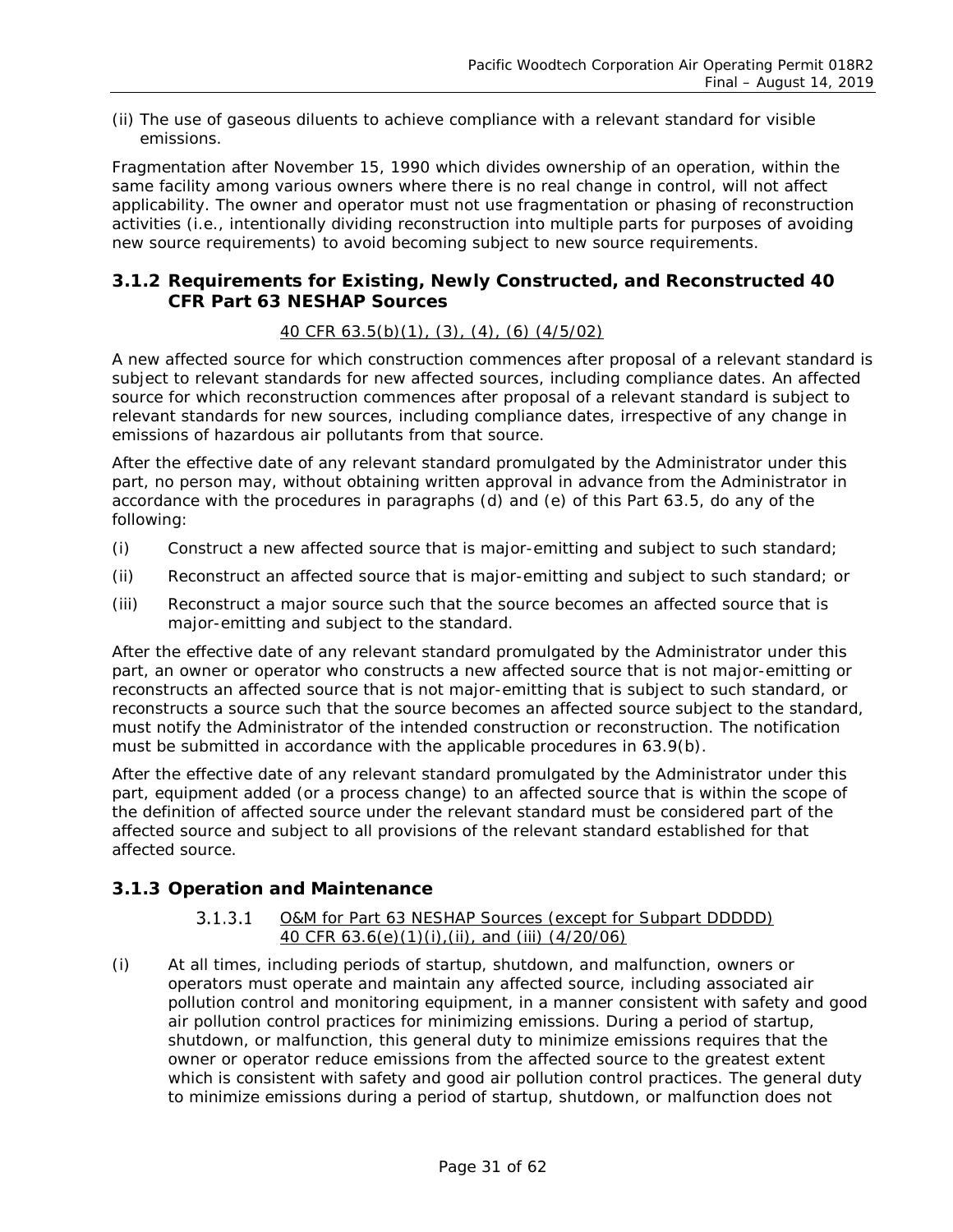(ii) The use of gaseous diluents to achieve compliance with a relevant standard for visible emissions.

Fragmentation after November 15, 1990 which divides ownership of an operation, within the same facility among various owners where there is no real change in control, will not affect applicability. The owner and operator must not use fragmentation or phasing of reconstruction activities (i.e., intentionally dividing reconstruction into multiple parts for purposes of avoiding new source requirements) to avoid becoming subject to new source requirements.

### 3.1.2 Requirements for Existing, Newly Constructed, and Reconstructed 40 CFR Part 63 NESHAP Sources

40 CFR 63.5(b)(1), (3), (4), (6) (4/5/02)

A new affected source for which construction commences after proposal of a relevant standard is subject to relevant standards for new affected sources, including compliance dates. An affected source for which reconstruction commences after proposal of a relevant standard is subject to relevant standards for new sources, including compliance dates, irrespective of any change in emissions of hazardous air pollutants from that source.

After the effective date of any relevant standard promulgated by the Administrator under this part, no person may, without obtaining written approval in advance from the Administrator in accordance with the procedures in paragraphs (d) and (e) of this Part 63.5, do any of the following:

(i) Construct a new affected source that is major-emitting and subject to such standard;

(ii) Reconstruct an affected source that is major-emitting and subject to such standard; or

(iii) Reconstruct a major source such that the source becomes an affected source that is major-emitting and subject to the standard.

After the effective date of any relevant standard promulgated by the Administrator under this part, an owner or operator who constructs a new affected source that is not major-emitting or reconstructs an affected source that is not major-emitting that is subject to such standard, or reconstructs a source such that the source becomes an affected source subject to the standard, must notify the Administrator of the intended construction or reconstruction. The notification must be submitted in accordance with the applicable procedures in 63.9(b).

After the effective date of any relevant standard promulgated by the Administrator under this part, equipment added (or a process change) to an affected source that is within the scope of the definition of affected source under the relevant standard must be considered part of the affected source and subject to all provisions of the relevant standard established for that affected source.

### 3.1.3 Operation and Maintenance

#### 3.1.3.1 O&M for Part 63 NESHAP Sources (except for Subpart DDDDD) 40 CFR 63.6(e)(1)(i),(ii), and (iii) (4/20/06)

(i) At all times, including periods of startup, shutdown, and malfunction, owners or operators must operate and maintain any affected source, including associated air pollution control and monitoring equipment, in a manner consistent with safety and good air pollution control practices for minimizing emissions. During a period of startup, shutdown, or malfunction, this general duty to minimize emissions requires that the owner or operator reduce emissions from the affected source to the greatest extent which is consistent with safety and good air pollution control practices. The general duty to minimize emissions during a period of startup, shutdown, or malfunction does not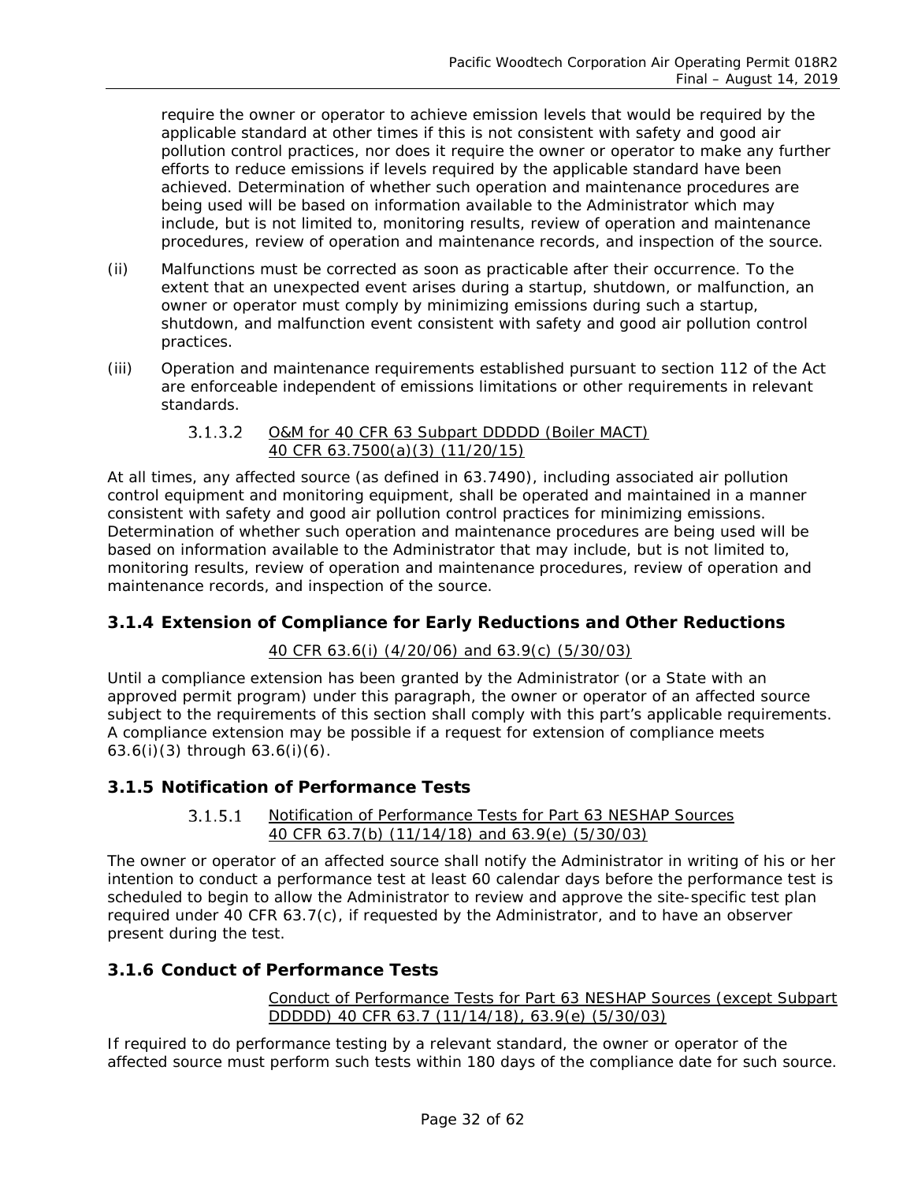require the owner or operator to achieve emission levels that would be required by the applicable standard at other times if this is not consistent with safety and good air pollution control practices, nor does it require the owner or operator to make any further efforts to reduce emissions if levels required by the applicable standard have been achieved. Determination of whether such operation and maintenance procedures are being used will be based on information available to the Administrator which may include, but is not limited to, monitoring results, review of operation and maintenance procedures, review of operation and maintenance records, and inspection of the source.

(ii) Malfunctions must be corrected as soon as practicable after their occurrence. To the extent that an unexpected event arises during a startup, shutdown, or malfunction, an owner or operator must comply by minimizing emissions during such a startup, shutdown, and malfunction event consistent with safety and good air pollution control practices.

(iii) Operation and maintenance requirements established pursuant to section 112 of the Act are enforceable independent of emissions limitations or other requirements in relevant standards.

#### 3.1.3.2 O&M for 40 CFR 63 Subpart DDDDD (Boiler MACT) 40 CFR 63.7500(a)(3) (11/20/15)

At all times, any affected source (as defined in 63.7490), including associated air pollution control equipment and monitoring equipment, shall be operated and maintained in a manner consistent with safety and good air pollution control practices for minimizing emissions. Determination of whether such operation and maintenance procedures are being used will be based on information available to the Administrator that may include, but is not limited to, monitoring results, review of operation and maintenance procedures, review of operation and maintenance records, and inspection of the source.

### 3.1.4 Extension of Compliance for Early Reductions and Other Reductions

40 CFR 63.6(i) (4/20/06) and 63.9(c) (5/30/03)

Until a compliance extension has been granted by the Administrator (or a State with an approved permit program) under this paragraph, the owner or operator of an affected source subject to the requirements of this section shall comply with this part's applicable requirements. A compliance extension may be possible if a request for extension of compliance meets 63.6(i)(3) through 63.6(i)(6).

### 3.1.5 Notification of Performance Tests

#### 3.1.5.1 Notification of Performance Tests for Part 63 NESHAP Sources 40 CFR 63.7(b) (11/14/18) and 63.9(e) (5/30/03)

The owner or operator of an affected source shall notify the Administrator in writing of his or her intention to conduct a performance test at least 60 calendar days before the performance test is scheduled to begin to allow the Administrator to review and approve the site-specific test plan required under 40 CFR 63.7(c), if requested by the Administrator, and to have an observer present during the test.

### 3.1.6 Conduct of Performance Tests

Conduct of Performance Tests for Part 63 NESHAP Sources (except Subpart DDDDD) 40 CFR 63.7 (11/14/18), 63.9(e) (5/30/03)

If required to do performance testing by a relevant standard, the owner or operator of the affected source must perform such tests within 180 days of the compliance date for such source.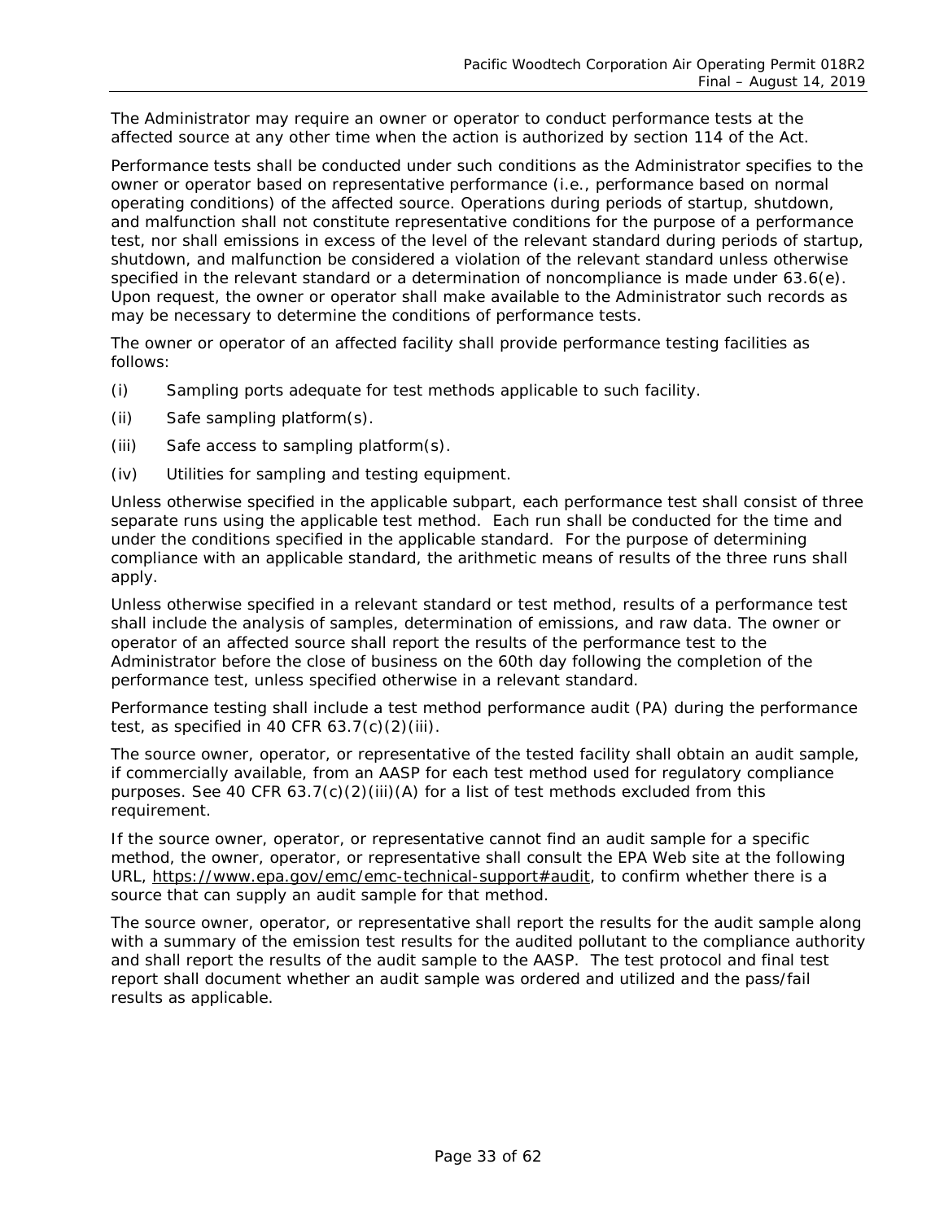The Administrator may require an owner or operator to conduct performance tests at the affected source at any other time when the action is authorized by section 114 of the Act.

Performance tests shall be conducted under such conditions as the Administrator specifies to the owner or operator based on representative performance (i.e., performance based on normal operating conditions) of the affected source. Operations during periods of startup, shutdown, and malfunction shall not constitute representative conditions for the purpose of a performance test, nor shall emissions in excess of the level of the relevant standard during periods of startup, shutdown, and malfunction be considered a violation of the relevant standard unless otherwise specified in the relevant standard or a determination of noncompliance is made under 63.6(e). Upon request, the owner or operator shall make available to the Administrator such records as may be necessary to determine the conditions of performance tests.

The owner or operator of an affected facility shall provide performance testing facilities as follows:

(i) Sampling ports adequate for test methods applicable to such facility.

(ii) Safe sampling platform(s).

(iii) Safe access to sampling platform(s).

(iv) Utilities for sampling and testing equipment.

Unless otherwise specified in the applicable subpart, each performance test shall consist of three separate runs using the applicable test method. Each run shall be conducted for the time and under the conditions specified in the applicable standard. For the purpose of determining compliance with an applicable standard, the arithmetic means of results of the three runs shall apply.

Unless otherwise specified in a relevant standard or test method, results of a performance test shall include the analysis of samples, determination of emissions, and raw data. The owner or operator of an affected source shall report the results of the performance test to the Administrator before the close of business on the 60th day following the completion of the performance test, unless specified otherwise in a relevant standard.

Performance testing shall include a test method performance audit (PA) during the performance test, as specified in 40 CFR 63.7(c)(2)(iii).

The source owner, operator, or representative of the tested facility shall obtain an audit sample, if commercially available, from an AASP for each test method used for regulatory compliance purposes. See 40 CFR 63.7(c)(2)(iii)(A) for a list of test methods excluded from this requirement.

If the source owner, operator, or representative cannot find an audit sample for a specific method, the owner, operator, or representative shall consult the EPA Web site at the following URL, https://www.epa.gov/emc/emc-technical-support#audit, to confirm whether there is a source that can supply an audit sample for that method.

The source owner, operator, or representative shall report the results for the audit sample along with a summary of the emission test results for the audited pollutant to the compliance authority and shall report the results of the audit sample to the AASP. The test protocol and final test report shall document whether an audit sample was ordered and utilized and the pass/fail results as applicable.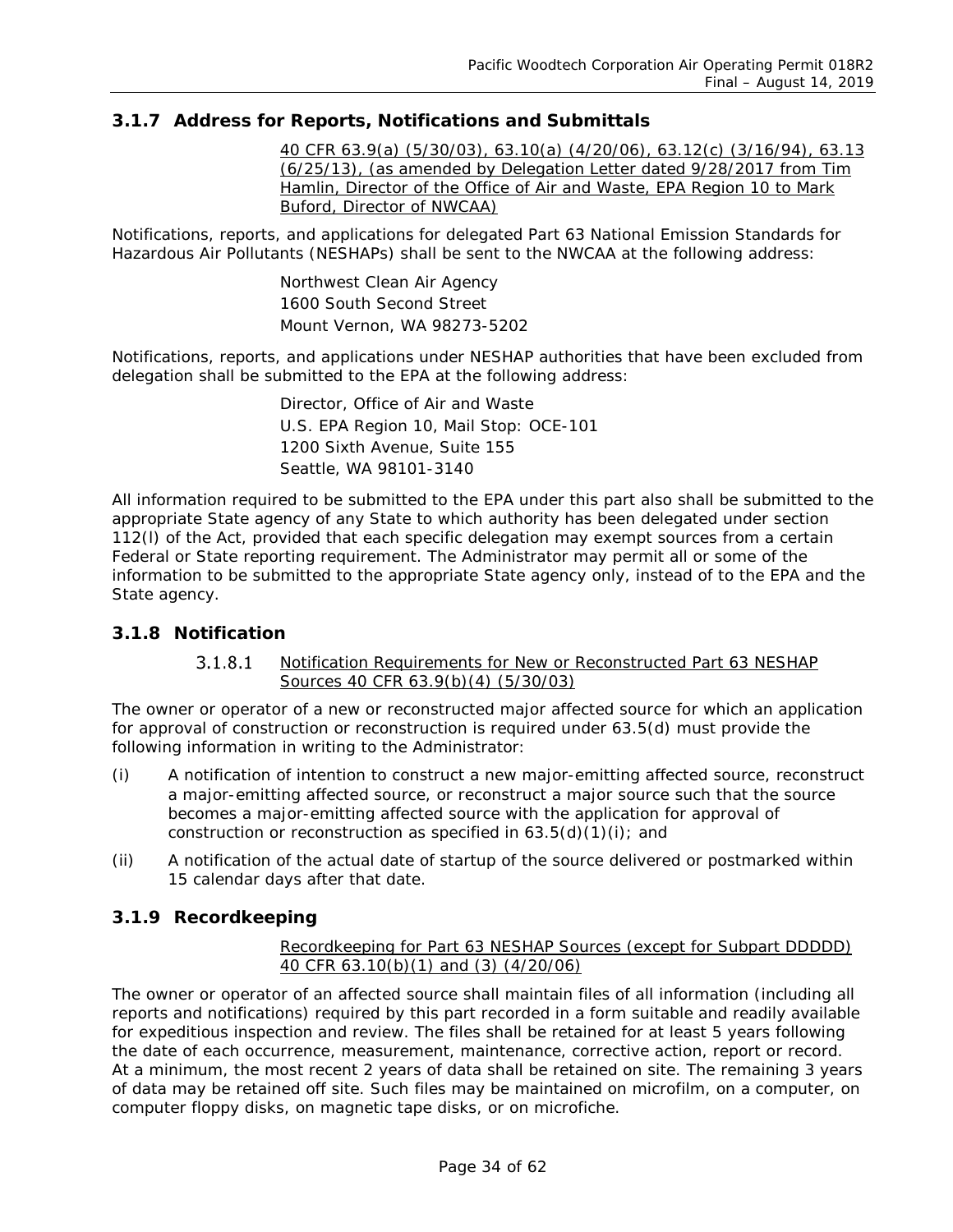### 3.1.7 Address for Reports, Notifications and Submittals

40 CFR 63.9(a) (5/30/03), 63.10(a) (4/20/06), 63.12(c) (3/16/94), 63.13 (6/25/13), (as amended by Delegation Letter dated 9/28/2017 from Tim Hamlin, Director of the Office of Air and Waste, EPA Region 10 to Mark Buford, Director of NWCAA)

Notifications, reports, and applications for delegated Part 63 National Emission Standards for Hazardous Air Pollutants (NESHAPs) shall be sent to the NWCAA at the following address:

Northwest Clean Air Agency
1600 South Second Street
Mount Vernon, WA 98273-5202

Notifications, reports, and applications under NESHAP authorities that have been excluded from delegation shall be submitted to the EPA at the following address:

Director, Office of Air and Waste
U.S. EPA Region 10, Mail Stop: OCE-101
1200 Sixth Avenue, Suite 155
Seattle, WA 98101-3140

All information required to be submitted to the EPA under this part also shall be submitted to the appropriate State agency of any State to which authority has been delegated under section 112(l) of the Act, provided that each specific delegation may exempt sources from a certain Federal or State reporting requirement. The Administrator may permit all or some of the information to be submitted to the appropriate State agency only, instead of to the EPA and the State agency.

### 3.1.8 Notification

#### 3.1.8.1 Notification Requirements for New or Reconstructed Part 63 NESHAP Sources 40 CFR 63.9(b)(4) (5/30/03)

The owner or operator of a new or reconstructed major affected source for which an application for approval of construction or reconstruction is required under 63.5(d) must provide the following information in writing to the Administrator:

(i) A notification of intention to construct a new major-emitting affected source, reconstruct a major-emitting affected source, or reconstruct a major source such that the source becomes a major-emitting affected source with the application for approval of construction or reconstruction as specified in 63.5(d)(1)(i); and

(ii) A notification of the actual date of startup of the source delivered or postmarked within 15 calendar days after that date.

### 3.1.9 Recordkeeping

Recordkeeping for Part 63 NESHAP Sources (except for Subpart DDDDD) 40 CFR 63.10(b)(1) and (3) (4/20/06)

The owner or operator of an affected source shall maintain files of all information (including all reports and notifications) required by this part recorded in a form suitable and readily available for expeditious inspection and review. The files shall be retained for at least 5 years following the date of each occurrence, measurement, maintenance, corrective action, report or record. At a minimum, the most recent 2 years of data shall be retained on site. The remaining 3 years of data may be retained off site. Such files may be maintained on microfilm, on a computer, on computer floppy disks, on magnetic tape disks, or on microfiche.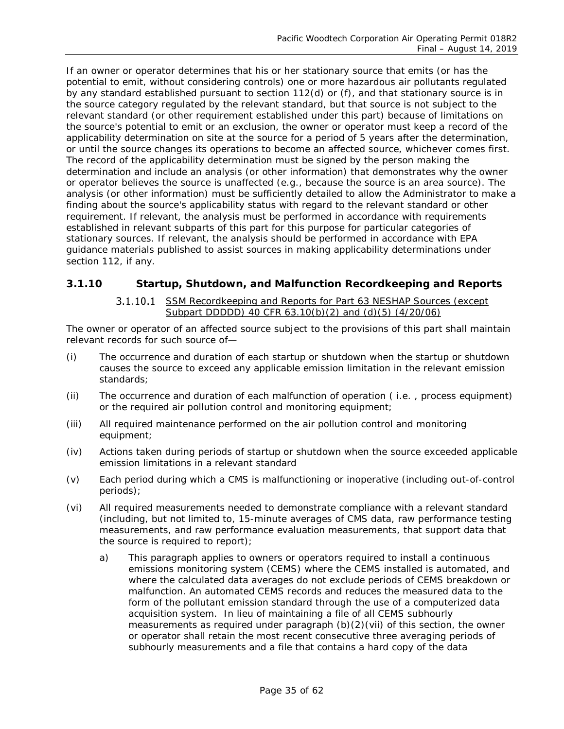If an owner or operator determines that his or her stationary source that emits (or has the potential to emit, without considering controls) one or more hazardous air pollutants regulated by any standard established pursuant to section 112(d) or (f), and that stationary source is in the source category regulated by the relevant standard, but that source is not subject to the relevant standard (or other requirement established under this part) because of limitations on the source's potential to emit or an exclusion, the owner or operator must keep a record of the applicability determination on site at the source for a period of 5 years after the determination, or until the source changes its operations to become an affected source, whichever comes first. The record of the applicability determination must be signed by the person making the determination and include an analysis (or other information) that demonstrates why the owner or operator believes the source is unaffected (e.g., because the source is an area source). The analysis (or other information) must be sufficiently detailed to allow the Administrator to make a finding about the source's applicability status with regard to the relevant standard or other requirement. If relevant, the analysis must be performed in accordance with requirements established in relevant subparts of this part for this purpose for particular categories of stationary sources. If relevant, the analysis should be performed in accordance with EPA guidance materials published to assist sources in making applicability determinations under section 112, if any.

### 3.1.10 Startup, Shutdown, and Malfunction Recordkeeping and Reports

#### 3.1.10.1 SSM Recordkeeping and Reports for Part 63 NESHAP Sources (except Subpart DDDDD) 40 CFR 63.10(b)(2) and (d)(5) (4/20/06)

The owner or operator of an affected source subject to the provisions of this part shall maintain relevant records for such source of—

(i) The occurrence and duration of each startup or shutdown when the startup or shutdown causes the source to exceed any applicable emission limitation in the relevant emission standards;

(ii) The occurrence and duration of each malfunction of operation ( i.e. , process equipment) or the required air pollution control and monitoring equipment;

(iii) All required maintenance performed on the air pollution control and monitoring equipment;

(iv) Actions taken during periods of startup or shutdown when the source exceeded applicable emission limitations in a relevant standard

(v) Each period during which a CMS is malfunctioning or inoperative (including out-of-control periods);

(vi) All required measurements needed to demonstrate compliance with a relevant standard (including, but not limited to, 15-minute averages of CMS data, raw performance testing measurements, and raw performance evaluation measurements, that support data that the source is required to report);

a) This paragraph applies to owners or operators required to install a continuous emissions monitoring system (CEMS) where the CEMS installed is automated, and where the calculated data averages do not exclude periods of CEMS breakdown or malfunction. An automated CEMS records and reduces the measured data to the form of the pollutant emission standard through the use of a computerized data acquisition system. In lieu of maintaining a file of all CEMS subhourly measurements as required under paragraph (b)(2)(vii) of this section, the owner or operator shall retain the most recent consecutive three averaging periods of subhourly measurements and a file that contains a hard copy of the data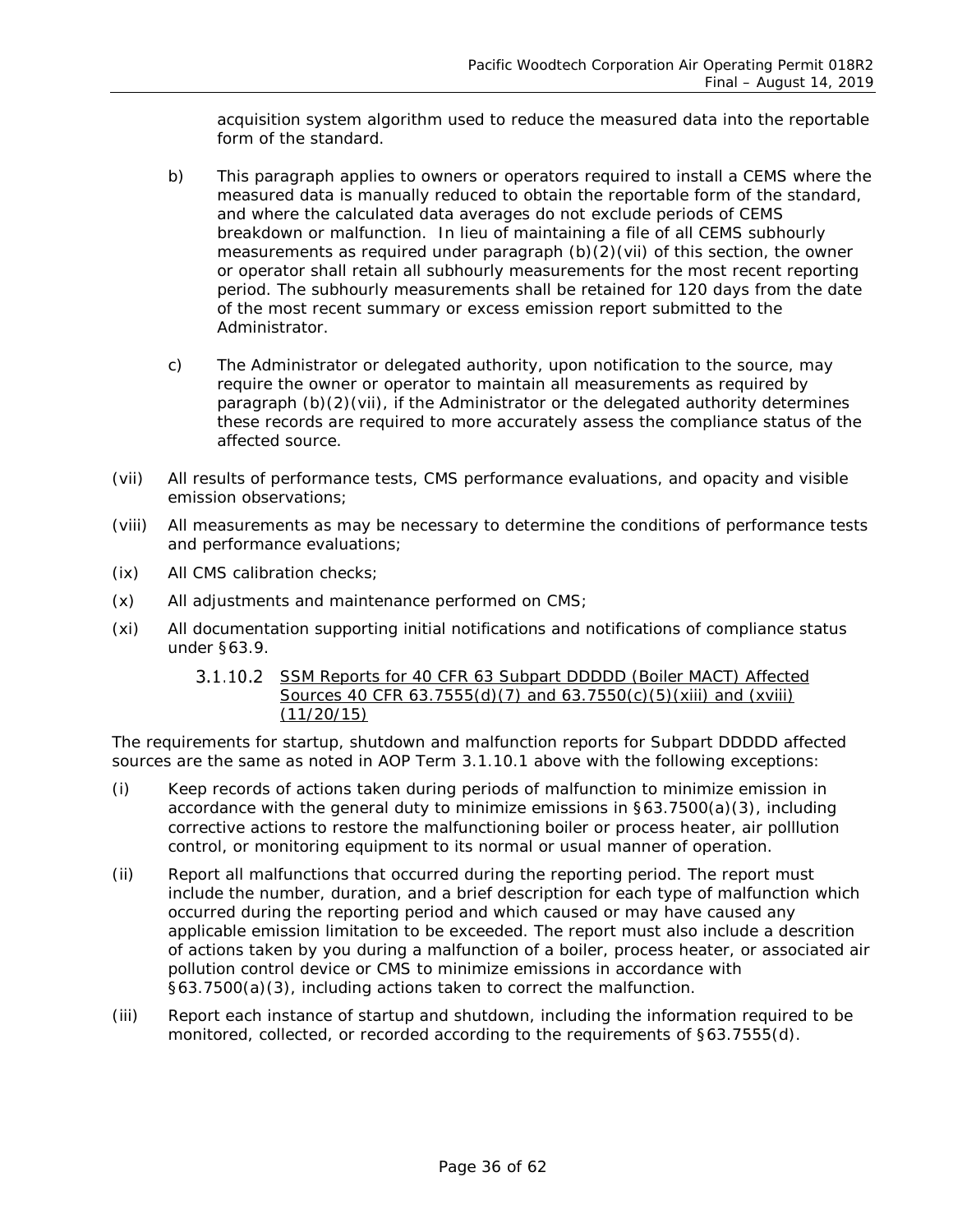acquisition system algorithm used to reduce the measured data into the reportable form of the standard.

b) This paragraph applies to owners or operators required to install a CEMS where the measured data is manually reduced to obtain the reportable form of the standard, and where the calculated data averages do not exclude periods of CEMS breakdown or malfunction. In lieu of maintaining a file of all CEMS subhourly measurements as required under paragraph (b)(2)(vii) of this section, the owner or operator shall retain all subhourly measurements for the most recent reporting period. The subhourly measurements shall be retained for 120 days from the date of the most recent summary or excess emission report submitted to the Administrator.

c) The Administrator or delegated authority, upon notification to the source, may require the owner or operator to maintain all measurements as required by paragraph (b)(2)(vii), if the Administrator or the delegated authority determines these records are required to more accurately assess the compliance status of the affected source.

(vii) All results of performance tests, CMS performance evaluations, and opacity and visible emission observations;

(viii) All measurements as may be necessary to determine the conditions of performance tests and performance evaluations;

(ix) All CMS calibration checks;

(x) All adjustments and maintenance performed on CMS;

(xi) All documentation supporting initial notifications and notifications of compliance status under §63.9.

#### 3.1.10.2 SSM Reports for 40 CFR 63 Subpart DDDDD (Boiler MACT) Affected Sources 40 CFR 63.7555(d)(7) and 63.7550(c)(5)(xiii) and (xviii) (11/20/15)

The requirements for startup, shutdown and malfunction reports for Subpart DDDDD affected sources are the same as noted in AOP Term 3.1.10.1 above with the following exceptions:

(i) Keep records of actions taken during periods of malfunction to minimize emission in accordance with the general duty to minimize emissions in §63.7500(a)(3), including corrective actions to restore the malfunctioning boiler or process heater, air polllution control, or monitoring equipment to its normal or usual manner of operation.

(ii) Report all malfunctions that occurred during the reporting period. The report must include the number, duration, and a brief description for each type of malfunction which occurred during the reporting period and which caused or may have caused any applicable emission limitation to be exceeded. The report must also include a descrition of actions taken by you during a malfunction of a boiler, process heater, or associated air pollution control device or CMS to minimize emissions in accordance with §63.7500(a)(3), including actions taken to correct the malfunction.

(iii) Report each instance of startup and shutdown, including the information required to be monitored, collected, or recorded according to the requirements of §63.7555(d).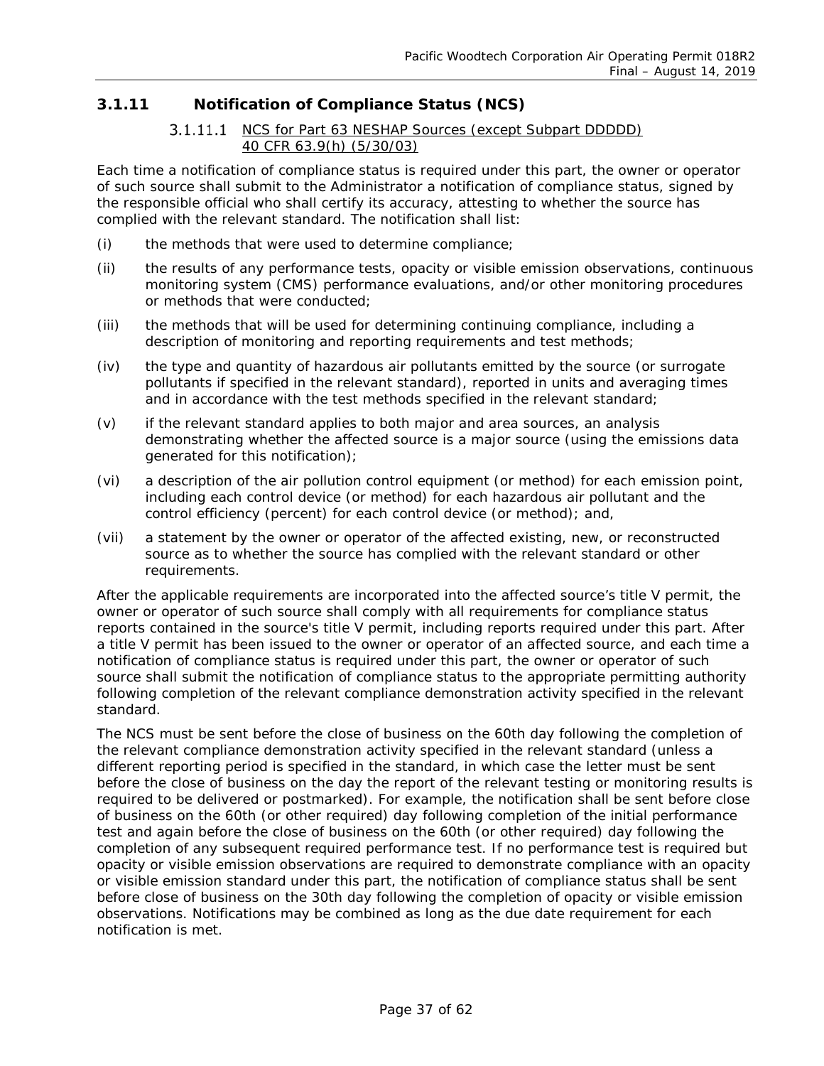### 3.1.11 Notification of Compliance Status (NCS)

#### 3.1.11.1 NCS for Part 63 NESHAP Sources (except Subpart DDDDD) 40 CFR 63.9(h) (5/30/03)

Each time a notification of compliance status is required under this part, the owner or operator of such source shall submit to the Administrator a notification of compliance status, signed by the responsible official who shall certify its accuracy, attesting to whether the source has complied with the relevant standard. The notification shall list:

(i) the methods that were used to determine compliance;

(ii) the results of any performance tests, opacity or visible emission observations, continuous monitoring system (CMS) performance evaluations, and/or other monitoring procedures or methods that were conducted;

(iii) the methods that will be used for determining continuing compliance, including a description of monitoring and reporting requirements and test methods;

(iv) the type and quantity of hazardous air pollutants emitted by the source (or surrogate pollutants if specified in the relevant standard), reported in units and averaging times and in accordance with the test methods specified in the relevant standard;

(v) if the relevant standard applies to both major and area sources, an analysis demonstrating whether the affected source is a major source (using the emissions data generated for this notification);

(vi) a description of the air pollution control equipment (or method) for each emission point, including each control device (or method) for each hazardous air pollutant and the control efficiency (percent) for each control device (or method); and,

(vii) a statement by the owner or operator of the affected existing, new, or reconstructed source as to whether the source has complied with the relevant standard or other requirements.

After the applicable requirements are incorporated into the affected source's title V permit, the owner or operator of such source shall comply with all requirements for compliance status reports contained in the source's title V permit, including reports required under this part. After a title V permit has been issued to the owner or operator of an affected source, and each time a notification of compliance status is required under this part, the owner or operator of such source shall submit the notification of compliance status to the appropriate permitting authority following completion of the relevant compliance demonstration activity specified in the relevant standard.

The NCS must be sent before the close of business on the 60th day following the completion of the relevant compliance demonstration activity specified in the relevant standard (unless a different reporting period is specified in the standard, in which case the letter must be sent before the close of business on the day the report of the relevant testing or monitoring results is required to be delivered or postmarked). For example, the notification shall be sent before close of business on the 60th (or other required) day following completion of the initial performance test and again before the close of business on the 60th (or other required) day following the completion of any subsequent required performance test. If no performance test is required but opacity or visible emission observations are required to demonstrate compliance with an opacity or visible emission standard under this part, the notification of compliance status shall be sent before close of business on the 30th day following the completion of opacity or visible emission observations. Notifications may be combined as long as the due date requirement for each notification is met.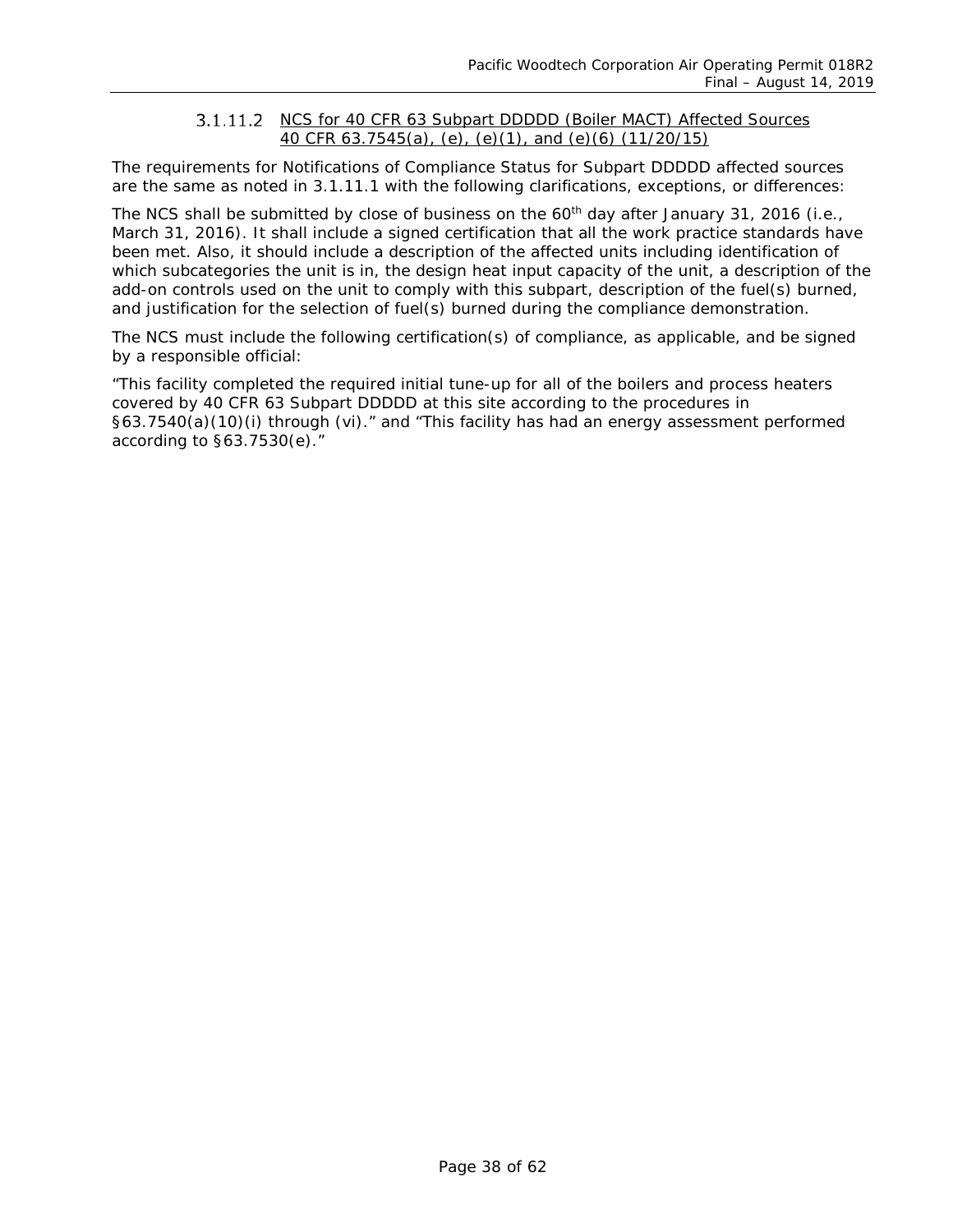#### 3.1.11.2 NCS for 40 CFR 63 Subpart DDDDD (Boiler MACT) Affected Sources 40 CFR 63.7545(a), (e), (e)(1), and (e)(6) (11/20/15)

The requirements for Notifications of Compliance Status for Subpart DDDDD affected sources are the same as noted in 3.1.11.1 with the following clarifications, exceptions, or differences:

The NCS shall be submitted by close of business on the 60th day after January 31, 2016 (i.e., March 31, 2016). It shall include a signed certification that all the work practice standards have been met. Also, it should include a description of the affected units including identification of which subcategories the unit is in, the design heat input capacity of the unit, a description of the add-on controls used on the unit to comply with this subpart, description of the fuel(s) burned, and justification for the selection of fuel(s) burned during the compliance demonstration.

The NCS must include the following certification(s) of compliance, as applicable, and be signed by a responsible official:

"This facility completed the required initial tune-up for all of the boilers and process heaters covered by 40 CFR 63 Subpart DDDDD at this site according to the procedures in §63.7540(a)(10)(i) through (vi)." and "This facility has had an energy assessment performed according to §63.7530(e)."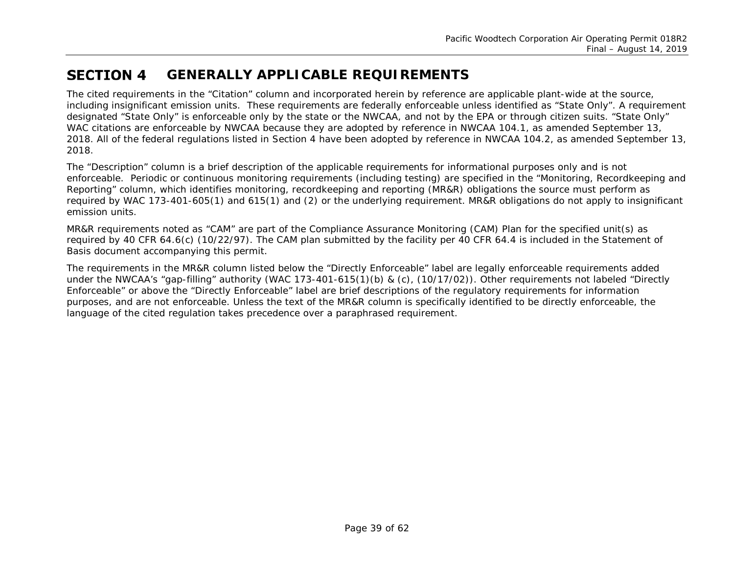# SECTION 4 GENERALLY APPLICABLE REQUIREMENTS

The cited requirements in the “Citation” column and incorporated herein by reference are applicable plant-wide at the source, including insignificant emission units. These requirements are federally enforceable unless identified as “State Only”. A requirement designated “State Only” is enforceable only by the state or the NWCAA, and not by the EPA or through citizen suits. “State Only” WAC citations are enforceable by NWCAA because they are adopted by reference in NWCAA 104.1, as amended September 13, 2018. All of the federal regulations listed in Section 4 have been adopted by reference in NWCAA 104.2, as amended September 13, 2018.

The “Description” column is a brief description of the applicable requirements for informational purposes only and is not enforceable. Periodic or continuous monitoring requirements (including testing) are specified in the “Monitoring, Recordkeeping and Reporting” column, which identifies monitoring, recordkeeping and reporting (MR&R) obligations the source must perform as required by WAC 173-401-605(1) and 615(1) and (2) or the underlying requirement. MR&R obligations do not apply to insignificant emission units.

MR&R requirements noted as “CAM” are part of the Compliance Assurance Monitoring (CAM) Plan for the specified unit(s) as required by 40 CFR 64.6(c) (10/22/97). The CAM plan submitted by the facility per 40 CFR 64.4 is included in the Statement of Basis document accompanying this permit.

The requirements in the MR&R column listed below the “Directly Enforceable” label are legally enforceable requirements added under the NWCAA’s “gap-filling” authority (WAC 173-401-615(1)(b) & (c), (10/17/02)). Other requirements not labeled “Directly Enforceable” or above the “Directly Enforceable” label are brief descriptions of the regulatory requirements for information purposes, and are not enforceable. Unless the text of the MR&R column is specifically identified to be directly enforceable, the language of the cited regulation takes precedence over a paraphrased requirement.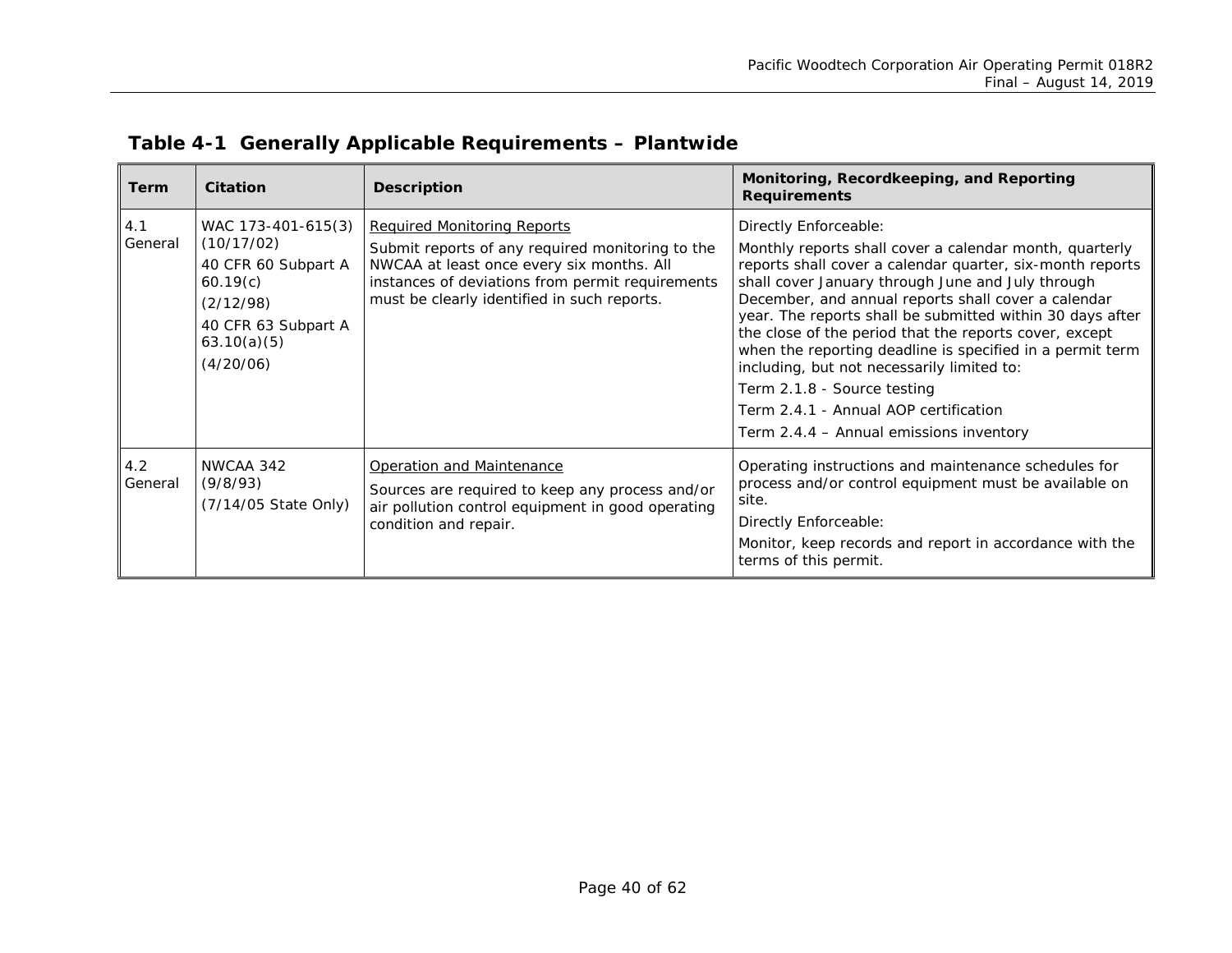## Table 4-1 Generally Applicable Requirements – Plantwide

| Term | Citation | Description | Monitoring, Recordkeeping, and Reporting Requirements |
|---|---|---|---|
| 4.1 General | WAC 173-401-615(3) (10/17/02)<br>40 CFR 60 Subpart A 60.19(c)<br>(2/12/98)<br>40 CFR 63 Subpart A 63.10(a)(5)<br>(4/20/06) | <u>Required Monitoring Reports</u><br>Submit reports of any required monitoring to the NWCAA at least once every six months. All instances of deviations from permit requirements must be clearly identified in such reports. | Directly Enforceable:<br>Monthly reports shall cover a calendar month, quarterly reports shall cover a calendar quarter, six-month reports shall cover January through June and July through December, and annual reports shall cover a calendar year. The reports shall be submitted within 30 days after the close of the period that the reports cover, except when the reporting deadline is specified in a permit term including, but not necessarily limited to:<br>Term 2.1.8 - Source testing<br>Term 2.4.1 - Annual AOP certification<br>Term 2.4.4 – Annual emissions inventory |
| 4.2 General | NWCAA 342 (9/8/93)<br>(7/14/05 State Only) | <u>Operation and Maintenance</u><br>Sources are required to keep any process and/or air pollution control equipment in good operating condition and repair. | Operating instructions and maintenance schedules for process and/or control equipment must be available on site.<br>Directly Enforceable:<br>Monitor, keep records and report in accordance with the terms of this permit. |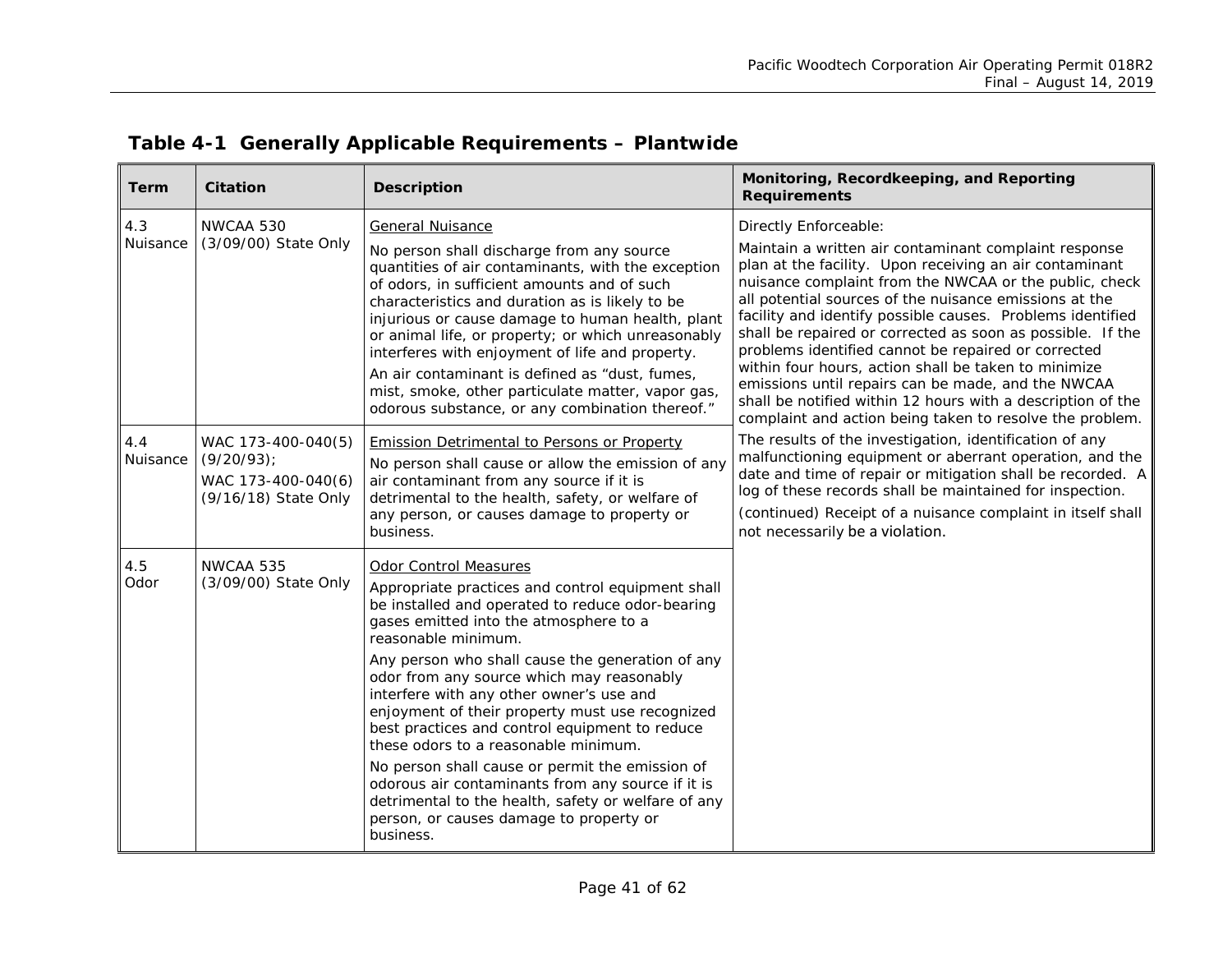## Table 4-1 Generally Applicable Requirements – Plantwide

| Term | Citation | Description | Monitoring, Recordkeeping, and Reporting Requirements |
|---|---|---|---|
| 4.3 Nuisance | NWCAA 530 (3/09/00) State Only | General Nuisance<br><br>No person shall discharge from any source quantities of air contaminants, with the exception of odors, in sufficient amounts and of such characteristics and duration as is likely to be injurious or cause damage to human health, plant or animal life, or property; or which unreasonably interferes with enjoyment of life and property.<br><br>An air contaminant is defined as "dust, fumes, mist, smoke, other particulate matter, vapor gas, odorous substance, or any combination thereof." | Directly Enforceable:<br><br>Maintain a written air contaminant complaint response plan at the facility. Upon receiving an air contaminant nuisance complaint from the NWCAA or the public, check all potential sources of the nuisance emissions at the facility and identify possible causes. Problems identified shall be repaired or corrected as soon as possible. If the problems identified cannot be repaired or corrected within four hours, action shall be taken to minimize emissions until repairs can be made, and the NWCAA shall be notified within 12 hours with a description of the complaint and action being taken to resolve the problem.<br><br>The results of the investigation, identification of any malfunctioning equipment or aberrant operation, and the date and time of repair or mitigation shall be recorded. A log of these records shall be maintained for inspection.<br><br>(continued) Receipt of a nuisance complaint in itself shall not necessarily be a violation. |
| 4.4 Nuisance | WAC 173-400-040(5) (9/20/93);<br>WAC 173-400-040(6) (9/16/18) State Only | Emission Detrimental to Persons or Property<br><br>No person shall cause or allow the emission of any air contaminant from any source if it is detrimental to the health, safety, or welfare of any person, or causes damage to property or business. | |
| 4.5 Odor | NWCAA 535 (3/09/00) State Only | Odor Control Measures<br><br>Appropriate practices and control equipment shall be installed and operated to reduce odor-bearing gases emitted into the atmosphere to a reasonable minimum.<br><br>Any person who shall cause the generation of any odor from any source which may reasonably interfere with any other owner's use and enjoyment of their property must use recognized best practices and control equipment to reduce these odors to a reasonable minimum.<br><br>No person shall cause or permit the emission of odorous air contaminants from any source if it is detrimental to the health, safety or welfare of any person, or causes damage to property or business. | |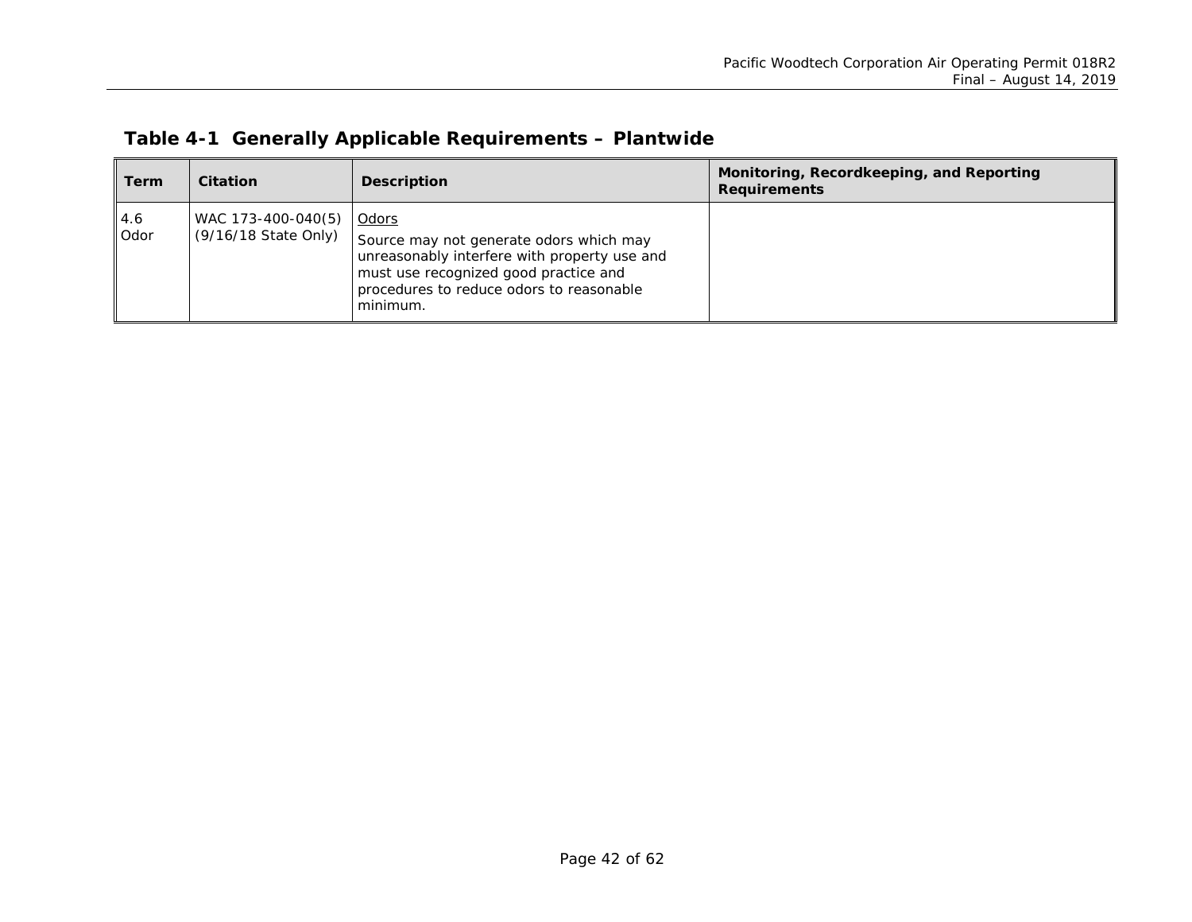## Table 4-1 Generally Applicable Requirements – Plantwide

| Term | Citation | Description | Monitoring, Recordkeeping, and Reporting Requirements |
|---|---|---|---|
| 4.6 Odor | WAC 173-400-040(5) (9/16/18 State Only) | Odors<br>Source may not generate odors which may unreasonably interfere with property use and must use recognized good practice and procedures to reduce odors to reasonable minimum. | |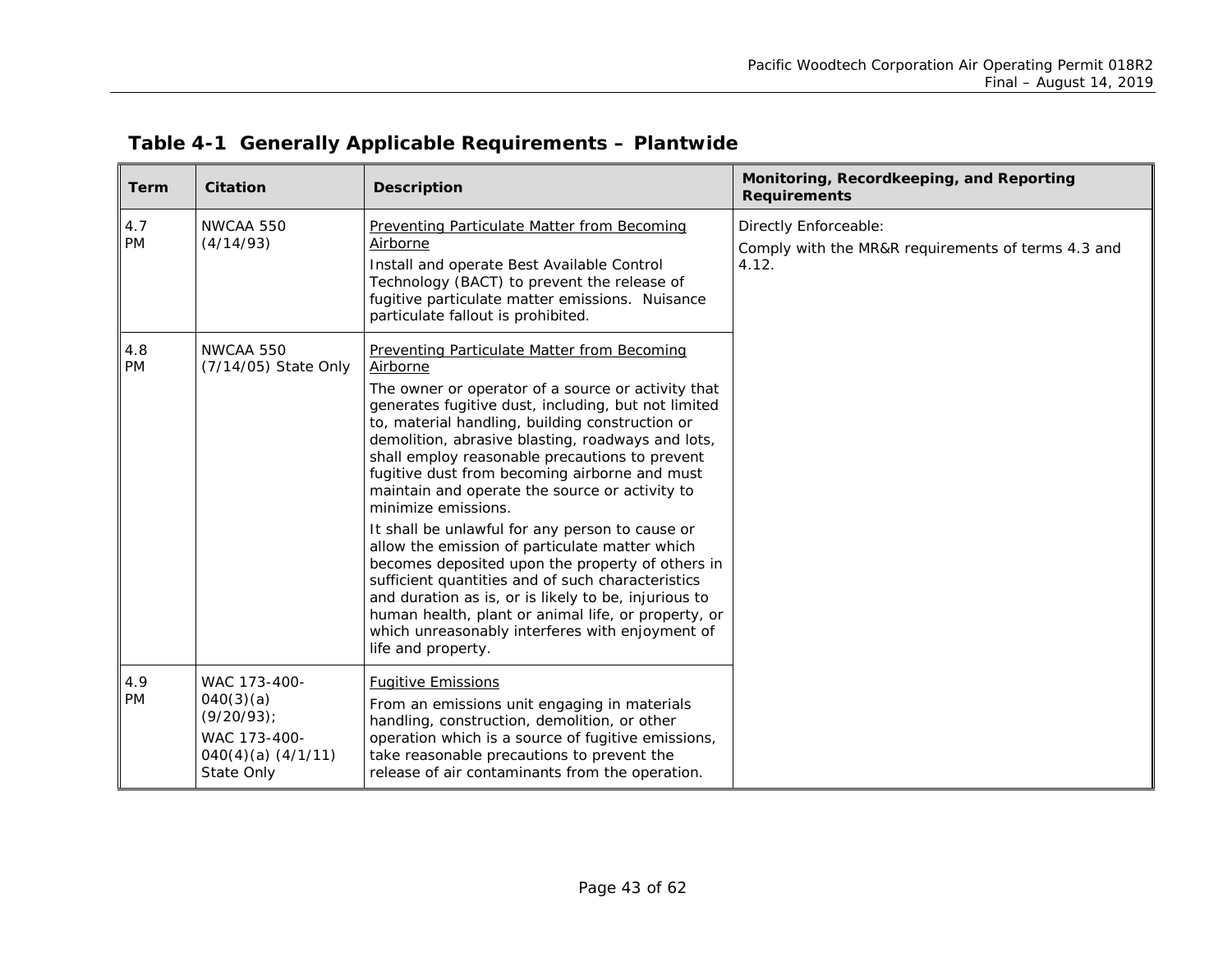## Table 4-1 Generally Applicable Requirements – Plantwide

| Term | Citation | Description | Monitoring, Recordkeeping, and Reporting Requirements |
|---|---|---|---|
| 4.7 PM | NWCAA 550 (4/14/93) | Preventing Particulate Matter from Becoming Airborne<br>Install and operate Best Available Control Technology (BACT) to prevent the release of fugitive particulate matter emissions. Nuisance particulate fallout is prohibited. | Directly Enforceable:<br>Comply with the MR&R requirements of terms 4.3 and 4.12. |
| 4.8 PM | NWCAA 550 (7/14/05) State Only | Preventing Particulate Matter from Becoming Airborne<br>The owner or operator of a source or activity that generates fugitive dust, including, but not limited to, material handling, building construction or demolition, abrasive blasting, roadways and lots, shall employ reasonable precautions to prevent fugitive dust from becoming airborne and must maintain and operate the source or activity to minimize emissions.<br>It shall be unlawful for any person to cause or allow the emission of particulate matter which becomes deposited upon the property of others in sufficient quantities and of such characteristics and duration as is, or is likely to be, injurious to human health, plant or animal life, or property, or which unreasonably interferes with enjoyment of life and property. | |
| 4.9 PM | WAC 173-400-040(3)(a) (9/20/93);<br>WAC 173-400-040(4)(a) (4/1/11) State Only | Fugitive Emissions<br>From an emissions unit engaging in materials handling, construction, demolition, or other operation which is a source of fugitive emissions, take reasonable precautions to prevent the release of air contaminants from the operation. | |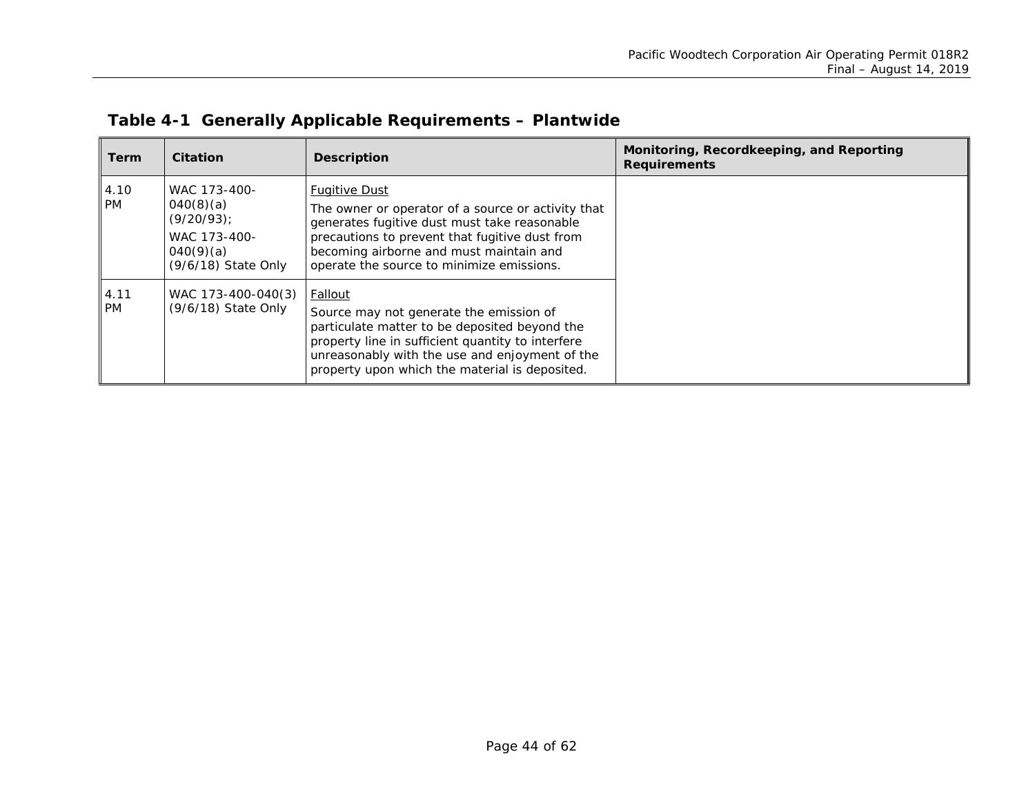## Table 4-1 Generally Applicable Requirements – Plantwide

| Term | Citation | Description | Monitoring, Recordkeeping, and Reporting Requirements |
|---|---|---|---|
| 4.10 PM | WAC 173-400-040(8)(a) (9/20/93); WAC 173-400-040(9)(a) (9/6/18) State Only | Fugitive Dust<br>The owner or operator of a source or activity that generates fugitive dust must take reasonable precautions to prevent that fugitive dust from becoming airborne and must maintain and operate the source to minimize emissions. | |
| 4.11 PM | WAC 173-400-040(3) (9/6/18) State Only | Fallout<br>Source may not generate the emission of particulate matter to be deposited beyond the property line in sufficient quantity to interfere unreasonably with the use and enjoyment of the property upon which the material is deposited. | |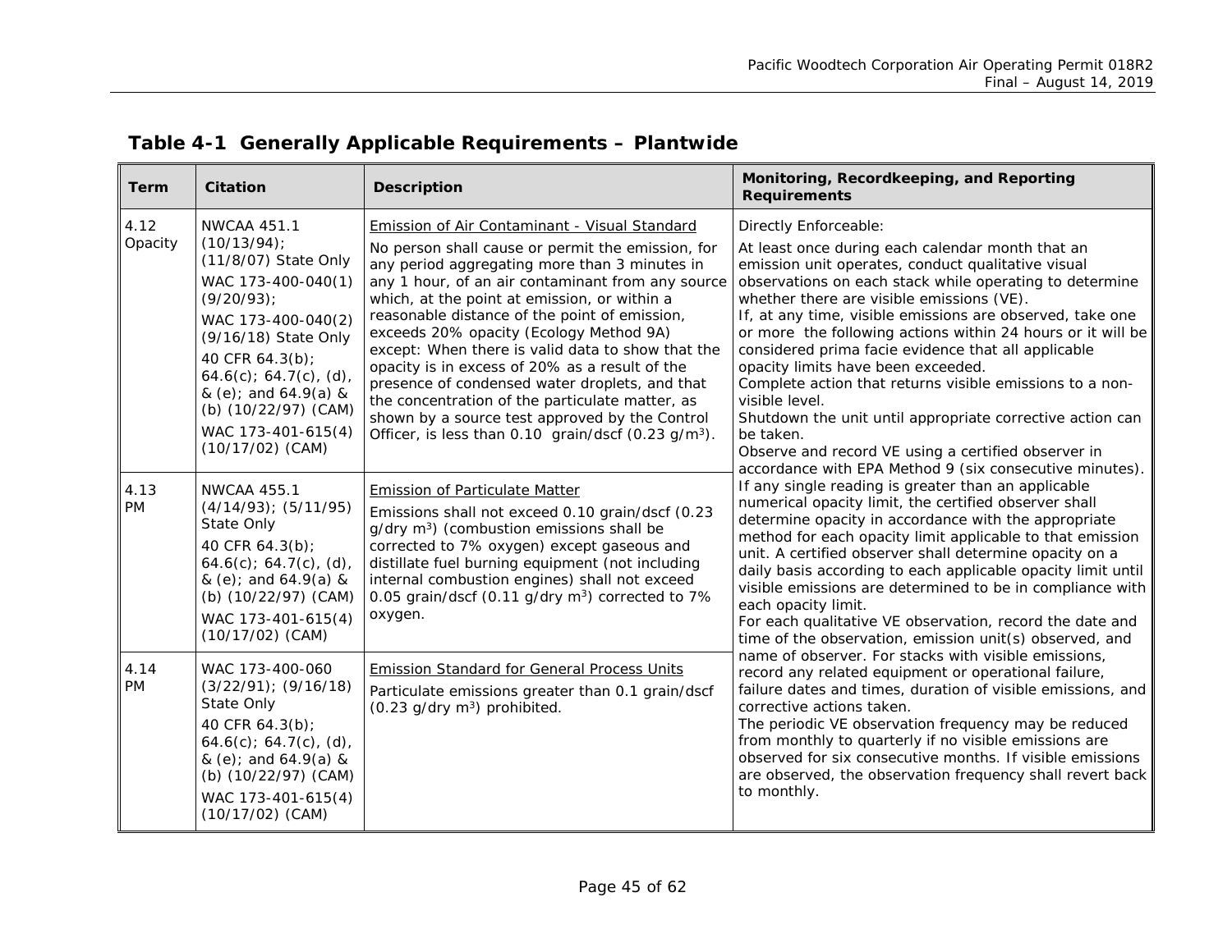## Table 4-1 Generally Applicable Requirements – Plantwide

| Term | Citation | Description | Monitoring, Recordkeeping, and Reporting Requirements |
|---|---|---|---|
| 4.12 Opacity | NWCAA 451.1 (10/13/94); (11/8/07) State Only<br>WAC 173-400-040(1) (9/20/93);<br>WAC 173-400-040(2) (9/16/18) State Only<br>40 CFR 64.3(b); 64.6(c); 64.7(c), (d), & (e); and 64.9(a) & (b) (10/22/97) (CAM)<br>WAC 173-401-615(4) (10/17/02) (CAM) | Emission of Air Contaminant - Visual Standard<br>No person shall cause or permit the emission, for any period aggregating more than 3 minutes in any 1 hour, of an air contaminant from any source which, at the point at emission, or within a reasonable distance of the point of emission, exceeds 20% opacity (Ecology Method 9A) except: When there is valid data to show that the opacity is in excess of 20% as a result of the presence of condensed water droplets, and that the concentration of the particulate matter, as shown by a source test approved by the Control Officer, is less than 0.10 grain/dscf (0.23 g/m$^3$). | Directly Enforceable:<br>At least once during each calendar month that an emission unit operates, conduct qualitative visual observations on each stack while operating to determine whether there are visible emissions (VE).<br>If, at any time, visible emissions are observed, take one or more the following actions within 24 hours or it will be considered prima facie evidence that all applicable opacity limits have been exceeded.<br>Complete action that returns visible emissions to a non-visible level.<br>Shutdown the unit until appropriate corrective action can be taken.<br>Observe and record VE using a certified observer in accordance with EPA Method 9 (six consecutive minutes). If any single reading is greater than an applicable numerical opacity limit, the certified observer shall determine opacity in accordance with the appropriate method for each opacity limit applicable to that emission unit. A certified observer shall determine opacity on a daily basis according to each applicable opacity limit until visible emissions are determined to be in compliance with each opacity limit.<br>For each qualitative VE observation, record the date and time of the observation, emission unit(s) observed, and name of observer. For stacks with visible emissions, record any related equipment or operational failure, failure dates and times, duration of visible emissions, and corrective actions taken.<br>The periodic VE observation frequency may be reduced from monthly to quarterly if no visible emissions are observed for six consecutive months. If visible emissions are observed, the observation frequency shall revert back to monthly. |
| 4.13 PM | NWCAA 455.1 (4/14/93); (5/11/95) State Only<br>40 CFR 64.3(b); 64.6(c); 64.7(c), (d), & (e); and 64.9(a) & (b) (10/22/97) (CAM)<br>WAC 173-401-615(4) (10/17/02) (CAM) | Emission of Particulate Matter<br>Emissions shall not exceed 0.10 grain/dscf (0.23 g/dry m$^3$) (combustion emissions shall be corrected to 7% oxygen) except gaseous and distillate fuel burning equipment (not including internal combustion engines) shall not exceed 0.05 grain/dscf (0.11 g/dry m$^3$) corrected to 7% oxygen. | |
| 4.14 PM | WAC 173-400-060 (3/22/91); (9/16/18) State Only<br>40 CFR 64.3(b); 64.6(c); 64.7(c), (d), & (e); and 64.9(a) & (b) (10/22/97) (CAM)<br>WAC 173-401-615(4) (10/17/02) (CAM) | Emission Standard for General Process Units<br>Particulate emissions greater than 0.1 grain/dscf (0.23 g/dry m$^3$) prohibited. | |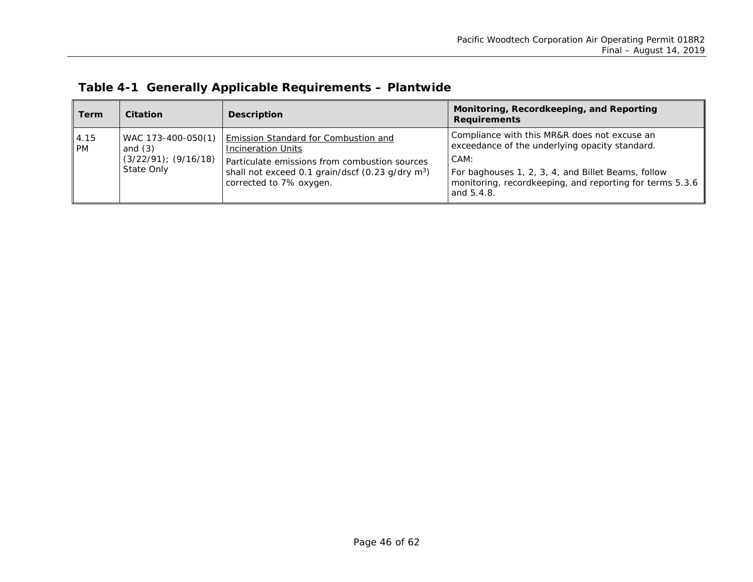## Table 4-1 Generally Applicable Requirements – Plantwide

| Term | Citation | Description | Monitoring, Recordkeeping, and Reporting Requirements |
|---|---|---|---|
| 4.15 PM | WAC 173-400-050(1) and (3) (3/22/91); (9/16/18) State Only | Emission Standard for Combustion and Incineration Units<br>Particulate emissions from combustion sources shall not exceed 0.1 grain/dscf (0.23 g/dry $m^3$) corrected to 7% oxygen. | Compliance with this MR&R does not excuse an exceedance of the underlying opacity standard.<br>CAM:<br>For baghouses 1, 2, 3, 4, and Billet Beams, follow monitoring, recordkeeping, and reporting for terms 5.3.6 and 5.4.8. |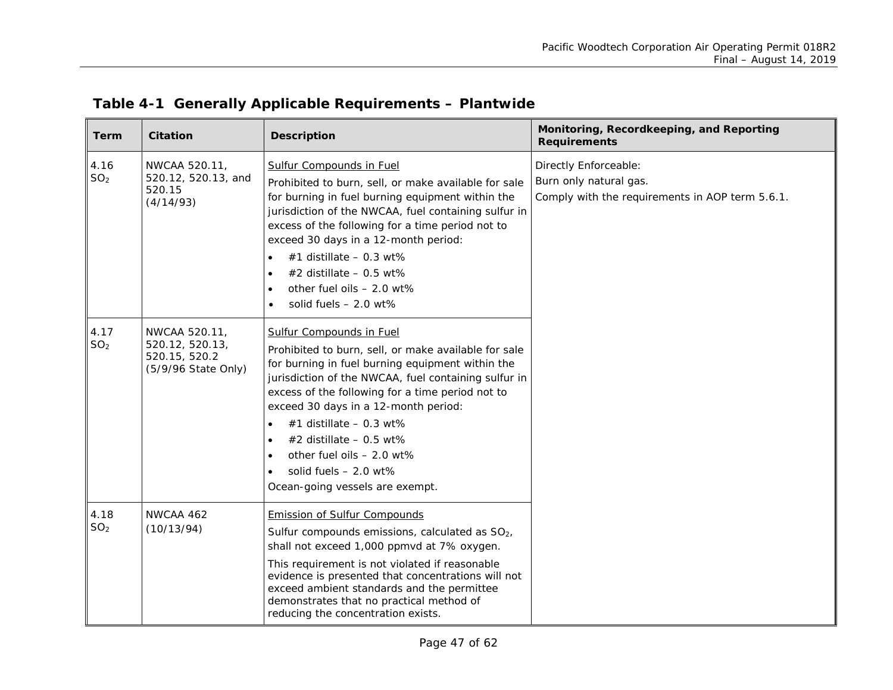## Table 4-1 Generally Applicable Requirements – Plantwide

| Term | Citation | Description | Monitoring, Recordkeeping, and Reporting Requirements |
|---|---|---|---|
| 4.16 $SO_2$ | NWCAA 520.11, 520.12, 520.13, and 520.15 (4/14/93) | Sulfur Compounds in Fuel<br>Prohibited to burn, sell, or make available for sale for burning in fuel burning equipment within the jurisdiction of the NWCAA, fuel containing sulfur in excess of the following for a time period not to exceed 30 days in a 12-month period:<br>• #1 distillate – 0.3 wt%<br>• #2 distillate – 0.5 wt%<br>• other fuel oils – 2.0 wt%<br>• solid fuels – 2.0 wt% | Directly Enforceable:<br>Burn only natural gas.<br>Comply with the requirements in AOP term 5.6.1. |
| 4.17 $SO_2$ | NWCAA 520.11, 520.12, 520.13, 520.15, 520.2 (5/9/96 State Only) | Sulfur Compounds in Fuel<br>Prohibited to burn, sell, or make available for sale for burning in fuel burning equipment within the jurisdiction of the NWCAA, fuel containing sulfur in excess of the following for a time period not to exceed 30 days in a 12-month period:<br>• #1 distillate – 0.3 wt%<br>• #2 distillate – 0.5 wt%<br>• other fuel oils – 2.0 wt%<br>• solid fuels – 2.0 wt%<br>Ocean-going vessels are exempt. | |
| 4.18 $SO_2$ | NWCAA 462 (10/13/94) | Emission of Sulfur Compounds<br>Sulfur compounds emissions, calculated as $SO_2$, shall not exceed 1,000 ppmvd at 7% oxygen.<br>This requirement is not violated if reasonable evidence is presented that concentrations will not exceed ambient standards and the permittee demonstrates that no practical method of reducing the concentration exists. | |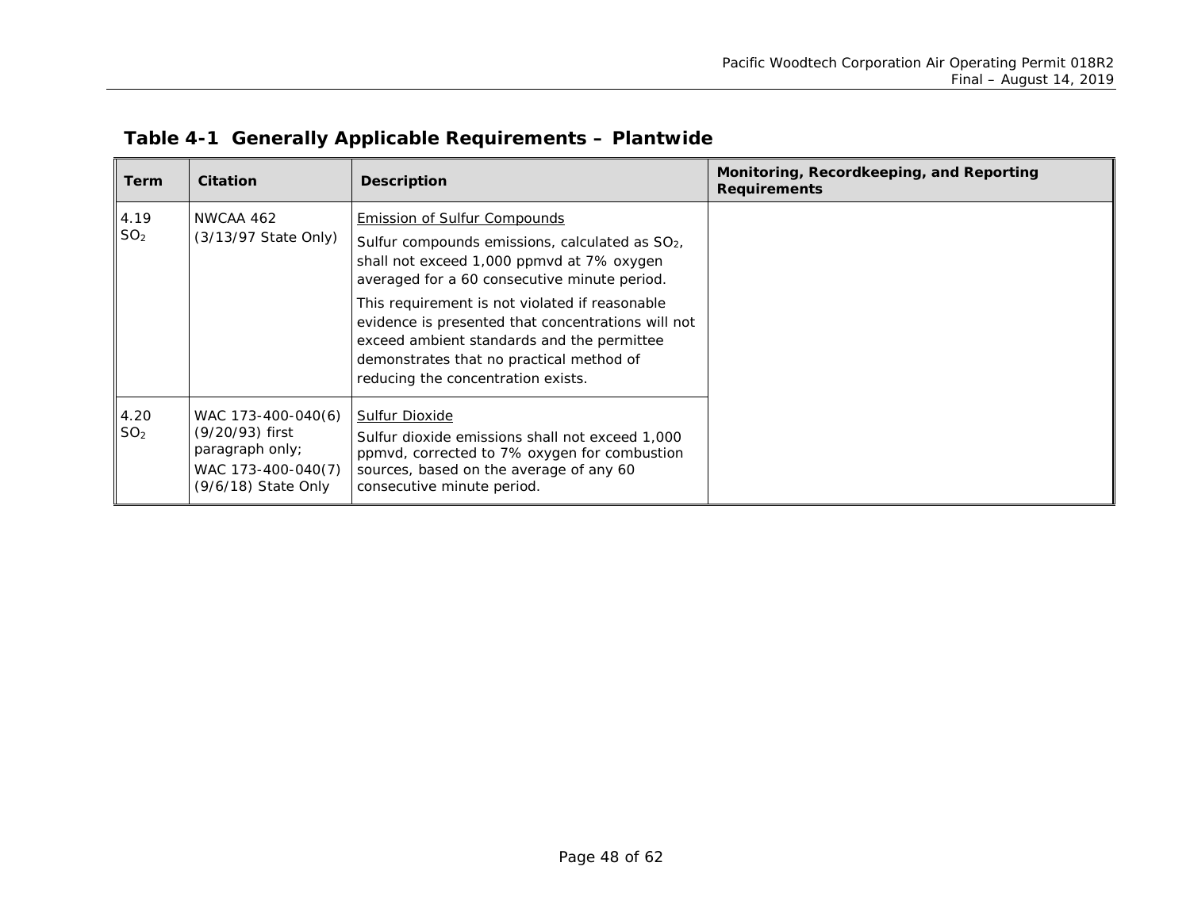### Table 4-1 Generally Applicable Requirements – Plantwide

| Term | Citation | Description | Monitoring, Recordkeeping, and Reporting Requirements |
|---|---|---|---|
| 4.19 $SO_2$ | NWCAA 462 (3/13/97 State Only) | <u>Emission of Sulfur Compounds</u><br>Sulfur compounds emissions, calculated as $SO_2$, shall not exceed 1,000 ppmvd at 7% oxygen averaged for a 60 consecutive minute period.<br>This requirement is not violated if reasonable evidence is presented that concentrations will not exceed ambient standards and the permittee demonstrates that no practical method of reducing the concentration exists. | |
| 4.20 $SO_2$ | WAC 173-400-040(6) (9/20/93) first paragraph only;<br>WAC 173-400-040(7) (9/6/18) State Only | <u>Sulfur Dioxide</u><br>Sulfur dioxide emissions shall not exceed 1,000 ppmvd, corrected to 7% oxygen for combustion sources, based on the average of any 60 consecutive minute period. | |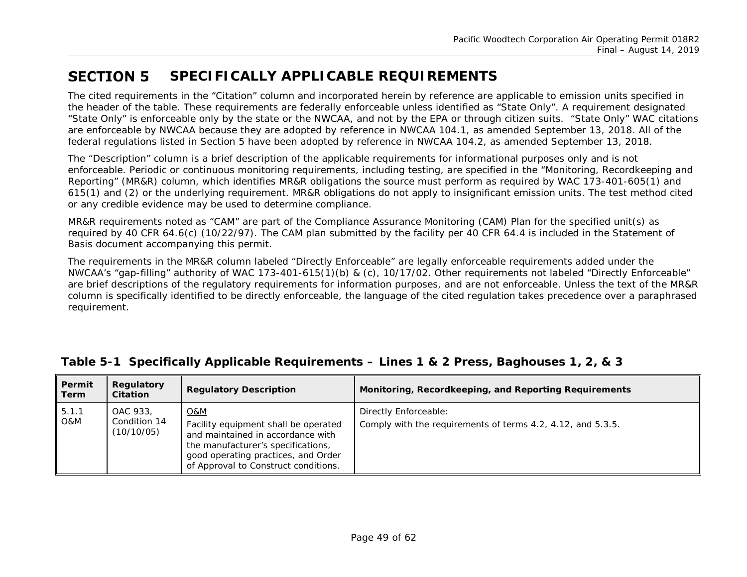# SECTION 5 SPECIFICALLY APPLICABLE REQUIREMENTS

The cited requirements in the "Citation" column and incorporated herein by reference are applicable to emission units specified in the header of the table. These requirements are federally enforceable unless identified as "State Only". A requirement designated "State Only" is enforceable only by the state or the NWCAA, and not by the EPA or through citizen suits. "State Only" WAC citations are enforceable by NWCAA because they are adopted by reference in NWCAA 104.1, as amended September 13, 2018. All of the federal regulations listed in Section 5 have been adopted by reference in NWCAA 104.2, as amended September 13, 2018.

The "Description" column is a brief description of the applicable requirements for informational purposes only and is not enforceable. Periodic or continuous monitoring requirements, including testing, are specified in the "Monitoring, Recordkeeping and Reporting" (MR&R) column, which identifies MR&R obligations the source must perform as required by WAC 173-401-605(1) and 615(1) and (2) or the underlying requirement. MR&R obligations do not apply to insignificant emission units. The test method cited or any credible evidence may be used to determine compliance.

MR&R requirements noted as "CAM" are part of the Compliance Assurance Monitoring (CAM) Plan for the specified unit(s) as required by 40 CFR 64.6(c) (10/22/97). The CAM plan submitted by the facility per 40 CFR 64.4 is included in the Statement of Basis document accompanying this permit.

The requirements in the MR&R column labeled "Directly Enforceable" are legally enforceable requirements added under the NWCAA's "gap-filling" authority of WAC 173-401-615(1)(b) & (c), 10/17/02. Other requirements not labeled "Directly Enforceable" are brief descriptions of the regulatory requirements for information purposes, and are not enforceable. Unless the text of the MR&R column is specifically identified to be directly enforceable, the language of the cited regulation takes precedence over a paraphrased requirement.

**Table 5-1 Specifically Applicable Requirements – Lines 1 & 2 Press, Baghouses 1, 2, & 3**

| Permit Term | Regulatory Citation | Regulatory Description | Monitoring, Recordkeeping, and Reporting Requirements |
|---|---|---|---|
| 5.1.1 O&M | OAC 933, Condition 14 (10/10/05) | O&M<br>Facility equipment shall be operated and maintained in accordance with the manufacturer's specifications, good operating practices, and Order of Approval to Construct conditions. | Directly Enforceable:<br>Comply with the requirements of terms 4.2, 4.12, and 5.3.5. |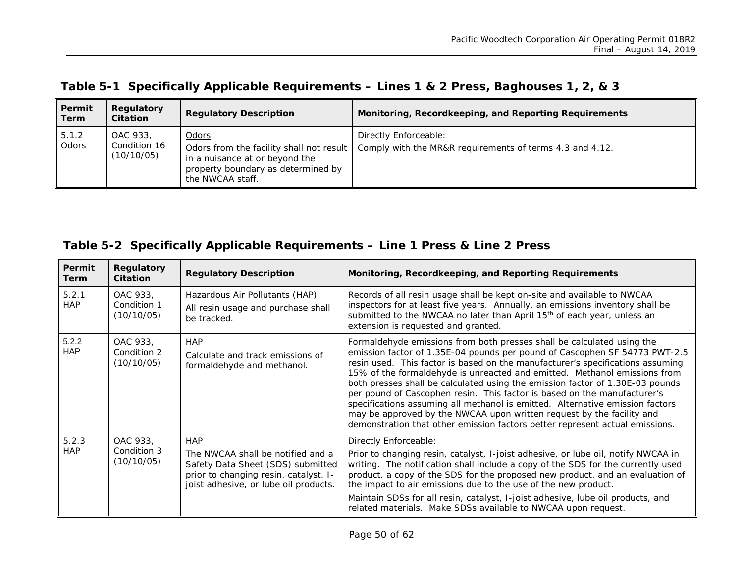### Table 5-1 Specifically Applicable Requirements – Lines 1 & 2 Press, Baghouses 1, 2, & 3

| Permit Term | Regulatory Citation | Regulatory Description | Monitoring, Recordkeeping, and Reporting Requirements |
|---|---|---|---|
| 5.1.2 Odors | OAC 933, Condition 16 (10/10/05) | Odors<br>Odors from the facility shall not result in a nuisance at or beyond the property boundary as determined by the NWCAA staff. | Directly Enforceable:<br>Comply with the MR&R requirements of terms 4.3 and 4.12. |

### Table 5-2 Specifically Applicable Requirements – Line 1 Press & Line 2 Press

| Permit Term | Regulatory Citation | Regulatory Description | Monitoring, Recordkeeping, and Reporting Requirements |
|---|---|---|---|
| 5.2.1 HAP | OAC 933, Condition 1 (10/10/05) | Hazardous Air Pollutants (HAP)<br>All resin usage and purchase shall be tracked. | Records of all resin usage shall be kept on-site and available to NWCAA inspectors for at least five years. Annually, an emissions inventory shall be submitted to the NWCAA no later than April 15th of each year, unless an extension is requested and granted. |
| 5.2.2 HAP | OAC 933, Condition 2 (10/10/05) | HAP<br>Calculate and track emissions of formaldehyde and methanol. | Formaldehyde emissions from both presses shall be calculated using the emission factor of 1.35E-04 pounds per pound of Cascophen SF 54773 PWT-2.5 resin used. This factor is based on the manufacturer's specifications assuming 15% of the formaldehyde is unreacted and emitted. Methanol emissions from both presses shall be calculated using the emission factor of 1.30E-03 pounds per pound of Cascophen resin. This factor is based on the manufacturer's specifications assuming all methanol is emitted. Alternative emission factors may be approved by the NWCAA upon written request by the facility and demonstration that other emission factors better represent actual emissions. |
| 5.2.3 HAP | OAC 933, Condition 3 (10/10/05) | HAP<br>The NWCAA shall be notified and a Safety Data Sheet (SDS) submitted prior to changing resin, catalyst, I-joist adhesive, or lube oil products. | Directly Enforceable:<br>Prior to changing resin, catalyst, I-joist adhesive, or lube oil, notify NWCAA in writing. The notification shall include a copy of the SDS for the currently used product, a copy of the SDS for the proposed new product, and an evaluation of the impact to air emissions due to the use of the new product.<br>Maintain SDSs for all resin, catalyst, I-joist adhesive, lube oil products, and related materials. Make SDSs available to NWCAA upon request. |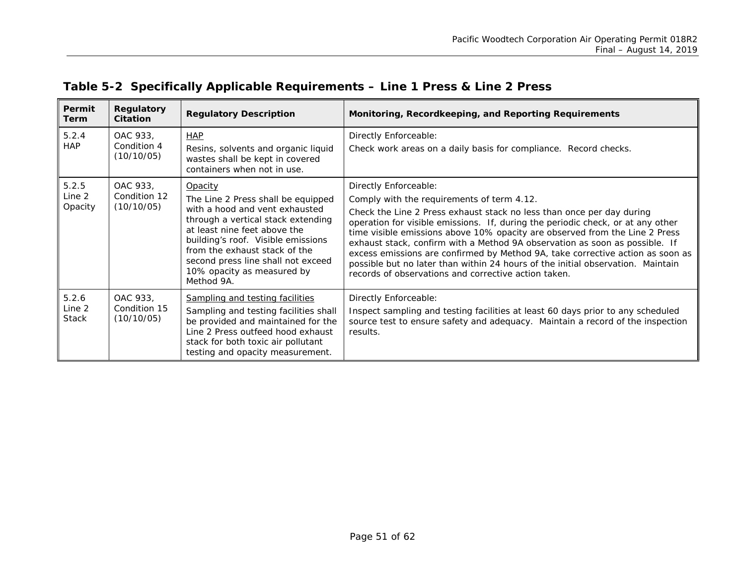## Table 5-2 Specifically Applicable Requirements – Line 1 Press & Line 2 Press

| Permit Term | Regulatory Citation | Regulatory Description | Monitoring, Recordkeeping, and Reporting Requirements |
|---|---|---|---|
| 5.2.4 HAP | OAC 933, Condition 4 (10/10/05) | HAP<br>Resins, solvents and organic liquid wastes shall be kept in covered containers when not in use. | Directly Enforceable:<br>Check work areas on a daily basis for compliance. Record checks. |
| 5.2.5 Line 2 Opacity | OAC 933, Condition 12 (10/10/05) | Opacity<br>The Line 2 Press shall be equipped with a hood and vent exhausted through a vertical stack extending at least nine feet above the building's roof. Visible emissions from the exhaust stack of the second press line shall not exceed 10% opacity as measured by Method 9A. | Directly Enforceable:<br>Comply with the requirements of term 4.12.<br>Check the Line 2 Press exhaust stack no less than once per day during operation for visible emissions. If, during the periodic check, or at any other time visible emissions above 10% opacity are observed from the Line 2 Press exhaust stack, confirm with a Method 9A observation as soon as possible. If excess emissions are confirmed by Method 9A, take corrective action as soon as possible but no later than within 24 hours of the initial observation. Maintain records of observations and corrective action taken. |
| 5.2.6 Line 2 Stack | OAC 933, Condition 15 (10/10/05) | Sampling and testing facilities<br>Sampling and testing facilities shall be provided and maintained for the Line 2 Press outfeed hood exhaust stack for both toxic air pollutant testing and opacity measurement. | Directly Enforceable:<br>Inspect sampling and testing facilities at least 60 days prior to any scheduled source test to ensure safety and adequacy. Maintain a record of the inspection results. |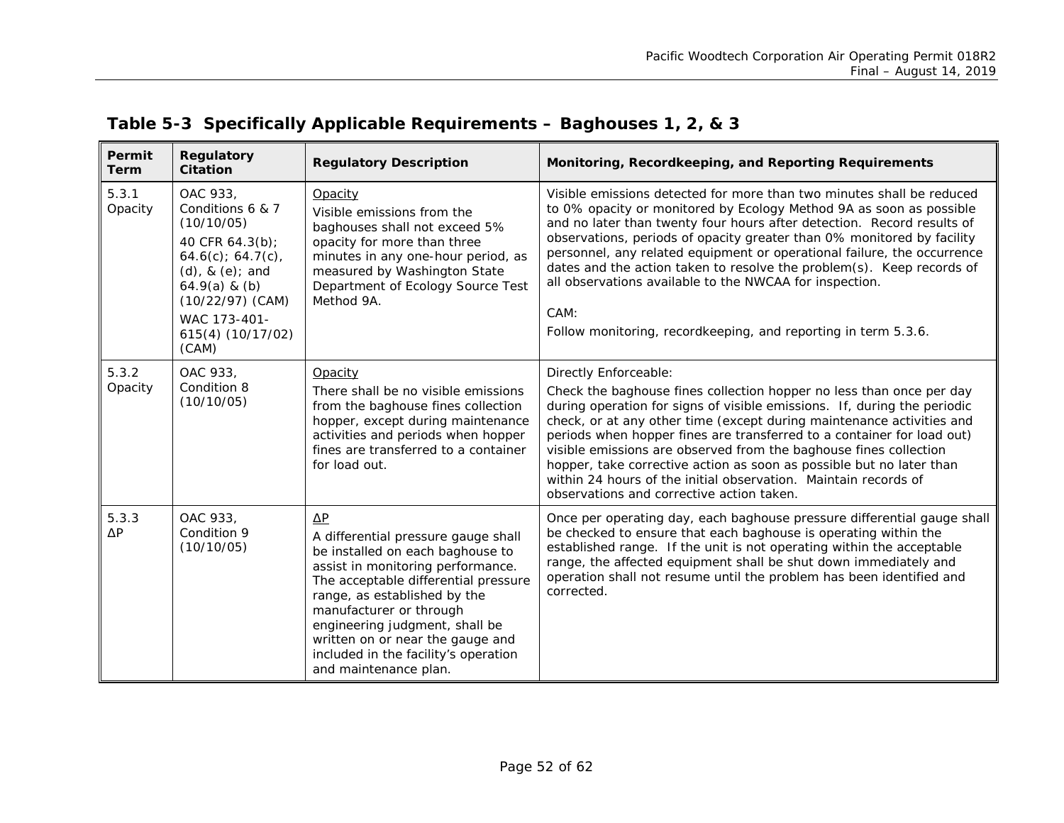## Table 5-3 Specifically Applicable Requirements – Baghouses 1, 2, & 3

| Permit Term | Regulatory Citation | Regulatory Description | Monitoring, Recordkeeping, and Reporting Requirements |
|---|---|---|---|
| 5.3.1 Opacity | OAC 933, Conditions 6 & 7 (10/10/05)<br><br>40 CFR 64.3(b); 64.6(c); 64.7(c), (d), & (e); and 64.9(a) & (b) (10/22/97) (CAM)<br><br>WAC 173-401-615(4) (10/17/02) (CAM) | Opacity<br><br>Visible emissions from the baghouses shall not exceed 5% opacity for more than three minutes in any one-hour period, as measured by Washington State Department of Ecology Source Test Method 9A. | Visible emissions detected for more than two minutes shall be reduced to 0% opacity or monitored by Ecology Method 9A as soon as possible and no later than twenty four hours after detection. Record results of observations, periods of opacity greater than 0% monitored by facility personnel, any related equipment or operational failure, the occurrence dates and the action taken to resolve the problem(s). Keep records of all observations available to the NWCAA for inspection.<br><br>CAM:<br><br>Follow monitoring, recordkeeping, and reporting in term 5.3.6. |
| 5.3.2 Opacity | OAC 933, Condition 8 (10/10/05) | Opacity<br><br>There shall be no visible emissions from the baghouse fines collection hopper, except during maintenance activities and periods when hopper fines are transferred to a container for load out. | Directly Enforceable:<br><br>Check the baghouse fines collection hopper no less than once per day during operation for signs of visible emissions. If, during the periodic check, or at any other time (except during maintenance activities and periods when hopper fines are transferred to a container for load out) visible emissions are observed from the baghouse fines collection hopper, take corrective action as soon as possible but no later than within 24 hours of the initial observation. Maintain records of observations and corrective action taken. |
| 5.3.3 ΔP | OAC 933, Condition 9 (10/10/05) | ΔP<br><br>A differential pressure gauge shall be installed on each baghouse to assist in monitoring performance. The acceptable differential pressure range, as established by the manufacturer or through engineering judgment, shall be written on or near the gauge and included in the facility's operation and maintenance plan. | Once per operating day, each baghouse pressure differential gauge shall be checked to ensure that each baghouse is operating within the established range. If the unit is not operating within the acceptable range, the affected equipment shall be shut down immediately and operation shall not resume until the problem has been identified and corrected. |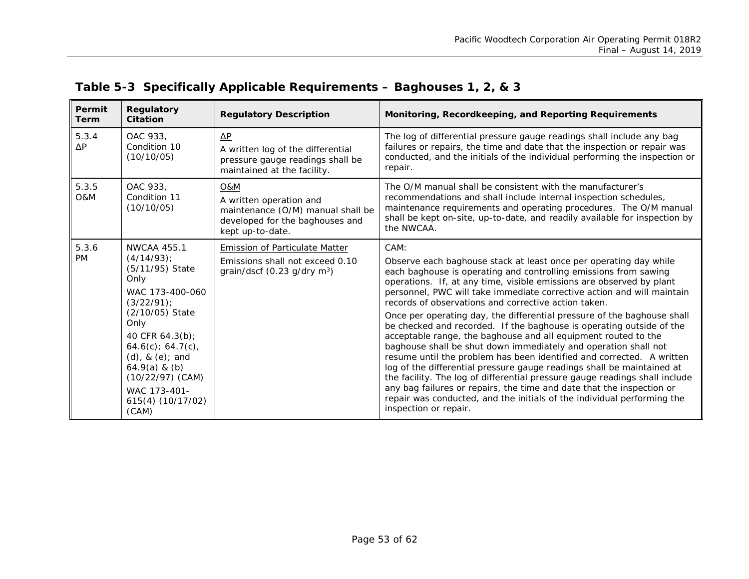## Table 5-3 Specifically Applicable Requirements – Baghouses 1, 2, & 3

| Permit Term | Regulatory Citation | Regulatory Description | Monitoring, Recordkeeping, and Reporting Requirements |
|---|---|---|---|
| 5.3.4 ΔP | OAC 933, Condition 10 (10/10/05) | <u>ΔP</u><br>A written log of the differential pressure gauge readings shall be maintained at the facility. | The log of differential pressure gauge readings shall include any bag failures or repairs, the time and date that the inspection or repair was conducted, and the initials of the individual performing the inspection or repair. |
| 5.3.5 O&M | OAC 933, Condition 11 (10/10/05) | <u>O&M</u><br>A written operation and maintenance (O/M) manual shall be developed for the baghouses and kept up-to-date. | The O/M manual shall be consistent with the manufacturer's recommendations and shall include internal inspection schedules, maintenance requirements and operating procedures. The O/M manual shall be kept on-site, up-to-date, and readily available for inspection by the NWCAA. |
| 5.3.6 PM | NWCAA 455.1 (4/14/93); (5/11/95) State Only<br>WAC 173-400-060 (3/22/91); (2/10/05) State Only<br>40 CFR 64.3(b); 64.6(c); 64.7(c), (d), & (e); and 64.9(a) & (b) (10/22/97) (CAM)<br>WAC 173-401-615(4) (10/17/02) (CAM) | <u>Emission of Particulate Matter</u><br>Emissions shall not exceed 0.10 grain/dscf (0.23 g/dry $m^3$) | CAM:<br>Observe each baghouse stack at least once per operating day while each baghouse is operating and controlling emissions from sawing operations. If, at any time, visible emissions are observed by plant personnel, PWC will take immediate corrective action and will maintain records of observations and corrective action taken.<br>Once per operating day, the differential pressure of the baghouse shall be checked and recorded. If the baghouse is operating outside of the acceptable range, the baghouse and all equipment routed to the baghouse shall be shut down immediately and operation shall not resume until the problem has been identified and corrected. A written log of the differential pressure gauge readings shall be maintained at the facility. The log of differential pressure gauge readings shall include any bag failures or repairs, the time and date that the inspection or repair was conducted, and the initials of the individual performing the inspection or repair. |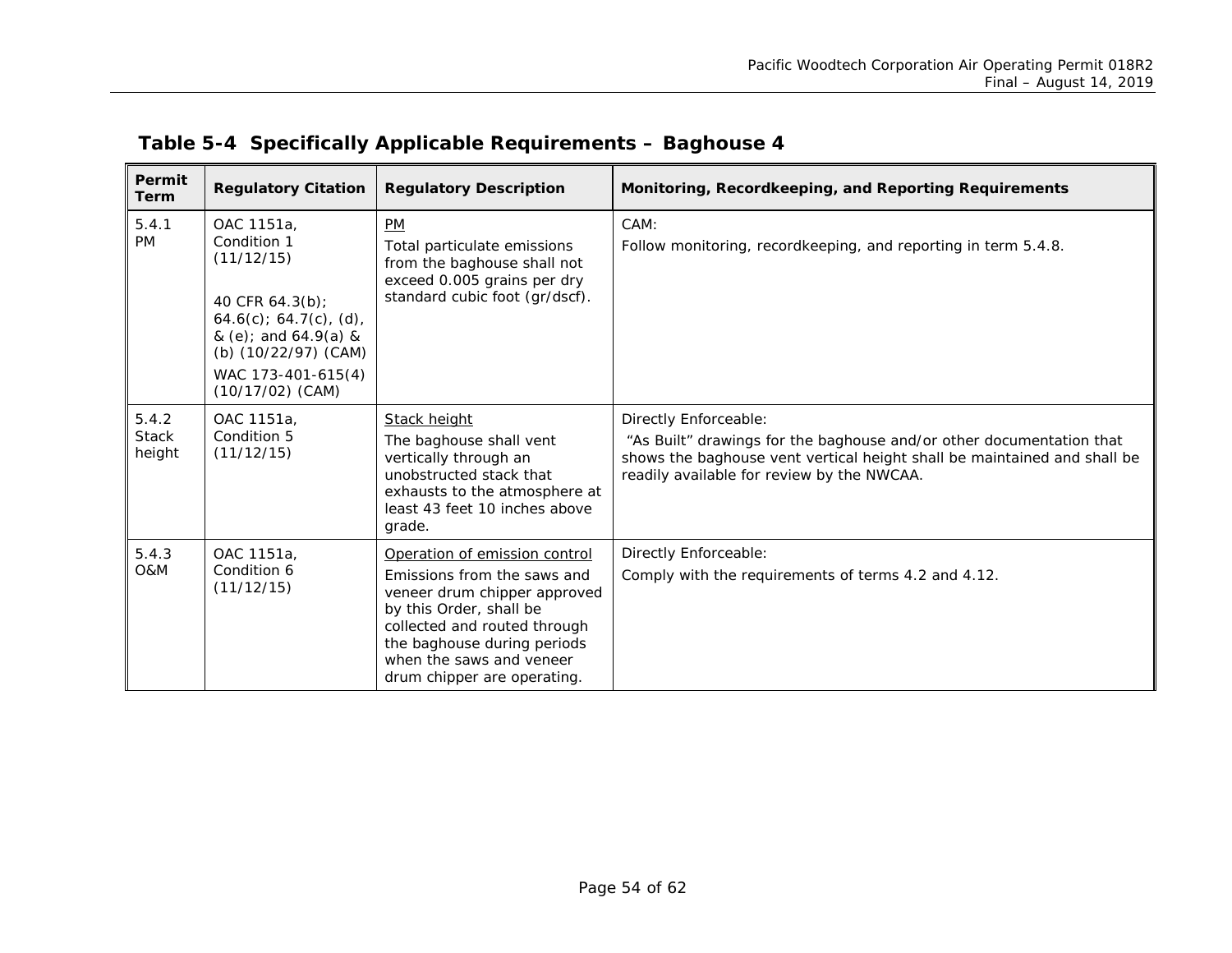## Table 5-4 Specifically Applicable Requirements – Baghouse 4

| Permit Term | Regulatory Citation | Regulatory Description | Monitoring, Recordkeeping, and Reporting Requirements |
|---|---|---|---|
| 5.4.1 PM | OAC 1151a, Condition 1 (11/12/15)<br><br>40 CFR 64.3(b); 64.6(c); 64.7(c), (d), & (e); and 64.9(a) & (b) (10/22/97) (CAM)<br><br>WAC 173-401-615(4) (10/17/02) (CAM) | PM<br><br>Total particulate emissions from the baghouse shall not exceed 0.005 grains per dry standard cubic foot (gr/dscf). | CAM:<br><br>Follow monitoring, recordkeeping, and reporting in term 5.4.8. |
| 5.4.2 Stack height | OAC 1151a, Condition 5 (11/12/15) | Stack height<br><br>The baghouse shall vent vertically through an unobstructed stack that exhausts to the atmosphere at least 43 feet 10 inches above grade. | Directly Enforceable:<br><br>"As Built" drawings for the baghouse and/or other documentation that shows the baghouse vent vertical height shall be maintained and shall be readily available for review by the NWCAA. |
| 5.4.3 O&M | OAC 1151a, Condition 6 (11/12/15) | Operation of emission control<br><br>Emissions from the saws and veneer drum chipper approved by this Order, shall be collected and routed through the baghouse during periods when the saws and veneer drum chipper are operating. | Directly Enforceable:<br><br>Comply with the requirements of terms 4.2 and 4.12. |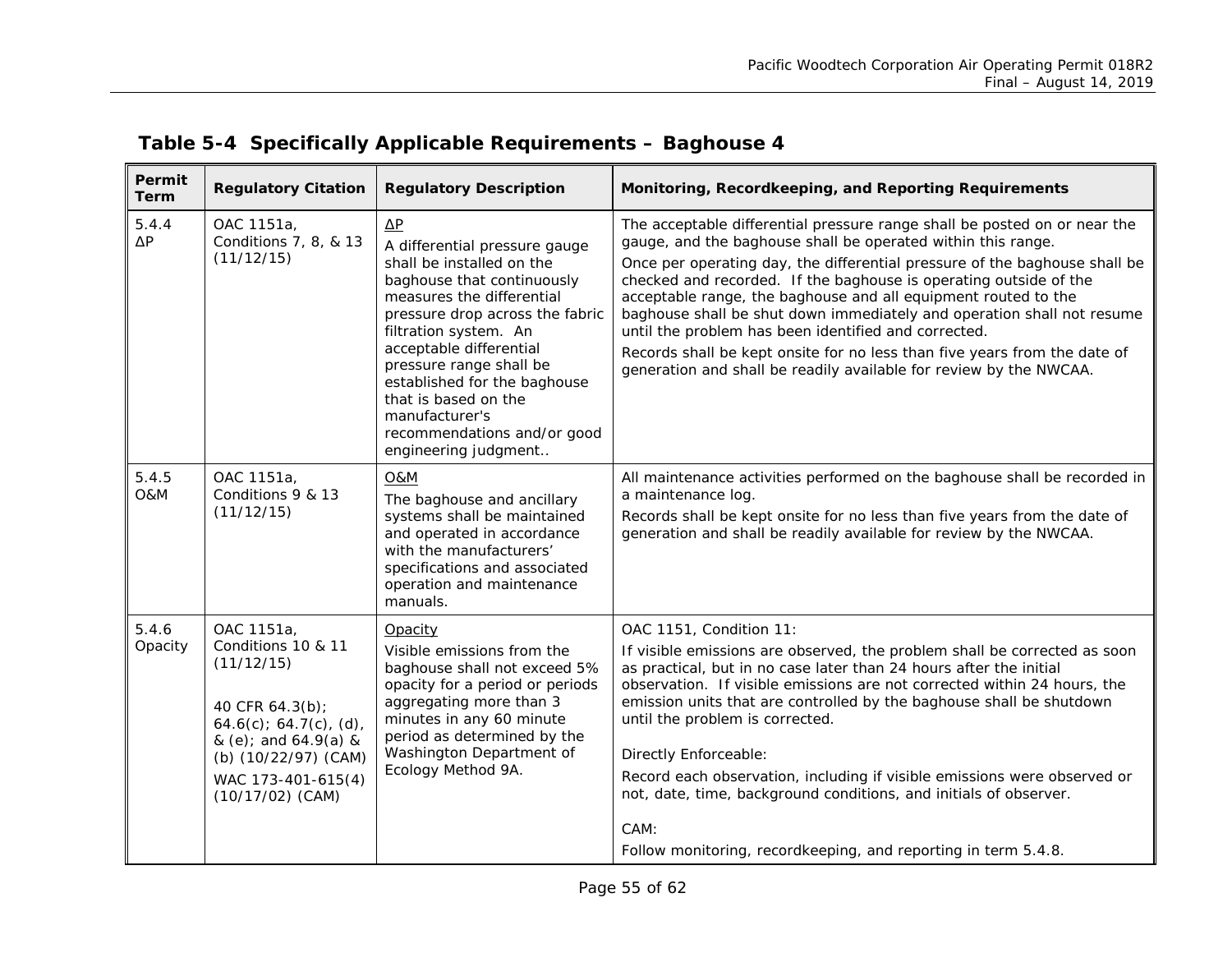## Table 5-4 Specifically Applicable Requirements – Baghouse 4

| Permit Term | Regulatory Citation | Regulatory Description | Monitoring, Recordkeeping, and Reporting Requirements |
|---|---|---|---|
| 5.4.4 ΔP | OAC 1151a, Conditions 7, 8, & 13 (11/12/15) | ΔP<br>A differential pressure gauge shall be installed on the baghouse that continuously measures the differential pressure drop across the fabric filtration system. An acceptable differential pressure range shall be established for the baghouse that is based on the manufacturer's recommendations and/or good engineering judgment.. | The acceptable differential pressure range shall be posted on or near the gauge, and the baghouse shall be operated within this range.<br>Once per operating day, the differential pressure of the baghouse shall be checked and recorded. If the baghouse is operating outside of the acceptable range, the baghouse and all equipment routed to the baghouse shall be shut down immediately and operation shall not resume until the problem has been identified and corrected.<br>Records shall be kept onsite for no less than five years from the date of generation and shall be readily available for review by the NWCAA. |
| 5.4.5 O&M | OAC 1151a, Conditions 9 & 13 (11/12/15) | O&M<br>The baghouse and ancillary systems shall be maintained and operated in accordance with the manufacturers' specifications and associated operation and maintenance manuals. | All maintenance activities performed on the baghouse shall be recorded in a maintenance log.<br>Records shall be kept onsite for no less than five years from the date of generation and shall be readily available for review by the NWCAA. |
| 5.4.6 Opacity | OAC 1151a, Conditions 10 & 11 (11/12/15)<br><br>40 CFR 64.3(b); 64.6(c); 64.7(c), (d), & (e); and 64.9(a) & (b) (10/22/97) (CAM)<br>WAC 173-401-615(4) (10/17/02) (CAM) | Opacity<br>Visible emissions from the baghouse shall not exceed 5% opacity for a period or periods aggregating more than 3 minutes in any 60 minute period as determined by the Washington Department of Ecology Method 9A. | OAC 1151, Condition 11:<br>If visible emissions are observed, the problem shall be corrected as soon as practical, but in no case later than 24 hours after the initial observation. If visible emissions are not corrected within 24 hours, the emission units that are controlled by the baghouse shall be shutdown until the problem is corrected.<br><br>Directly Enforceable:<br>Record each observation, including if visible emissions were observed or not, date, time, background conditions, and initials of observer.<br><br>CAM:<br>Follow monitoring, recordkeeping, and reporting in term 5.4.8. |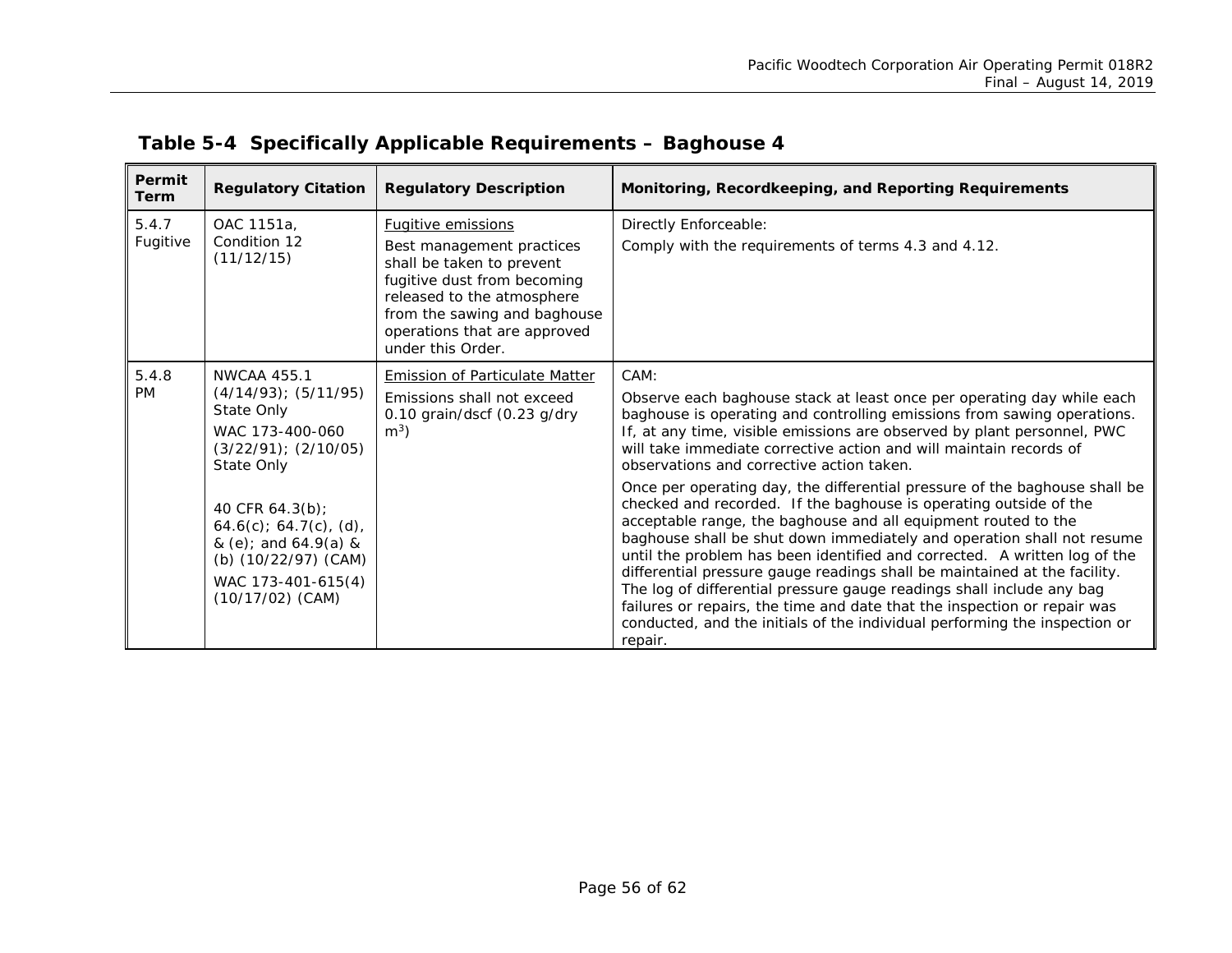## Table 5-4 Specifically Applicable Requirements – Baghouse 4

| Permit Term | Regulatory Citation | Regulatory Description | Monitoring, Recordkeeping, and Reporting Requirements |
|---|---|---|---|
| 5.4.7 Fugitive | OAC 1151a, Condition 12 (11/12/15) | <u>Fugitive emissions</u><br>Best management practices shall be taken to prevent fugitive dust from becoming released to the atmosphere from the sawing and baghouse operations that are approved under this Order. | Directly Enforceable:<br>Comply with the requirements of terms 4.3 and 4.12. |
| 5.4.8 PM | NWCAA 455.1 (4/14/93); (5/11/95) State Only<br>WAC 173-400-060 (3/22/91); (2/10/05) State Only<br><br>40 CFR 64.3(b); 64.6(c); 64.7(c), (d), & (e); and 64.9(a) & (b) (10/22/97) (CAM)<br>WAC 173-401-615(4) (10/17/02) (CAM) | <u>Emission of Particulate Matter</u><br>Emissions shall not exceed 0.10 grain/dscf (0.23 g/dry $m^3$) | CAM:<br>Observe each baghouse stack at least once per operating day while each baghouse is operating and controlling emissions from sawing operations. If, at any time, visible emissions are observed by plant personnel, PWC will take immediate corrective action and will maintain records of observations and corrective action taken.<br>Once per operating day, the differential pressure of the baghouse shall be checked and recorded. If the baghouse is operating outside of the acceptable range, the baghouse and all equipment routed to the baghouse shall be shut down immediately and operation shall not resume until the problem has been identified and corrected. A written log of the differential pressure gauge readings shall be maintained at the facility. The log of differential pressure gauge readings shall include any bag failures or repairs, the time and date that the inspection or repair was conducted, and the initials of the individual performing the inspection or repair. |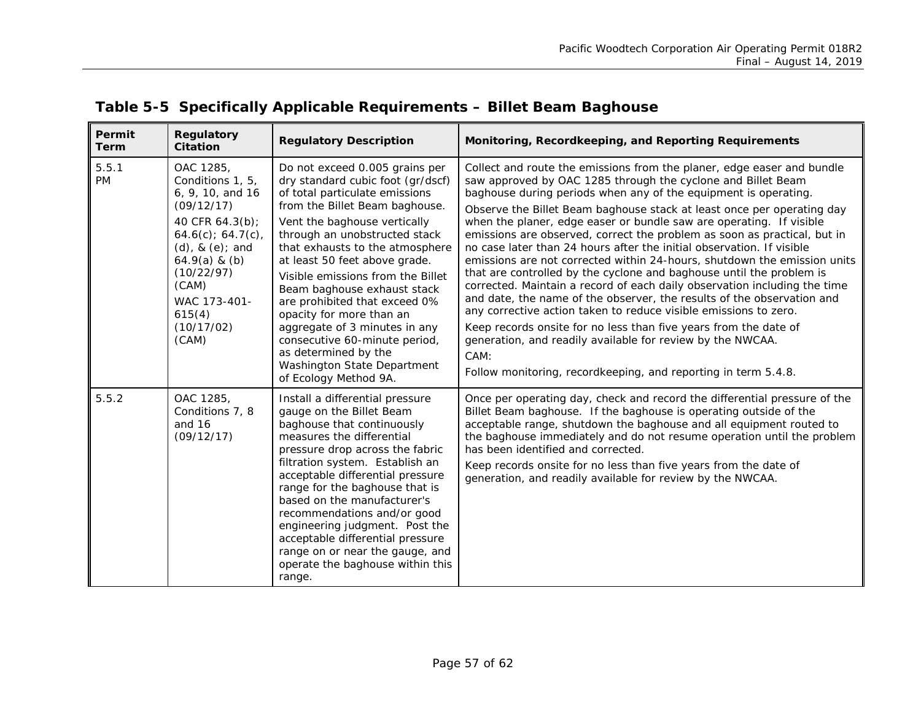## Table 5-5 Specifically Applicable Requirements – Billet Beam Baghouse

| Permit Term | Regulatory Citation | Regulatory Description | Monitoring, Recordkeeping, and Reporting Requirements |
|---|---|---|---|
| 5.5.1 PM | OAC 1285, Conditions 1, 5, 6, 9, 10, and 16 (09/12/17)<br><br>40 CFR 64.3(b); 64.6(c); 64.7(c), (d), & (e); and 64.9(a) & (b) (10/22/97) (CAM)<br><br>WAC 173-401-615(4) (10/17/02) (CAM) | Do not exceed 0.005 grains per dry standard cubic foot (gr/dscf) of total particulate emissions from the Billet Beam baghouse.<br><br>Vent the baghouse vertically through an unobstructed stack that exhausts to the atmosphere at least 50 feet above grade.<br><br>Visible emissions from the Billet Beam baghouse exhaust stack are prohibited that exceed 0% opacity for more than an aggregate of 3 minutes in any consecutive 60-minute period, as determined by the Washington State Department of Ecology Method 9A. | Collect and route the emissions from the planer, edge easer and bundle saw approved by OAC 1285 through the cyclone and Billet Beam baghouse during periods when any of the equipment is operating.<br><br>Observe the Billet Beam baghouse stack at least once per operating day when the planer, edge easer or bundle saw are operating. If visible emissions are observed, correct the problem as soon as practical, but in no case later than 24 hours after the initial observation. If visible emissions are not corrected within 24-hours, shutdown the emission units that are controlled by the cyclone and baghouse until the problem is corrected. Maintain a record of each daily observation including the time and date, the name of the observer, the results of the observation and any corrective action taken to reduce visible emissions to zero.<br><br>Keep records onsite for no less than five years from the date of generation, and readily available for review by the NWCAA.<br><br>CAM:<br><br>Follow monitoring, recordkeeping, and reporting in term 5.4.8. |
| 5.5.2 | OAC 1285, Conditions 7, 8 and 16 (09/12/17) | Install a differential pressure gauge on the Billet Beam baghouse that continuously measures the differential pressure drop across the fabric filtration system. Establish an acceptable differential pressure range for the baghouse that is based on the manufacturer's recommendations and/or good engineering judgment. Post the acceptable differential pressure range on or near the gauge, and operate the baghouse within this range. | Once per operating day, check and record the differential pressure of the Billet Beam baghouse. If the baghouse is operating outside of the acceptable range, shutdown the baghouse and all equipment routed to the baghouse immediately and do not resume operation until the problem has been identified and corrected.<br><br>Keep records onsite for no less than five years from the date of generation, and readily available for review by the NWCAA. |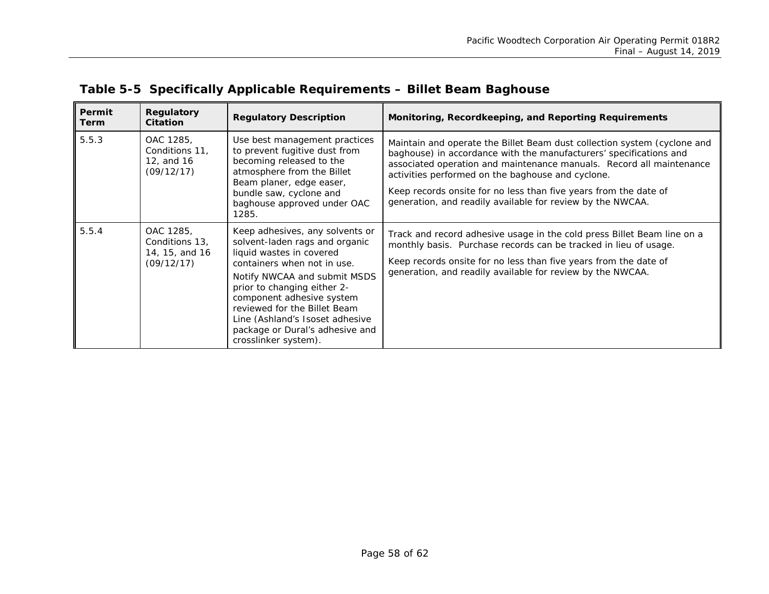## Table 5-5 Specifically Applicable Requirements – Billet Beam Baghouse

| Permit Term | Regulatory Citation | Regulatory Description | Monitoring, Recordkeeping, and Reporting Requirements |
|---|---|---|---|
| 5.5.3 | OAC 1285, Conditions 11, 12, and 16 (09/12/17) | Use best management practices to prevent fugitive dust from becoming released to the atmosphere from the Billet Beam planer, edge easer, bundle saw, cyclone and baghouse approved under OAC 1285. | Maintain and operate the Billet Beam dust collection system (cyclone and baghouse) in accordance with the manufacturers' specifications and associated operation and maintenance manuals. Record all maintenance activities performed on the baghouse and cyclone.<br><br>Keep records onsite for no less than five years from the date of generation, and readily available for review by the NWCAA. |
| 5.5.4 | OAC 1285, Conditions 13, 14, 15, and 16 (09/12/17) | Keep adhesives, any solvents or solvent-laden rags and organic liquid wastes in covered containers when not in use.<br><br>Notify NWCAA and submit MSDS prior to changing either 2-component adhesive system reviewed for the Billet Beam Line (Ashland's Isoset adhesive package or Dural's adhesive and crosslinker system). | Track and record adhesive usage in the cold press Billet Beam line on a monthly basis. Purchase records can be tracked in lieu of usage.<br><br>Keep records onsite for no less than five years from the date of generation, and readily available for review by the NWCAA. |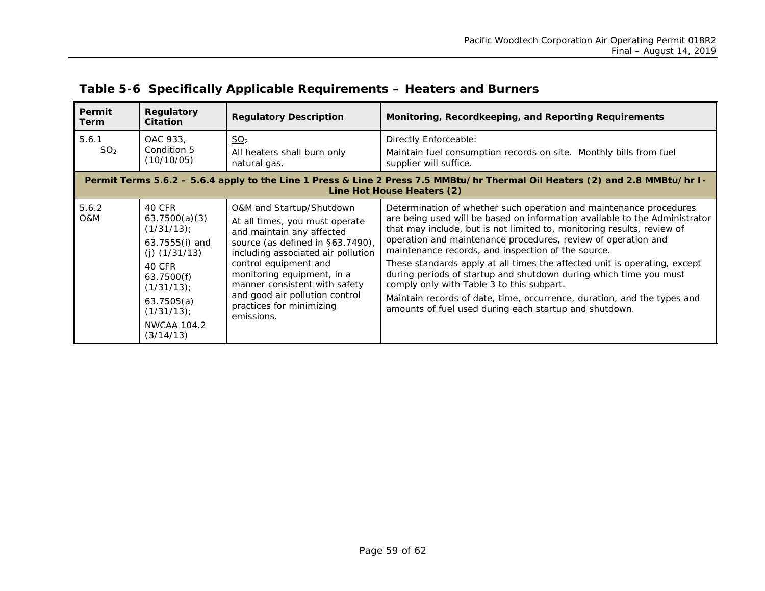## Table 5-6 Specifically Applicable Requirements – Heaters and Burners

| Permit Term | Regulatory Citation | Regulatory Description | Monitoring, Recordkeeping, and Reporting Requirements |
|---|---|---|---|
| 5.6.1 $SO_2$ | OAC 933, Condition 5 (10/10/05) | $SO_2$<br>All heaters shall burn only natural gas. | Directly Enforceable:<br>Maintain fuel consumption records on site. Monthly bills from fuel supplier will suffice. |
| **Permit Terms 5.6.2 – 5.6.4 apply to the Line 1 Press & Line 2 Press 7.5 MMBtu/hr Thermal Oil Heaters (2) and 2.8 MMBtu/hr I-Line Hot House Heaters (2)** | | | |
| 5.6.2 O&M | 40 CFR 63.7500(a)(3) (1/31/13);<br>63.7555(i) and (j) (1/31/13)<br>40 CFR 63.7500(f) (1/31/13);<br>63.7505(a) (1/31/13);<br>NWCAA 104.2 (3/14/13) | O&M and Startup/Shutdown<br>At all times, you must operate and maintain any affected source (as defined in §63.7490), including associated air pollution control equipment and monitoring equipment, in a manner consistent with safety and good air pollution control practices for minimizing emissions. | Determination of whether such operation and maintenance procedures are being used will be based on information available to the Administrator that may include, but is not limited to, monitoring results, review of operation and maintenance procedures, review of operation and maintenance records, and inspection of the source.<br>These standards apply at all times the affected unit is operating, except during periods of startup and shutdown during which time you must comply only with Table 3 to this subpart.<br>Maintain records of date, time, occurrence, duration, and the types and amounts of fuel used during each startup and shutdown. |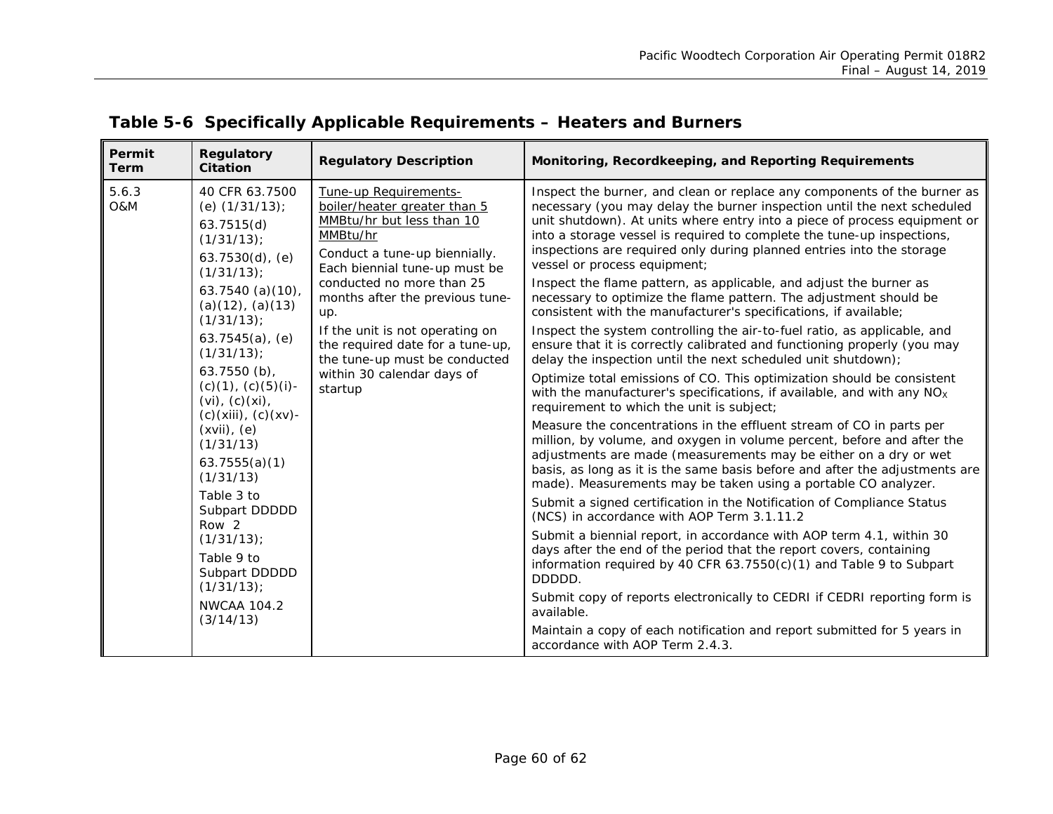## Table 5-6 Specifically Applicable Requirements – Heaters and Burners

| Permit Term | Regulatory Citation | Regulatory Description | Monitoring, Recordkeeping, and Reporting Requirements |
|---|---|---|---|
| 5.6.3 O&M | 40 CFR 63.7500 (e) (1/31/13); 63.7515(d) (1/31/13); 63.7530(d), (e) (1/31/13); 63.7540 (a)(10), (a)(12), (a)(13) (1/31/13); 63.7545(a), (e) (1/31/13); 63.7550 (b), (c)(1), (c)(5)(i)-(vi), (c)(xi), (c)(xiii), (c)(xv)-(xvii), (e) (1/31/13) 63.7555(a)(1) (1/31/13) Table 3 to Subpart DDDDD Row 2 (1/31/13); Table 9 to Subpart DDDDD (1/31/13); NWCAA 104.2 (3/14/13) | Tune-up Requirements- boiler/heater greater than 5 MMBtu/hr but less than 10 MMBtu/hr<br><br>Conduct a tune-up biennially. Each biennial tune-up must be conducted no more than 25 months after the previous tune-up.<br><br>If the unit is not operating on the required date for a tune-up, the tune-up must be conducted within 30 calendar days of startup | Inspect the burner, and clean or replace any components of the burner as necessary (you may delay the burner inspection until the next scheduled unit shutdown). At units where entry into a piece of process equipment or into a storage vessel is required to complete the tune-up inspections, inspections are required only during planned entries into the storage vessel or process equipment;<br><br>Inspect the flame pattern, as applicable, and adjust the burner as necessary to optimize the flame pattern. The adjustment should be consistent with the manufacturer's specifications, if available;<br><br>Inspect the system controlling the air-to-fuel ratio, as applicable, and ensure that it is correctly calibrated and functioning properly (you may delay the inspection until the next scheduled unit shutdown);<br><br>Optimize total emissions of CO. This optimization should be consistent with the manufacturer's specifications, if available, and with any $NO_X$ requirement to which the unit is subject;<br><br>Measure the concentrations in the effluent stream of CO in parts per million, by volume, and oxygen in volume percent, before and after the adjustments are made (measurements may be either on a dry or wet basis, as long as it is the same basis before and after the adjustments are made). Measurements may be taken using a portable CO analyzer.<br><br>Submit a signed certification in the Notification of Compliance Status (NCS) in accordance with AOP Term 3.1.11.2<br><br>Submit a biennial report, in accordance with AOP term 4.1, within 30 days after the end of the period that the report covers, containing information required by 40 CFR 63.7550(c)(1) and Table 9 to Subpart DDDDD.<br><br>Submit copy of reports electronically to CEDRI if CEDRI reporting form is available.<br><br>Maintain a copy of each notification and report submitted for 5 years in accordance with AOP Term 2.4.3. |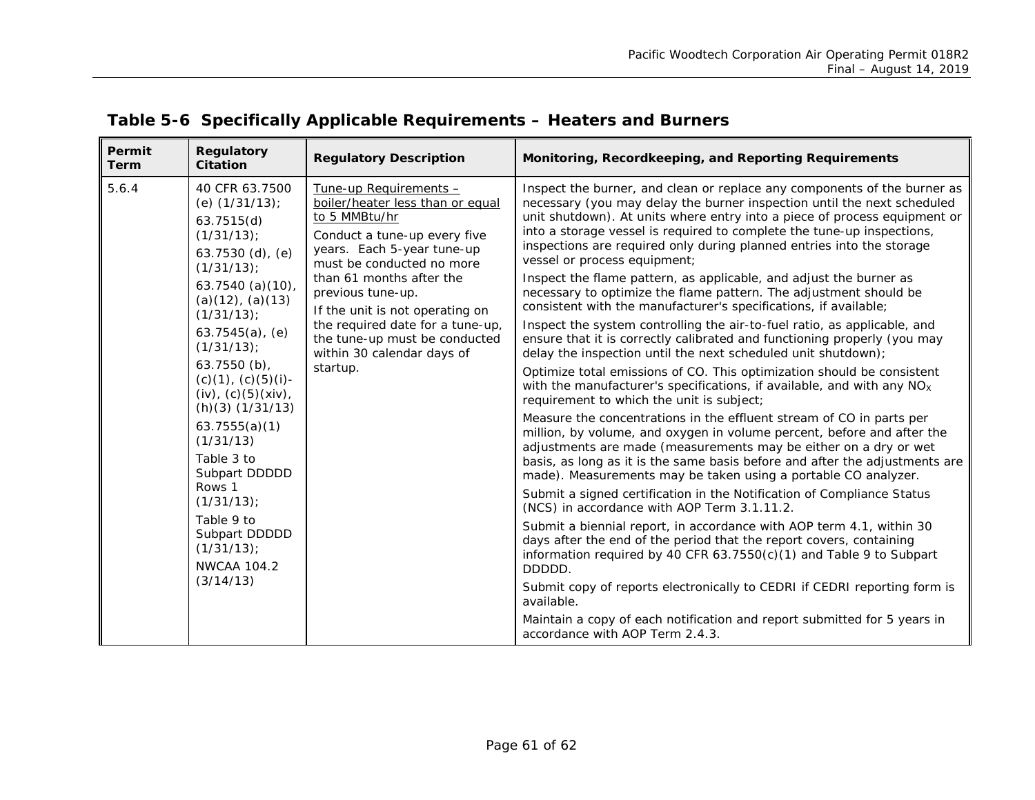## Table 5-6 Specifically Applicable Requirements – Heaters and Burners

| Permit Term | Regulatory Citation | Regulatory Description | Monitoring, Recordkeeping, and Reporting Requirements |
|---|---|---|---|
| 5.6.4 | 40 CFR 63.7500 (e) (1/31/13); 63.7515(d) (1/31/13); 63.7530 (d), (e) (1/31/13); 63.7540 (a)(10), (a)(12), (a)(13) (1/31/13); 63.7545(a), (e) (1/31/13); 63.7550 (b), (c)(1), (c)(5)(i)-(iv), (c)(5)(xiv), (h)(3) (1/31/13) 63.7555(a)(1) (1/31/13) Table 3 to Subpart DDDDD Rows 1 (1/31/13); Table 9 to Subpart DDDDD (1/31/13); NWCAA 104.2 (3/14/13) | Tune-up Requirements – boiler/heater less than or equal to 5 MMBtu/hr<br><br>Conduct a tune-up every five years. Each 5-year tune-up must be conducted no more than 61 months after the previous tune-up.<br><br>If the unit is not operating on the required date for a tune-up, the tune-up must be conducted within 30 calendar days of startup. | Inspect the burner, and clean or replace any components of the burner as necessary (you may delay the burner inspection until the next scheduled unit shutdown). At units where entry into a piece of process equipment or into a storage vessel is required to complete the tune-up inspections, inspections are required only during planned entries into the storage vessel or process equipment;<br><br>Inspect the flame pattern, as applicable, and adjust the burner as necessary to optimize the flame pattern. The adjustment should be consistent with the manufacturer's specifications, if available;<br><br>Inspect the system controlling the air-to-fuel ratio, as applicable, and ensure that it is correctly calibrated and functioning properly (you may delay the inspection until the next scheduled unit shutdown);<br><br>Optimize total emissions of CO. This optimization should be consistent with the manufacturer's specifications, if available, and with any $NO_X$ requirement to which the unit is subject;<br><br>Measure the concentrations in the effluent stream of CO in parts per million, by volume, and oxygen in volume percent, before and after the adjustments are made (measurements may be either on a dry or wet basis, as long as it is the same basis before and after the adjustments are made). Measurements may be taken using a portable CO analyzer.<br><br>Submit a signed certification in the Notification of Compliance Status (NCS) in accordance with AOP Term 3.1.11.2.<br><br>Submit a biennial report, in accordance with AOP term 4.1, within 30 days after the end of the period that the report covers, containing information required by 40 CFR 63.7550(c)(1) and Table 9 to Subpart DDDDD.<br><br>Submit copy of reports electronically to CEDRI if CEDRI reporting form is available.<br><br>Maintain a copy of each notification and report submitted for 5 years in accordance with AOP Term 2.4.3. |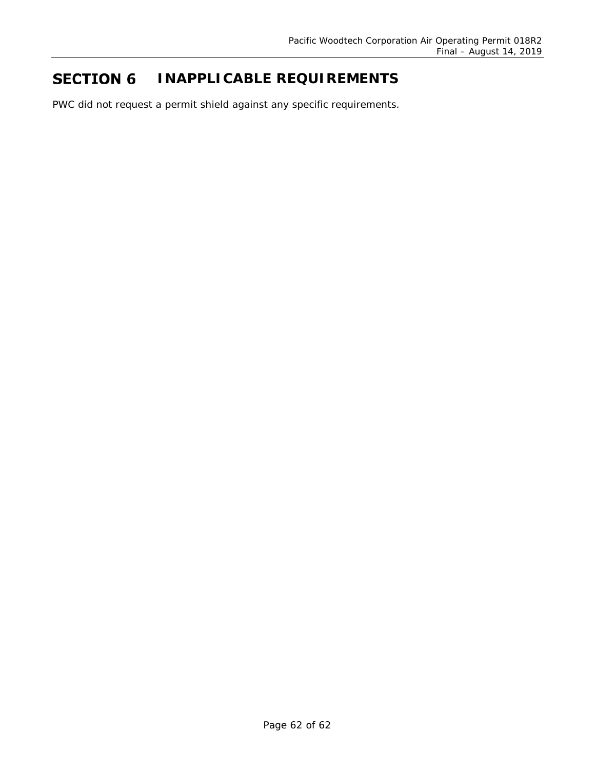# SECTION 6 INAPPLICABLE REQUIREMENTS

PWC did not request a permit shield against any specific requirements.